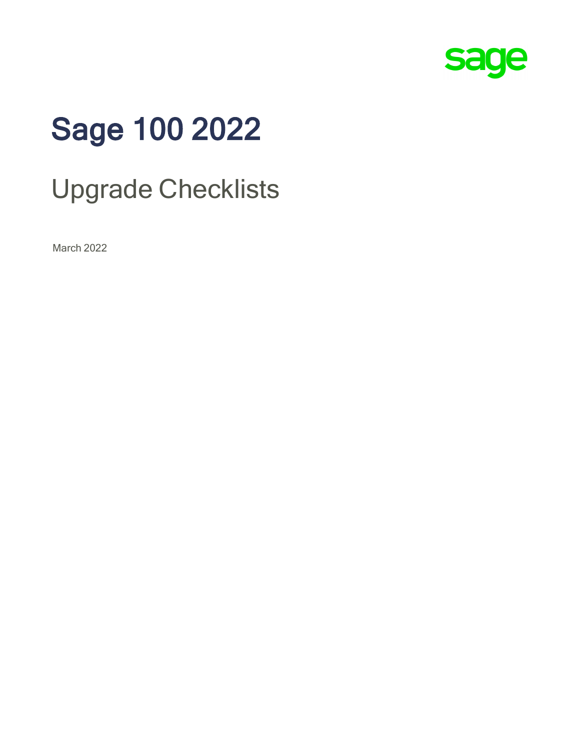sage

# Sage 100 2022

## Upgrade Checklists

March 2022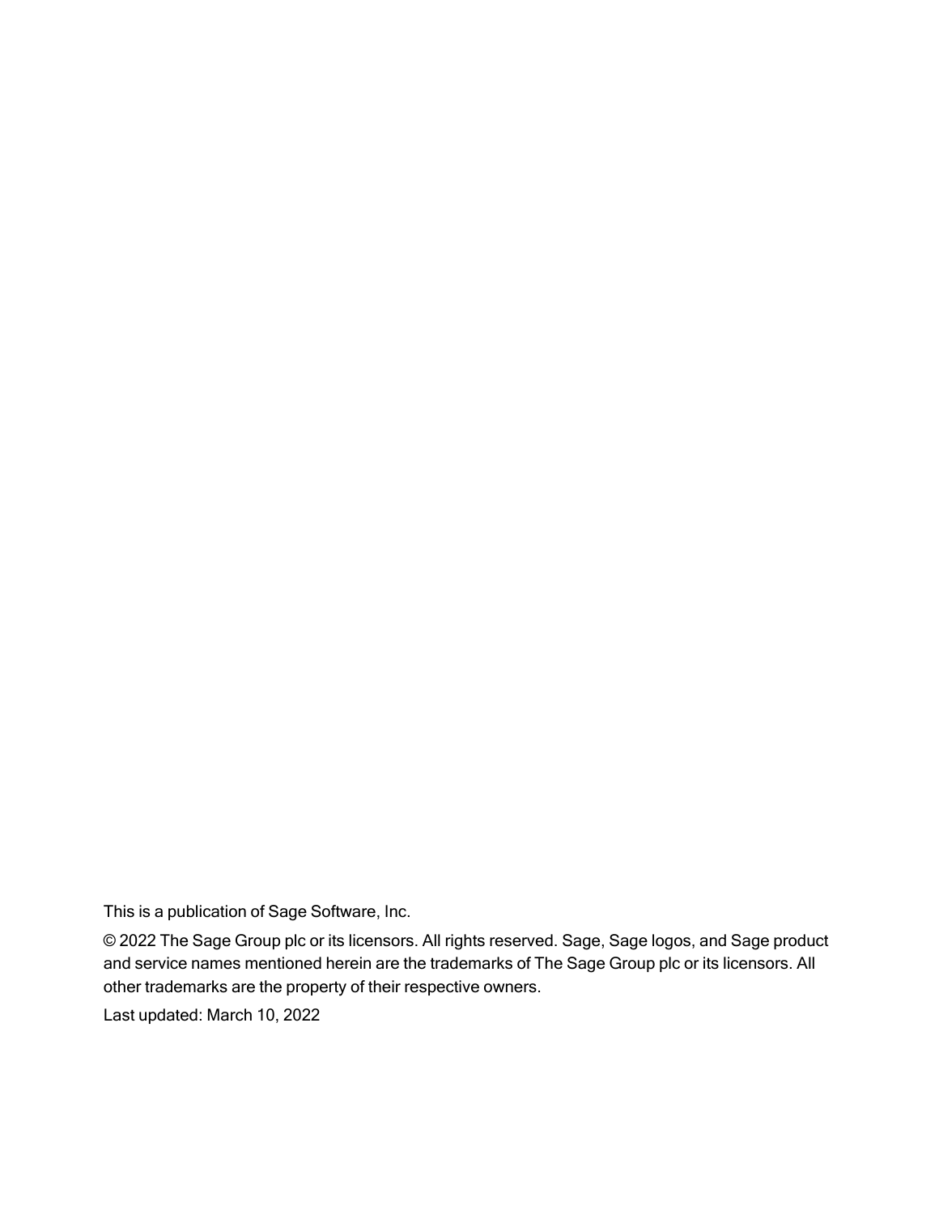This is a publication of Sage Software, Inc.

© 2022 The Sage Group plc or its licensors. All rights reserved. Sage, Sage logos, and Sage product and service names mentioned herein are the trademarks of The Sage Group plc or its licensors. All other trademarks are the property of their respective owners.

Last updated: March 10, 2022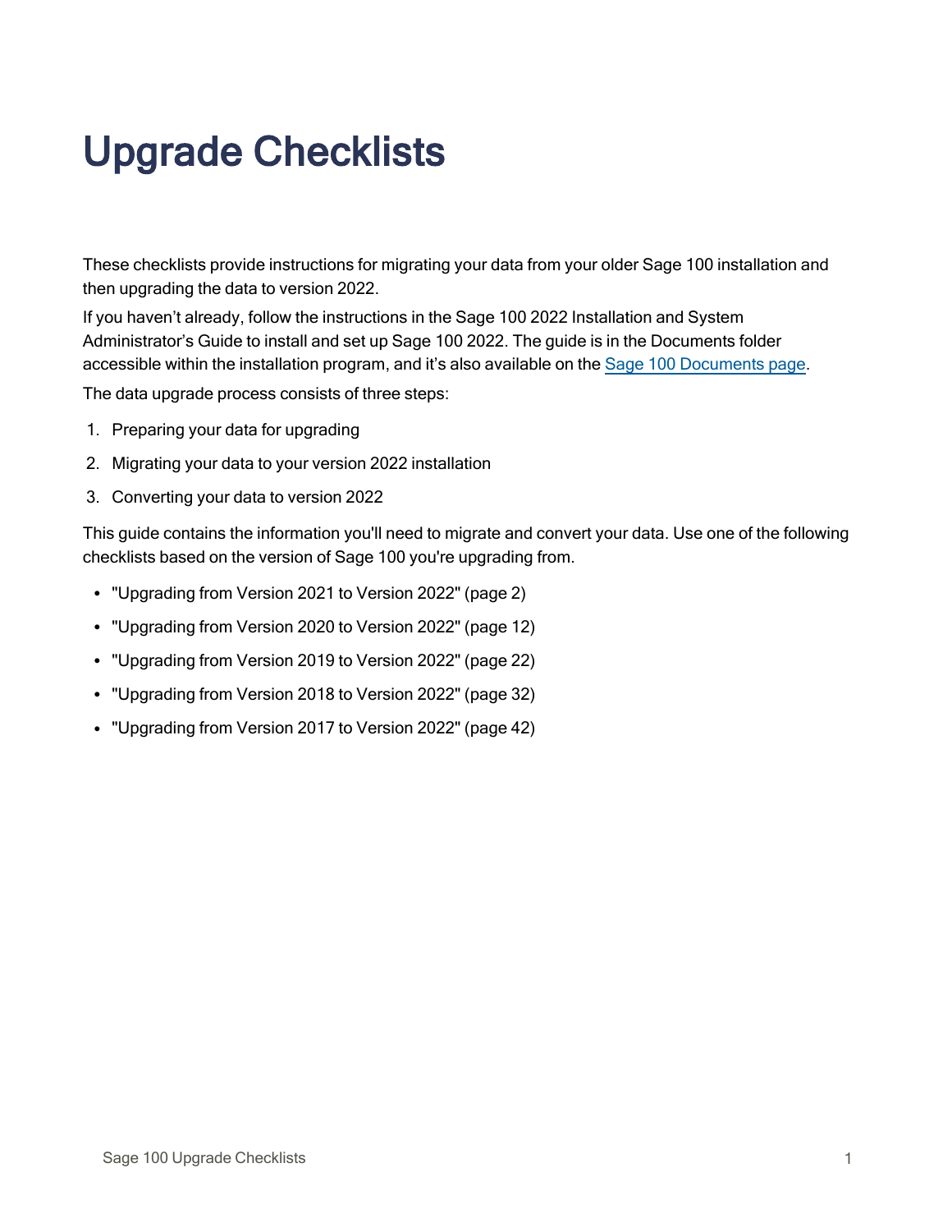# Upgrade Checklists

These checklists provide instructions for migrating your data from your older Sage 100 installation and then upgrading the data to version 2022.

If you haven't already, follow the instructions in the Sage 100 2022 Installation and System Administrator's Guide to install and set up Sage 100 2022. The guide is in the Documents folder accessible within the installation program, and it's also available on the Sage 100 Documents page.

The data upgrade process consists of three steps:

1. Preparing your data for upgrading
2. Migrating your data to your version 2022 installation
3. Converting your data to version 2022

This guide contains the information you'll need to migrate and convert your data. Use one of the following checklists based on the version of Sage 100 you're upgrading from.

- "Upgrading from Version 2021 to Version 2022" (page 2)
- "Upgrading from Version 2020 to Version 2022" (page 12)
- "Upgrading from Version 2019 to Version 2022" (page 22)
- "Upgrading from Version 2018 to Version 2022" (page 32)
- "Upgrading from Version 2017 to Version 2022" (page 42)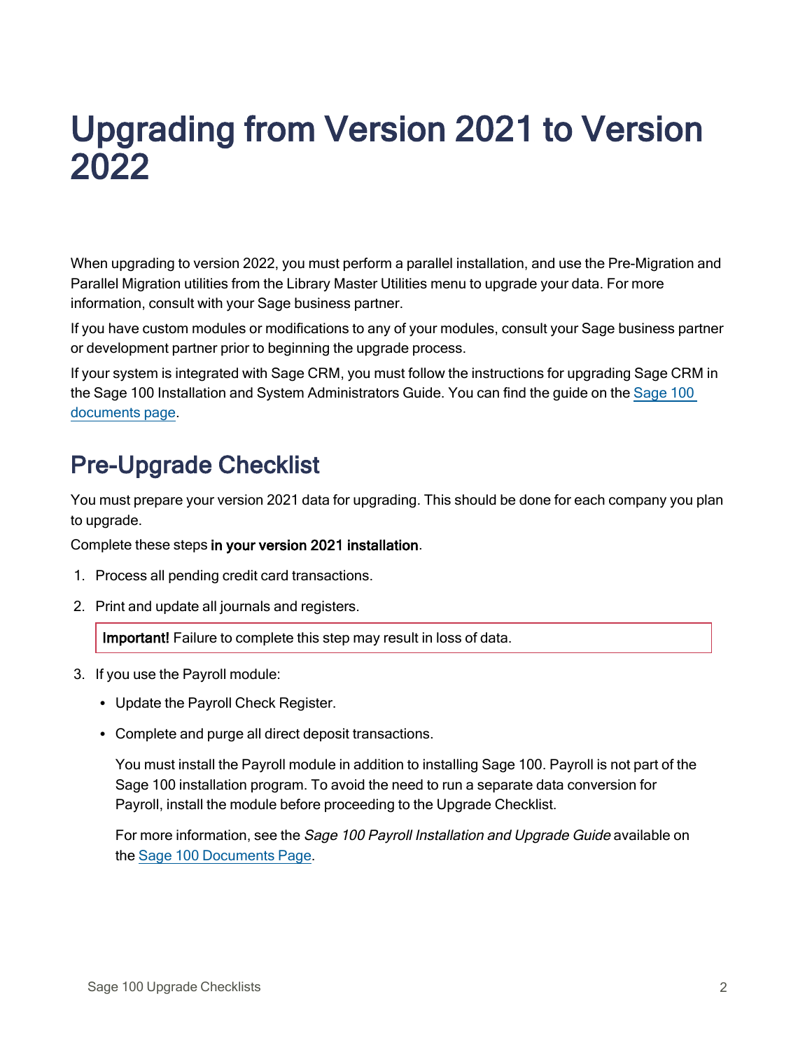# Upgrading from Version 2021 to Version 2022

When upgrading to version 2022, you must perform a parallel installation, and use the Pre-Migration and Parallel Migration utilities from the Library Master Utilities menu to upgrade your data. For more information, consult with your Sage business partner.

If you have custom modules or modifications to any of your modules, consult your Sage business partner or development partner prior to beginning the upgrade process.

If your system is integrated with Sage CRM, you must follow the instructions for upgrading Sage CRM in the Sage 100 Installation and System Administrators Guide. You can find the guide on the Sage 100 documents page.

## Pre-Upgrade Checklist

You must prepare your version 2021 data for upgrading. This should be done for each company you plan to upgrade.

Complete these steps **in your version 2021 installation**.

1. Process all pending credit card transactions.
2. Print and update all journals and registers.

   **Important!** Failure to complete this step may result in loss of data.

3. If you use the Payroll module:
   - Update the Payroll Check Register.
   - Complete and purge all direct deposit transactions.

     You must install the Payroll module in addition to installing Sage 100. Payroll is not part of the Sage 100 installation program. To avoid the need to run a separate data conversion for Payroll, install the module before proceeding to the Upgrade Checklist.

     For more information, see the *Sage 100 Payroll Installation and Upgrade Guide* available on the Sage 100 Documents Page.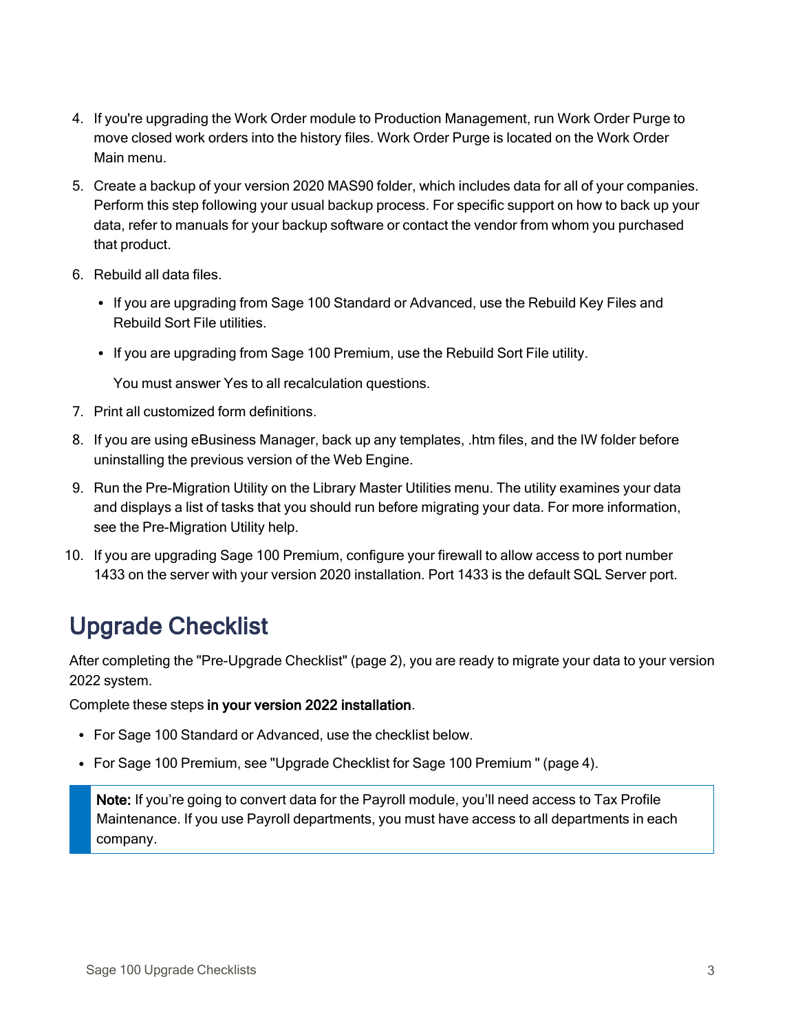4. If you're upgrading the Work Order module to Production Management, run Work Order Purge to move closed work orders into the history files. Work Order Purge is located on the Work Order Main menu.
5. Create a backup of your version 2020 MAS90 folder, which includes data for all of your companies. Perform this step following your usual backup process. For specific support on how to back up your data, refer to manuals for your backup software or contact the vendor from whom you purchased that product.
6. Rebuild all data files.
   - If you are upgrading from Sage 100 Standard or Advanced, use the Rebuild Key Files and Rebuild Sort File utilities.
   - If you are upgrading from Sage 100 Premium, use the Rebuild Sort File utility.

   You must answer Yes to all recalculation questions.
7. Print all customized form definitions.
8. If you are using eBusiness Manager, back up any templates, .htm files, and the IW folder before uninstalling the previous version of the Web Engine.
9. Run the Pre-Migration Utility on the Library Master Utilities menu. The utility examines your data and displays a list of tasks that you should run before migrating your data. For more information, see the Pre-Migration Utility help.
10. If you are upgrading Sage 100 Premium, configure your firewall to allow access to port number 1433 on the server with your version 2020 installation. Port 1433 is the default SQL Server port.

## Upgrade Checklist

After completing the "Pre-Upgrade Checklist" (page 2), you are ready to migrate your data to your version 2022 system.

Complete these steps **in your version 2022 installation**.

- For Sage 100 Standard or Advanced, use the checklist below.
- For Sage 100 Premium, see "Upgrade Checklist for Sage 100 Premium " (page 4).

> **Note:** If you’re going to convert data for the Payroll module, you’ll need access to Tax Profile Maintenance. If you use Payroll departments, you must have access to all departments in each company.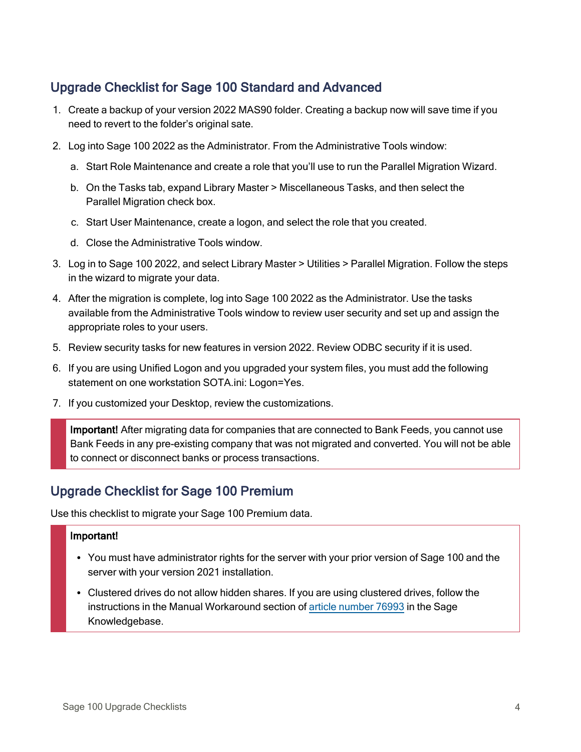## Upgrade Checklist for Sage 100 Standard and Advanced

1. Create a backup of your version 2022 MAS90 folder. Creating a backup now will save time if you need to revert to the folder's original sate.
2. Log into Sage 100 2022 as the Administrator. From the Administrative Tools window:
   a. Start Role Maintenance and create a role that you'll use to run the Parallel Migration Wizard.
   b. On the Tasks tab, expand Library Master > Miscellaneous Tasks, and then select the Parallel Migration check box.
   c. Start User Maintenance, create a logon, and select the role that you created.
   d. Close the Administrative Tools window.
3. Log in to Sage 100 2022, and select Library Master > Utilities > Parallel Migration. Follow the steps in the wizard to migrate your data.
4. After the migration is complete, log into Sage 100 2022 as the Administrator. Use the tasks available from the Administrative Tools window to review user security and set up and assign the appropriate roles to your users.
5. Review security tasks for new features in version 2022. Review ODBC security if it is used.
6. If you are using Unified Logon and you upgraded your system files, you must add the following statement on one workstation SOTA.ini: Logon=Yes.
7. If you customized your Desktop, review the customizations.

> **Important!** After migrating data for companies that are connected to Bank Feeds, you cannot use Bank Feeds in any pre-existing company that was not migrated and converted. You will not be able to connect or disconnect banks or process transactions.

## Upgrade Checklist for Sage 100 Premium

Use this checklist to migrate your Sage 100 Premium data.

> **Important!**
>
> - You must have administrator rights for the server with your prior version of Sage 100 and the server with your version 2021 installation.
> - Clustered drives do not allow hidden shares. If you are using clustered drives, follow the instructions in the Manual Workaround section of article number 76993 in the Sage Knowledgebase.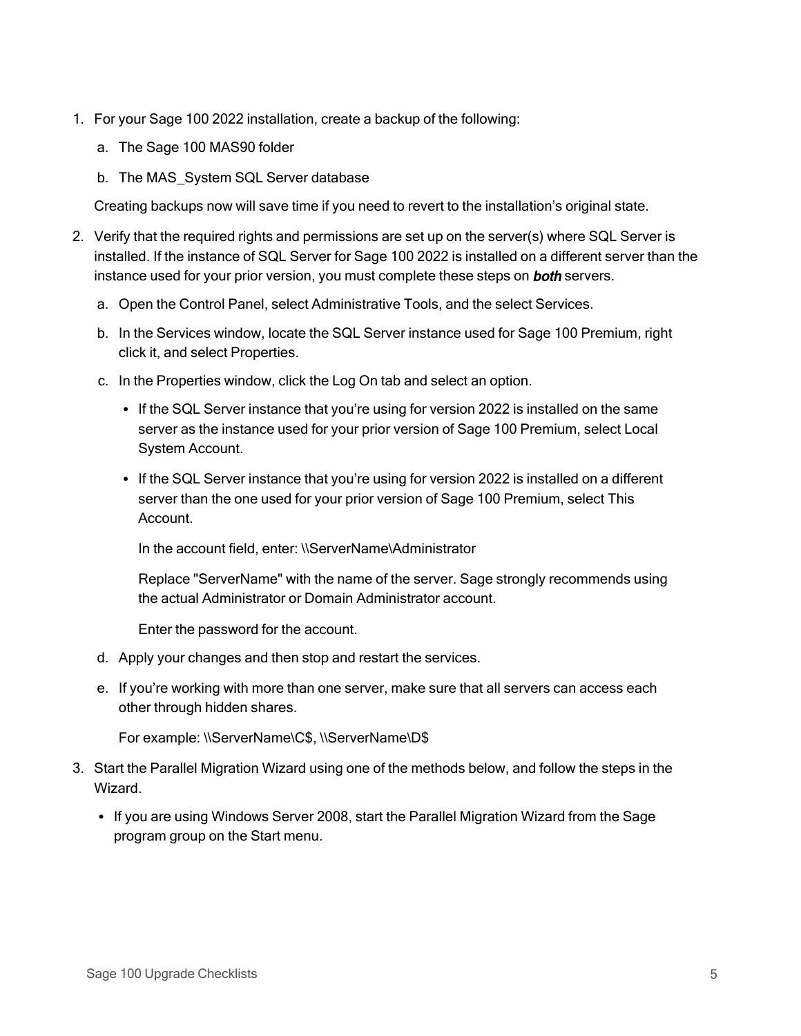1. For your Sage 100 2022 installation, create a backup of the following:

   a. The Sage 100 MAS90 folder

   b. The MAS_System SQL Server database

   Creating backups now will save time if you need to revert to the installation's original state.

2. Verify that the required rights and permissions are set up on the server(s) where SQL Server is installed. If the instance of SQL Server for Sage 100 2022 is installed on a different server than the instance used for your prior version, you must complete these steps on ***both*** servers.

   a. Open the Control Panel, select Administrative Tools, and the select Services.

   b. In the Services window, locate the SQL Server instance used for Sage 100 Premium, right click it, and select Properties.

   c. In the Properties window, click the Log On tab and select an option.

      - If the SQL Server instance that you're using for version 2022 is installed on the same server as the instance used for your prior version of Sage 100 Premium, select Local System Account.

      - If the SQL Server instance that you're using for version 2022 is installed on a different server than the one used for your prior version of Sage 100 Premium, select This Account.

        In the account field, enter: \\ServerName\Administrator

        Replace "ServerName" with the name of the server. Sage strongly recommends using the actual Administrator or Domain Administrator account.

        Enter the password for the account.

   d. Apply your changes and then stop and restart the services.

   e. If you're working with more than one server, make sure that all servers can access each other through hidden shares.

      For example: \\ServerName\C$, \\ServerName\D$

3. Start the Parallel Migration Wizard using one of the methods below, and follow the steps in the Wizard.

   - If you are using Windows Server 2008, start the Parallel Migration Wizard from the Sage program group on the Start menu.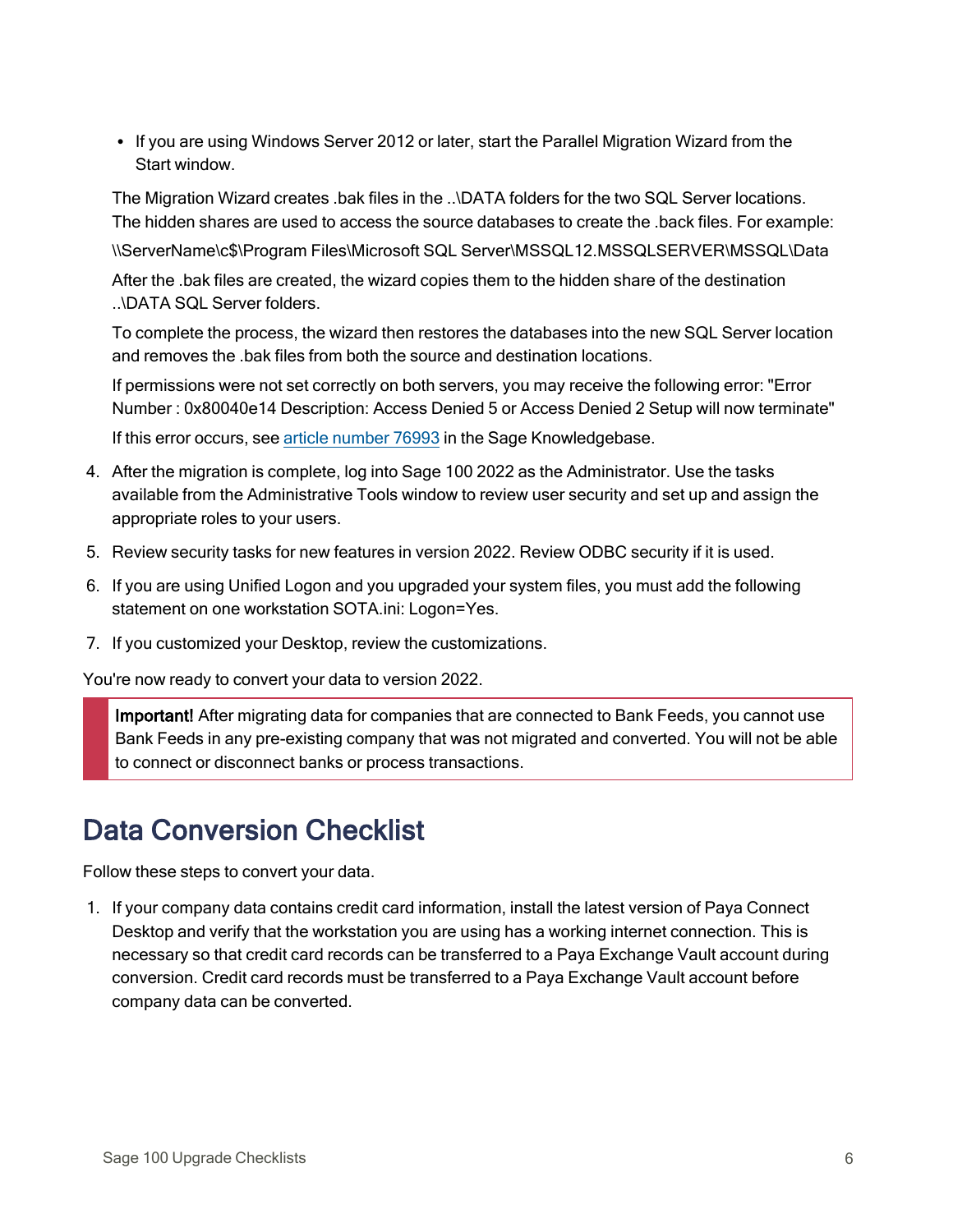- If you are using Windows Server 2012 or later, start the Parallel Migration Wizard from the Start window.

  The Migration Wizard creates .bak files in the ..\DATA folders for the two SQL Server locations. The hidden shares are used to access the source databases to create the .back files. For example:

  \\ServerName\c$\Program Files\Microsoft SQL Server\MSSQL12.MSSQLSERVER\MSSQL\Data

  After the .bak files are created, the wizard copies them to the hidden share of the destination ..\DATA SQL Server folders.

  To complete the process, the wizard then restores the databases into the new SQL Server location and removes the .bak files from both the source and destination locations.

  If permissions were not set correctly on both servers, you may receive the following error: "Error Number : 0x80040e14 Description: Access Denied 5 or Access Denied 2 Setup will now terminate"

  If this error occurs, see [article number 76993] in the Sage Knowledgebase.

4. After the migration is complete, log into Sage 100 2022 as the Administrator. Use the tasks available from the Administrative Tools window to review user security and set up and assign the appropriate roles to your users.
5. Review security tasks for new features in version 2022. Review ODBC security if it is used.
6. If you are using Unified Logon and you upgraded your system files, you must add the following statement on one workstation SOTA.ini: Logon=Yes.
7. If you customized your Desktop, review the customizations.

You're now ready to convert your data to version 2022.

> **Important!** After migrating data for companies that are connected to Bank Feeds, you cannot use Bank Feeds in any pre-existing company that was not migrated and converted. You will not be able to connect or disconnect banks or process transactions.

## Data Conversion Checklist

Follow these steps to convert your data.

1. If your company data contains credit card information, install the latest version of Paya Connect Desktop and verify that the workstation you are using has a working internet connection. This is necessary so that credit card records can be transferred to a Paya Exchange Vault account during conversion. Credit card records must be transferred to a Paya Exchange Vault account before company data can be converted.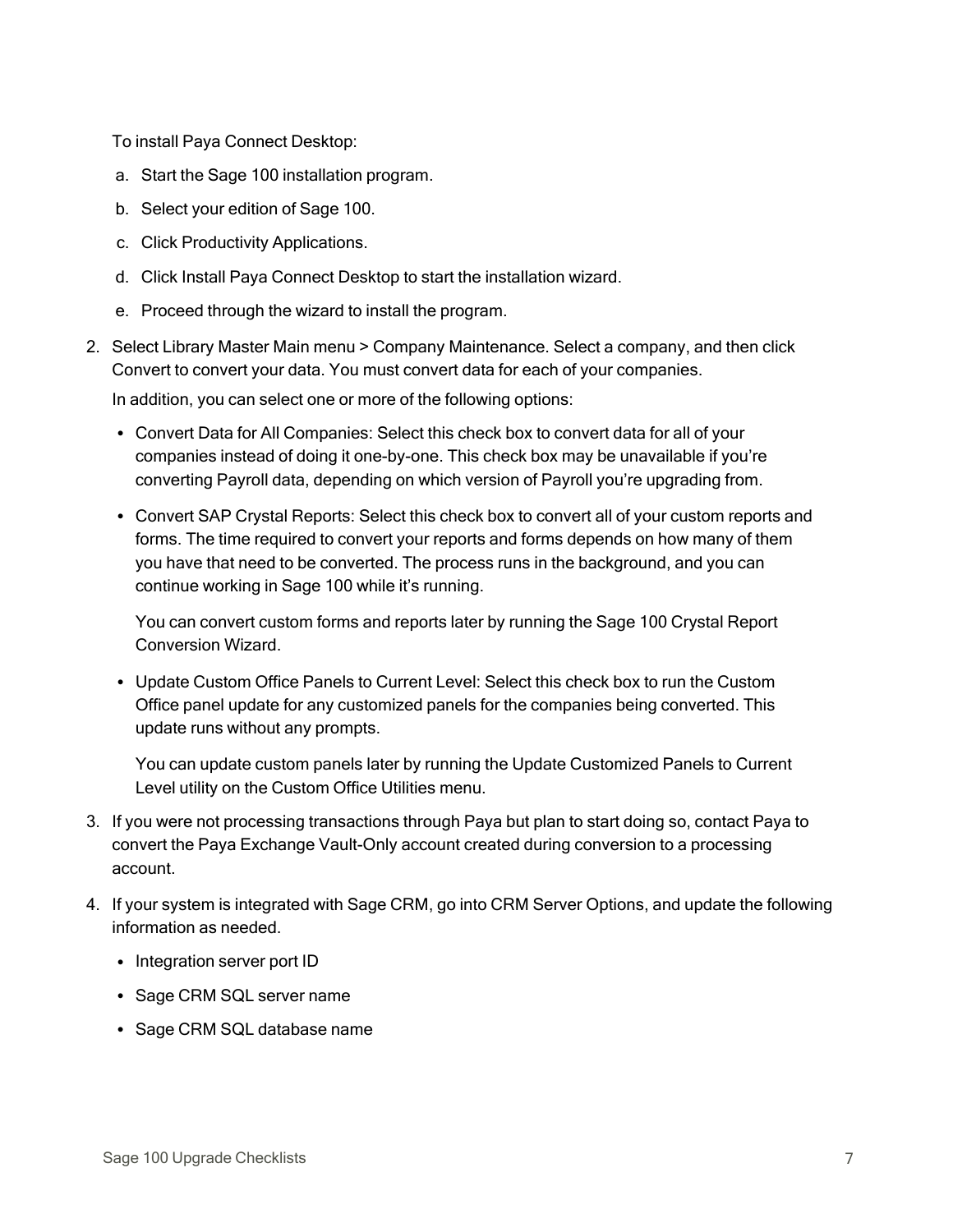To install Paya Connect Desktop:

a. Start the Sage 100 installation program.

b. Select your edition of Sage 100.

c. Click Productivity Applications.

d. Click Install Paya Connect Desktop to start the installation wizard.

e. Proceed through the wizard to install the program.

2. Select Library Master Main menu > Company Maintenance. Select a company, and then click Convert to convert your data. You must convert data for each of your companies.

   In addition, you can select one or more of the following options:

   - Convert Data for All Companies: Select this check box to convert data for all of your companies instead of doing it one-by-one. This check box may be unavailable if you're converting Payroll data, depending on which version of Payroll you're upgrading from.
   - Convert SAP Crystal Reports: Select this check box to convert all of your custom reports and forms. The time required to convert your reports and forms depends on how many of them you have that need to be converted. The process runs in the background, and you can continue working in Sage 100 while it's running.

     You can convert custom forms and reports later by running the Sage 100 Crystal Report Conversion Wizard.
   - Update Custom Office Panels to Current Level: Select this check box to run the Custom Office panel update for any customized panels for the companies being converted. This update runs without any prompts.

     You can update custom panels later by running the Update Customized Panels to Current Level utility on the Custom Office Utilities menu.

3. If you were not processing transactions through Paya but plan to start doing so, contact Paya to convert the Paya Exchange Vault-Only account created during conversion to a processing account.

4. If your system is integrated with Sage CRM, go into CRM Server Options, and update the following information as needed.

   - Integration server port ID
   - Sage CRM SQL server name
   - Sage CRM SQL database name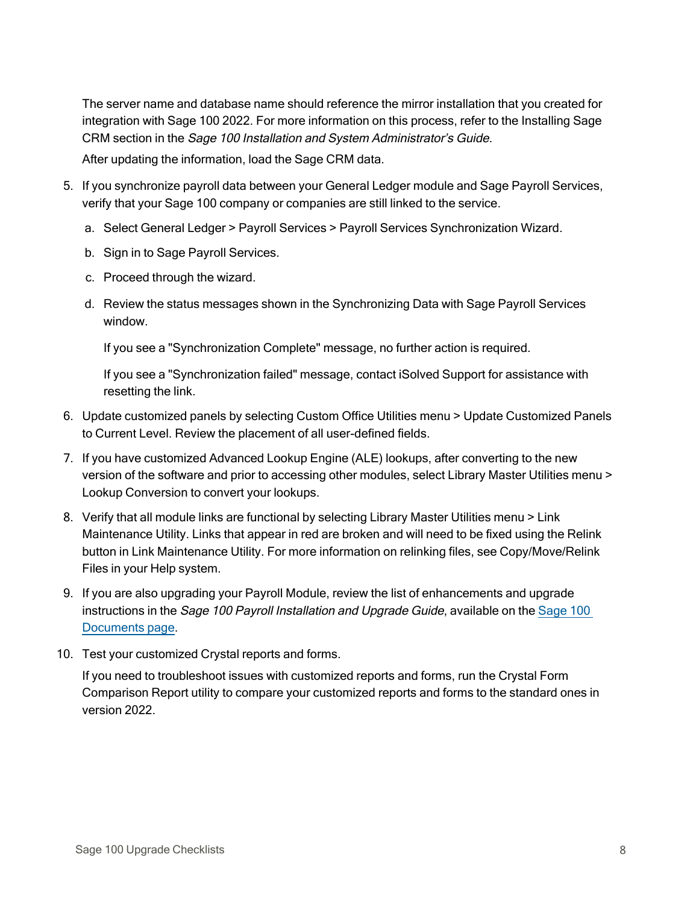The server name and database name should reference the mirror installation that you created for integration with Sage 100 2022. For more information on this process, refer to the Installing Sage CRM section in the *Sage 100 Installation and System Administrator's Guide*.

After updating the information, load the Sage CRM data.

5. If you synchronize payroll data between your General Ledger module and Sage Payroll Services, verify that your Sage 100 company or companies are still linked to the service.

   a. Select General Ledger > Payroll Services > Payroll Services Synchronization Wizard.

   b. Sign in to Sage Payroll Services.

   c. Proceed through the wizard.

   d. Review the status messages shown in the Synchronizing Data with Sage Payroll Services window.

      If you see a "Synchronization Complete" message, no further action is required.

      If you see a "Synchronization failed" message, contact iSolved Support for assistance with resetting the link.

6. Update customized panels by selecting Custom Office Utilities menu > Update Customized Panels to Current Level. Review the placement of all user-defined fields.

7. If you have customized Advanced Lookup Engine (ALE) lookups, after converting to the new version of the software and prior to accessing other modules, select Library Master Utilities menu > Lookup Conversion to convert your lookups.

8. Verify that all module links are functional by selecting Library Master Utilities menu > Link Maintenance Utility. Links that appear in red are broken and will need to be fixed using the Relink button in Link Maintenance Utility. For more information on relinking files, see Copy/Move/Relink Files in your Help system.

9. If you are also upgrading your Payroll Module, review the list of enhancements and upgrade instructions in the *Sage 100 Payroll Installation and Upgrade Guide*, available on the [Sage 100 Documents page](https://).

10. Test your customized Crystal reports and forms.

    If you need to troubleshoot issues with customized reports and forms, run the Crystal Form Comparison Report utility to compare your customized reports and forms to the standard ones in version 2022.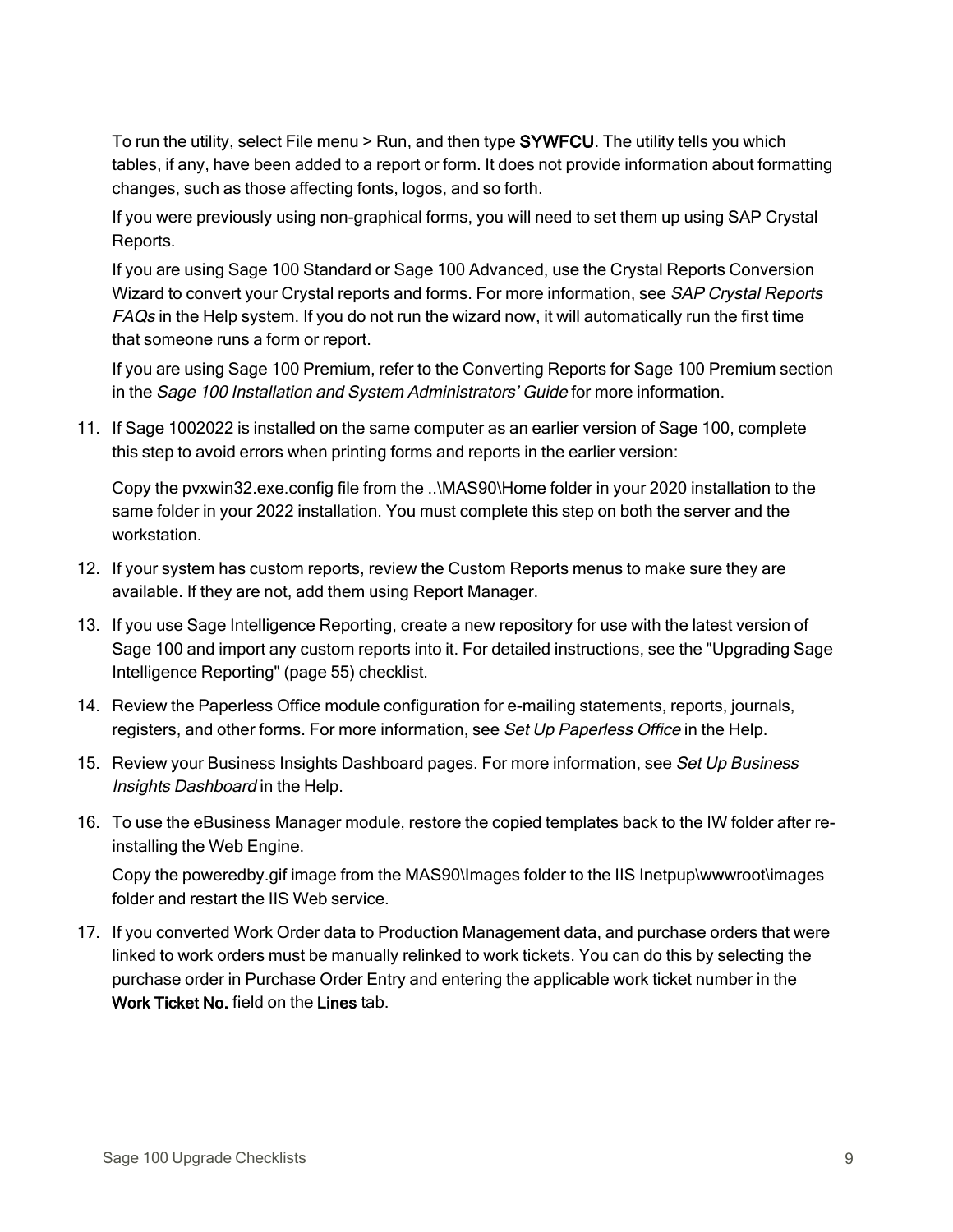To run the utility, select File menu > Run, and then type **SYWFCU**. The utility tells you which tables, if any, have been added to a report or form. It does not provide information about formatting changes, such as those affecting fonts, logos, and so forth.

If you were previously using non-graphical forms, you will need to set them up using SAP Crystal Reports.

If you are using Sage 100 Standard or Sage 100 Advanced, use the Crystal Reports Conversion Wizard to convert your Crystal reports and forms. For more information, see *SAP Crystal Reports FAQs* in the Help system. If you do not run the wizard now, it will automatically run the first time that someone runs a form or report.

If you are using Sage 100 Premium, refer to the Converting Reports for Sage 100 Premium section in the *Sage 100 Installation and System Administrators' Guide* for more information.

11. If Sage 1002022 is installed on the same computer as an earlier version of Sage 100, complete this step to avoid errors when printing forms and reports in the earlier version:

    Copy the pvxwin32.exe.config file from the ..\MAS90\Home folder in your 2020 installation to the same folder in your 2022 installation. You must complete this step on both the server and the workstation.

12. If your system has custom reports, review the Custom Reports menus to make sure they are available. If they are not, add them using Report Manager.

13. If you use Sage Intelligence Reporting, create a new repository for use with the latest version of Sage 100 and import any custom reports into it. For detailed instructions, see the "Upgrading Sage Intelligence Reporting" (page 55) checklist.

14. Review the Paperless Office module configuration for e-mailing statements, reports, journals, registers, and other forms. For more information, see *Set Up Paperless Office* in the Help.

15. Review your Business Insights Dashboard pages. For more information, see *Set Up Business Insights Dashboard* in the Help.

16. To use the eBusiness Manager module, restore the copied templates back to the IW folder after re-installing the Web Engine.

    Copy the poweredby.gif image from the MAS90\Images folder to the IIS Inetpup\wwwroot\images folder and restart the IIS Web service.

17. If you converted Work Order data to Production Management data, and purchase orders that were linked to work orders must be manually relinked to work tickets. You can do this by selecting the purchase order in Purchase Order Entry and entering the applicable work ticket number in the **Work Ticket No.** field on the **Lines** tab.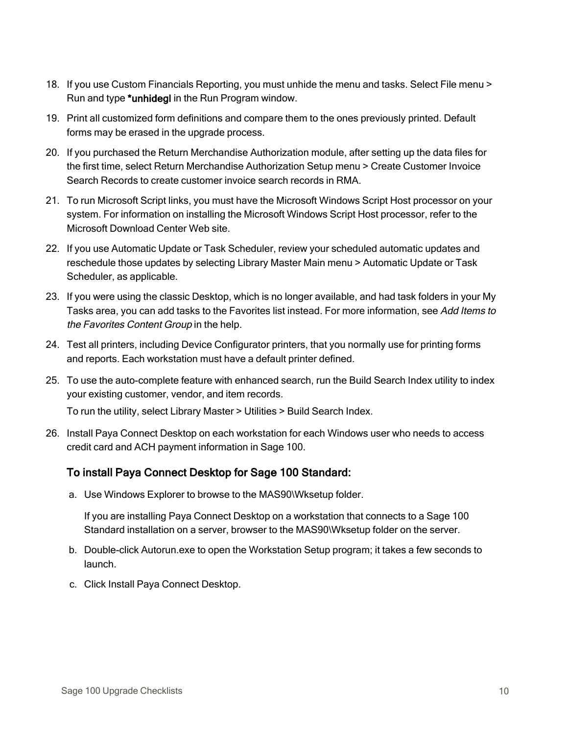18. If you use Custom Financials Reporting, you must unhide the menu and tasks. Select File menu > Run and type **\*unhidegl** in the Run Program window.
19. Print all customized form definitions and compare them to the ones previously printed. Default forms may be erased in the upgrade process.
20. If you purchased the Return Merchandise Authorization module, after setting up the data files for the first time, select Return Merchandise Authorization Setup menu > Create Customer Invoice Search Records to create customer invoice search records in RMA.
21. To run Microsoft Script links, you must have the Microsoft Windows Script Host processor on your system. For information on installing the Microsoft Windows Script Host processor, refer to the Microsoft Download Center Web site.
22. If you use Automatic Update or Task Scheduler, review your scheduled automatic updates and reschedule those updates by selecting Library Master Main menu > Automatic Update or Task Scheduler, as applicable.
23. If you were using the classic Desktop, which is no longer available, and had task folders in your My Tasks area, you can add tasks to the Favorites list instead. For more information, see *Add Items to the Favorites Content Group* in the help.
24. Test all printers, including Device Configurator printers, that you normally use for printing forms and reports. Each workstation must have a default printer defined.
25. To use the auto-complete feature with enhanced search, run the Build Search Index utility to index your existing customer, vendor, and item records.

    To run the utility, select Library Master > Utilities > Build Search Index.
26. Install Paya Connect Desktop on each workstation for each Windows user who needs to access credit card and ACH payment information in Sage 100.

    ### To install Paya Connect Desktop for Sage 100 Standard:

    a. Use Windows Explorer to browse to the MAS90\Wksetup folder.

       If you are installing Paya Connect Desktop on a workstation that connects to a Sage 100 Standard installation on a server, browser to the MAS90\Wksetup folder on the server.

    b. Double-click Autorun.exe to open the Workstation Setup program; it takes a few seconds to launch.

    c. Click Install Paya Connect Desktop.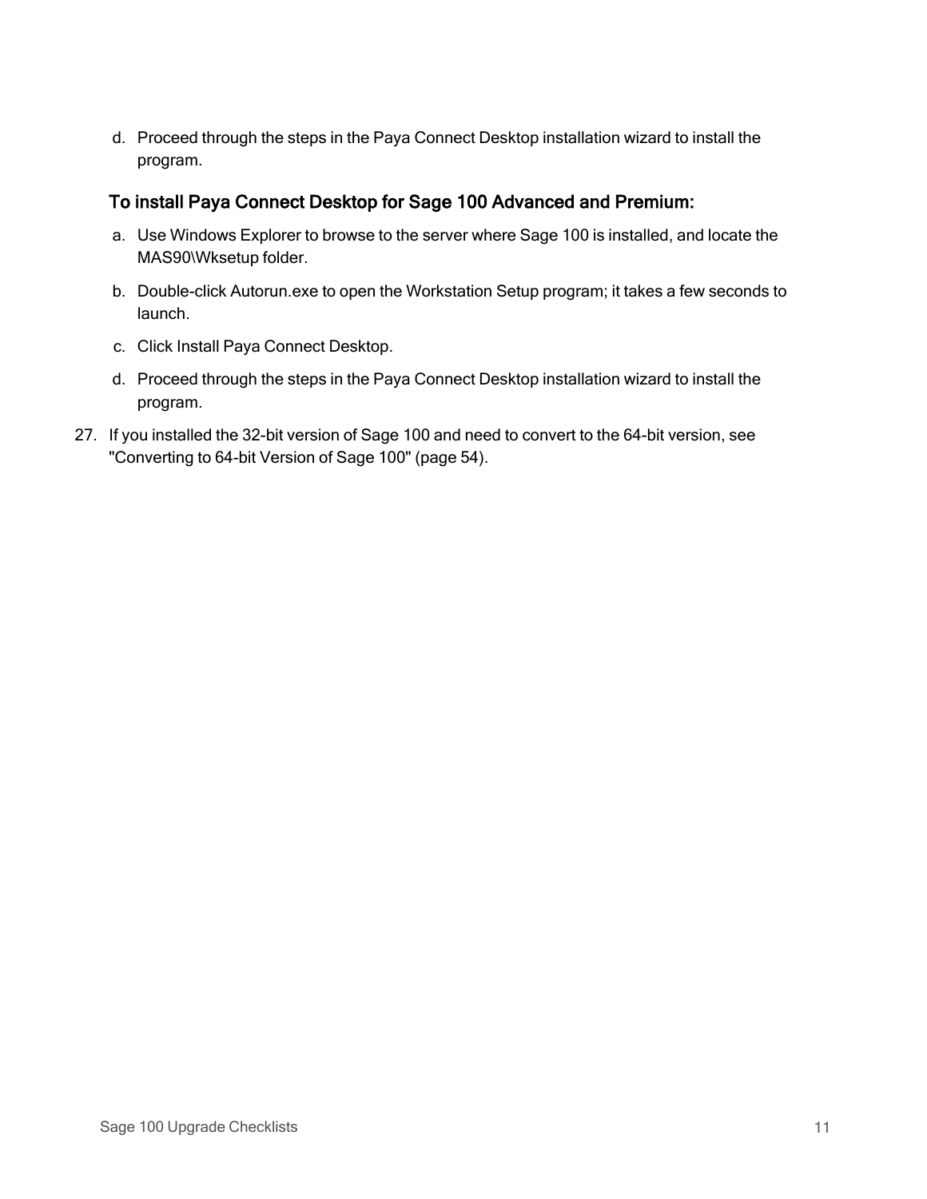d. Proceed through the steps in the Paya Connect Desktop installation wizard to install the program.

#### To install Paya Connect Desktop for Sage 100 Advanced and Premium:

a. Use Windows Explorer to browse to the server where Sage 100 is installed, and locate the MAS90\Wksetup folder.

b. Double-click Autorun.exe to open the Workstation Setup program; it takes a few seconds to launch.

c. Click Install Paya Connect Desktop.

d. Proceed through the steps in the Paya Connect Desktop installation wizard to install the program.

27. If you installed the 32-bit version of Sage 100 and need to convert to the 64-bit version, see "Converting to 64-bit Version of Sage 100" (page 54).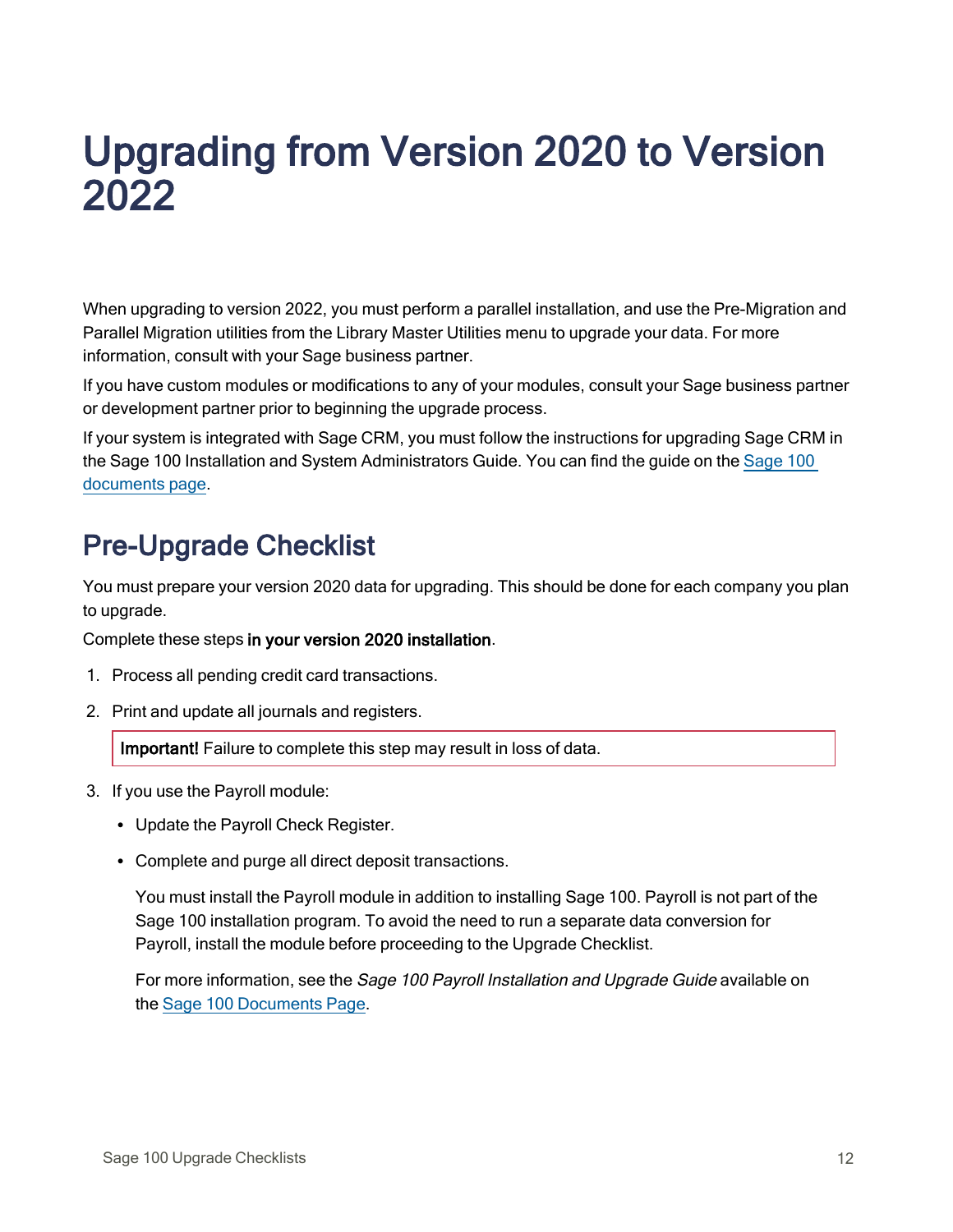# Upgrading from Version 2020 to Version 2022

When upgrading to version 2022, you must perform a parallel installation, and use the Pre-Migration and Parallel Migration utilities from the Library Master Utilities menu to upgrade your data. For more information, consult with your Sage business partner.

If you have custom modules or modifications to any of your modules, consult your Sage business partner or development partner prior to beginning the upgrade process.

If your system is integrated with Sage CRM, you must follow the instructions for upgrading Sage CRM in the Sage 100 Installation and System Administrators Guide. You can find the guide on the Sage 100 documents page.

## Pre-Upgrade Checklist

You must prepare your version 2020 data for upgrading. This should be done for each company you plan to upgrade.

Complete these steps **in your version 2020 installation**.

1. Process all pending credit card transactions.
2. Print and update all journals and registers.

   **Important!** Failure to complete this step may result in loss of data.

3. If you use the Payroll module:
   - Update the Payroll Check Register.
   - Complete and purge all direct deposit transactions.

     You must install the Payroll module in addition to installing Sage 100. Payroll is not part of the Sage 100 installation program. To avoid the need to run a separate data conversion for Payroll, install the module before proceeding to the Upgrade Checklist.

     For more information, see the *Sage 100 Payroll Installation and Upgrade Guide* available on the Sage 100 Documents Page.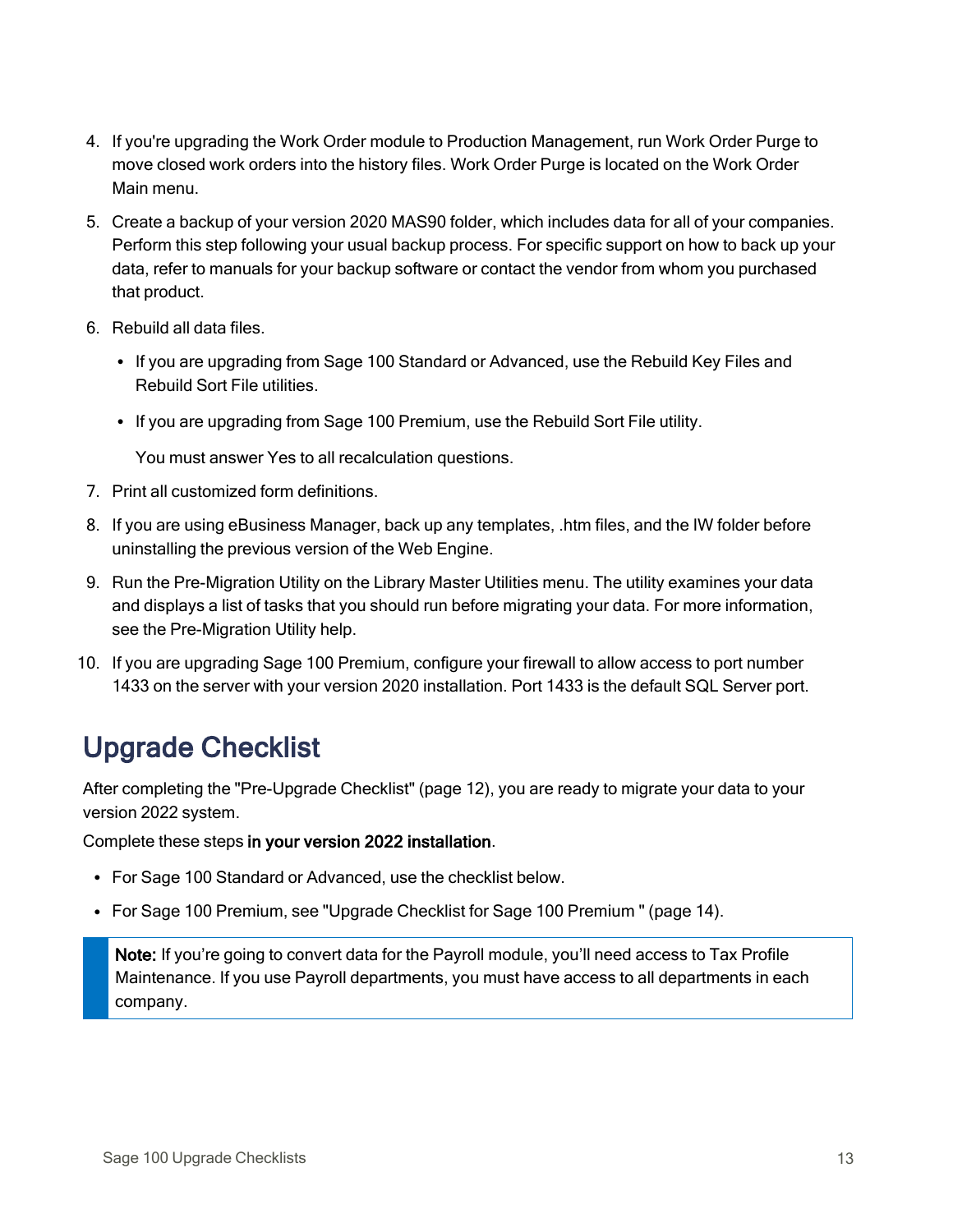4. If you're upgrading the Work Order module to Production Management, run Work Order Purge to move closed work orders into the history files. Work Order Purge is located on the Work Order Main menu.
5. Create a backup of your version 2020 MAS90 folder, which includes data for all of your companies. Perform this step following your usual backup process. For specific support on how to back up your data, refer to manuals for your backup software or contact the vendor from whom you purchased that product.
6. Rebuild all data files.
   - If you are upgrading from Sage 100 Standard or Advanced, use the Rebuild Key Files and Rebuild Sort File utilities.
   - If you are upgrading from Sage 100 Premium, use the Rebuild Sort File utility.

     You must answer Yes to all recalculation questions.
7. Print all customized form definitions.
8. If you are using eBusiness Manager, back up any templates, .htm files, and the IW folder before uninstalling the previous version of the Web Engine.
9. Run the Pre-Migration Utility on the Library Master Utilities menu. The utility examines your data and displays a list of tasks that you should run before migrating your data. For more information, see the Pre-Migration Utility help.
10. If you are upgrading Sage 100 Premium, configure your firewall to allow access to port number 1433 on the server with your version 2020 installation. Port 1433 is the default SQL Server port.

## Upgrade Checklist

After completing the "Pre-Upgrade Checklist" (page 12), you are ready to migrate your data to your version 2022 system.

Complete these steps **in your version 2022 installation**.

- For Sage 100 Standard or Advanced, use the checklist below.
- For Sage 100 Premium, see "Upgrade Checklist for Sage 100 Premium " (page 14).

> **Note:** If you're going to convert data for the Payroll module, you'll need access to Tax Profile Maintenance. If you use Payroll departments, you must have access to all departments in each company.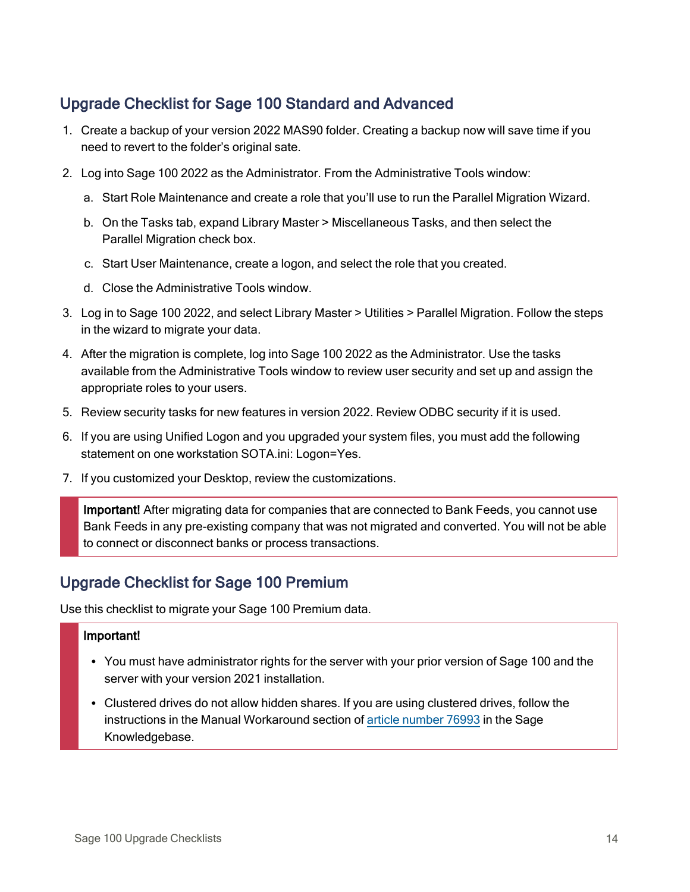## Upgrade Checklist for Sage 100 Standard and Advanced

1. Create a backup of your version 2022 MAS90 folder. Creating a backup now will save time if you need to revert to the folder's original sate.
2. Log into Sage 100 2022 as the Administrator. From the Administrative Tools window:
   a. Start Role Maintenance and create a role that you'll use to run the Parallel Migration Wizard.
   b. On the Tasks tab, expand Library Master > Miscellaneous Tasks, and then select the Parallel Migration check box.
   c. Start User Maintenance, create a logon, and select the role that you created.
   d. Close the Administrative Tools window.
3. Log in to Sage 100 2022, and select Library Master > Utilities > Parallel Migration. Follow the steps in the wizard to migrate your data.
4. After the migration is complete, log into Sage 100 2022 as the Administrator. Use the tasks available from the Administrative Tools window to review user security and set up and assign the appropriate roles to your users.
5. Review security tasks for new features in version 2022. Review ODBC security if it is used.
6. If you are using Unified Logon and you upgraded your system files, you must add the following statement on one workstation SOTA.ini: Logon=Yes.
7. If you customized your Desktop, review the customizations.

> **Important!** After migrating data for companies that are connected to Bank Feeds, you cannot use Bank Feeds in any pre-existing company that was not migrated and converted. You will not be able to connect or disconnect banks or process transactions.

## Upgrade Checklist for Sage 100 Premium

Use this checklist to migrate your Sage 100 Premium data.

> **Important!**
>
> - You must have administrator rights for the server with your prior version of Sage 100 and the server with your version 2021 installation.
> - Clustered drives do not allow hidden shares. If you are using clustered drives, follow the instructions in the Manual Workaround section of article number 76993 in the Sage Knowledgebase.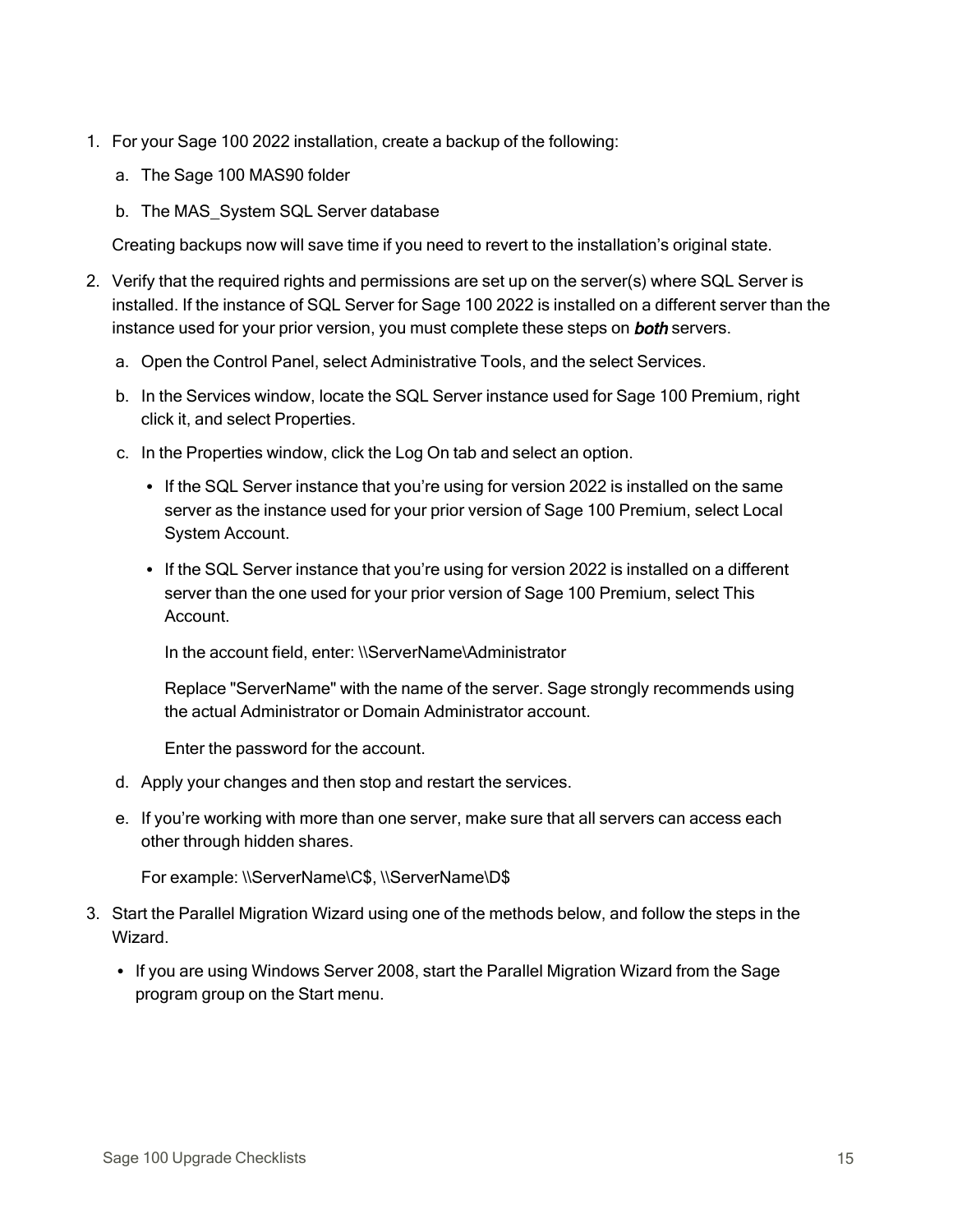1. For your Sage 100 2022 installation, create a backup of the following:
   a. The Sage 100 MAS90 folder
   b. The MAS_System SQL Server database

   Creating backups now will save time if you need to revert to the installation's original state.

2. Verify that the required rights and permissions are set up on the server(s) where SQL Server is installed. If the instance of SQL Server for Sage 100 2022 is installed on a different server than the instance used for your prior version, you must complete these steps on ***both*** servers.
   a. Open the Control Panel, select Administrative Tools, and the select Services.
   b. In the Services window, locate the SQL Server instance used for Sage 100 Premium, right click it, and select Properties.
   c. In the Properties window, click the Log On tab and select an option.
      - If the SQL Server instance that you're using for version 2022 is installed on the same server as the instance used for your prior version of Sage 100 Premium, select Local System Account.
      - If the SQL Server instance that you're using for version 2022 is installed on a different server than the one used for your prior version of Sage 100 Premium, select This Account.

        In the account field, enter: \\ServerName\Administrator

        Replace "ServerName" with the name of the server. Sage strongly recommends using the actual Administrator or Domain Administrator account.

        Enter the password for the account.
   d. Apply your changes and then stop and restart the services.
   e. If you're working with more than one server, make sure that all servers can access each other through hidden shares.

      For example: \\ServerName\C$, \\ServerName\D$

3. Start the Parallel Migration Wizard using one of the methods below, and follow the steps in the Wizard.
   - If you are using Windows Server 2008, start the Parallel Migration Wizard from the Sage program group on the Start menu.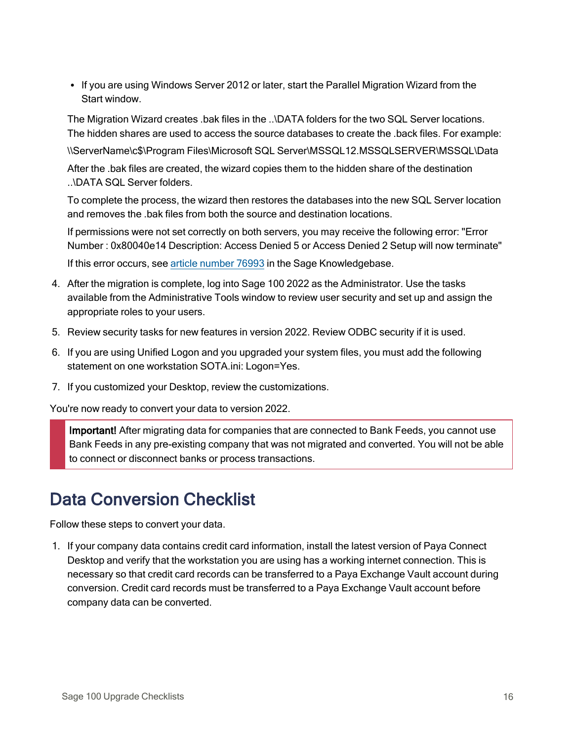- If you are using Windows Server 2012 or later, start the Parallel Migration Wizard from the Start window.

  The Migration Wizard creates .bak files in the ..\DATA folders for the two SQL Server locations. The hidden shares are used to access the source databases to create the .back files. For example:

  \\ServerName\c$\Program Files\Microsoft SQL Server\MSSQL12.MSSQLSERVER\MSSQL\Data

  After the .bak files are created, the wizard copies them to the hidden share of the destination ..\DATA SQL Server folders.

  To complete the process, the wizard then restores the databases into the new SQL Server location and removes the .bak files from both the source and destination locations.

  If permissions were not set correctly on both servers, you may receive the following error: "Error Number : 0x80040e14 Description: Access Denied 5 or Access Denied 2 Setup will now terminate"

  If this error occurs, see article number 76993 in the Sage Knowledgebase.

4. After the migration is complete, log into Sage 100 2022 as the Administrator. Use the tasks available from the Administrative Tools window to review user security and set up and assign the appropriate roles to your users.
5. Review security tasks for new features in version 2022. Review ODBC security if it is used.
6. If you are using Unified Logon and you upgraded your system files, you must add the following statement on one workstation SOTA.ini: Logon=Yes.
7. If you customized your Desktop, review the customizations.

You're now ready to convert your data to version 2022.

> **Important!** After migrating data for companies that are connected to Bank Feeds, you cannot use Bank Feeds in any pre-existing company that was not migrated and converted. You will not be able to connect or disconnect banks or process transactions.

## Data Conversion Checklist

Follow these steps to convert your data.

1. If your company data contains credit card information, install the latest version of Paya Connect Desktop and verify that the workstation you are using has a working internet connection. This is necessary so that credit card records can be transferred to a Paya Exchange Vault account during conversion. Credit card records must be transferred to a Paya Exchange Vault account before company data can be converted.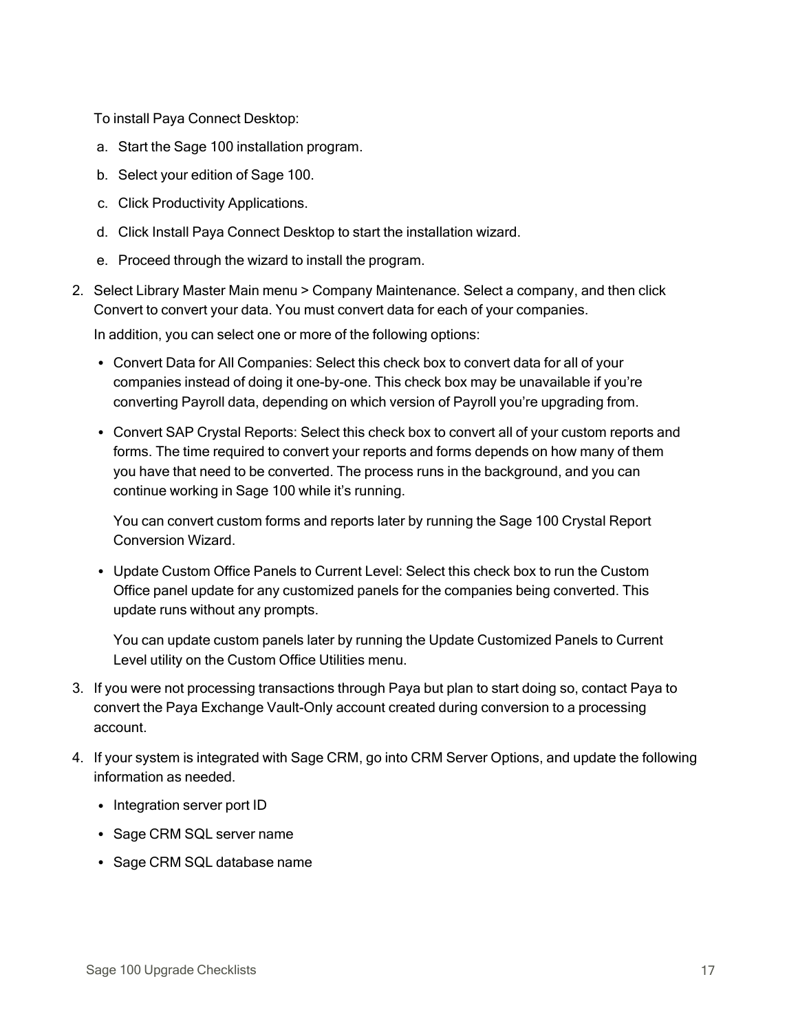To install Paya Connect Desktop:

a. Start the Sage 100 installation program.

b. Select your edition of Sage 100.

c. Click Productivity Applications.

d. Click Install Paya Connect Desktop to start the installation wizard.

e. Proceed through the wizard to install the program.

2. Select Library Master Main menu > Company Maintenance. Select a company, and then click Convert to convert your data. You must convert data for each of your companies.

   In addition, you can select one or more of the following options:

   - Convert Data for All Companies: Select this check box to convert data for all of your companies instead of doing it one-by-one. This check box may be unavailable if you're converting Payroll data, depending on which version of Payroll you're upgrading from.
   - Convert SAP Crystal Reports: Select this check box to convert all of your custom reports and forms. The time required to convert your reports and forms depends on how many of them you have that need to be converted. The process runs in the background, and you can continue working in Sage 100 while it's running.

     You can convert custom forms and reports later by running the Sage 100 Crystal Report Conversion Wizard.
   - Update Custom Office Panels to Current Level: Select this check box to run the Custom Office panel update for any customized panels for the companies being converted. This update runs without any prompts.

     You can update custom panels later by running the Update Customized Panels to Current Level utility on the Custom Office Utilities menu.

3. If you were not processing transactions through Paya but plan to start doing so, contact Paya to convert the Paya Exchange Vault-Only account created during conversion to a processing account.

4. If your system is integrated with Sage CRM, go into CRM Server Options, and update the following information as needed.

   - Integration server port ID
   - Sage CRM SQL server name
   - Sage CRM SQL database name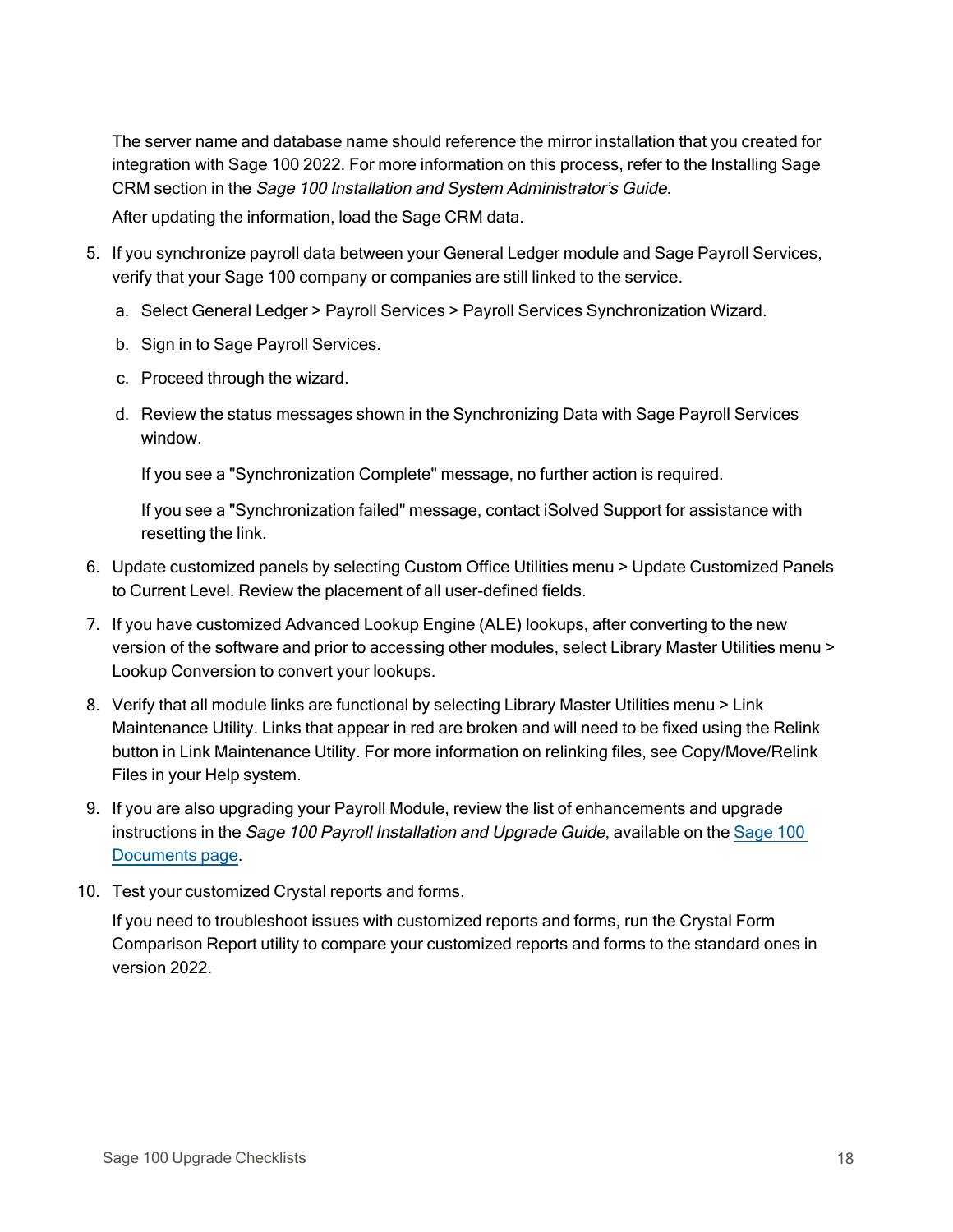The server name and database name should reference the mirror installation that you created for integration with Sage 100 2022. For more information on this process, refer to the Installing Sage CRM section in the *Sage 100 Installation and System Administrator's Guide*.

After updating the information, load the Sage CRM data.

5. If you synchronize payroll data between your General Ledger module and Sage Payroll Services, verify that your Sage 100 company or companies are still linked to the service.

   a. Select General Ledger > Payroll Services > Payroll Services Synchronization Wizard.

   b. Sign in to Sage Payroll Services.

   c. Proceed through the wizard.

   d. Review the status messages shown in the Synchronizing Data with Sage Payroll Services window.

      If you see a "Synchronization Complete" message, no further action is required.

      If you see a "Synchronization failed" message, contact iSolved Support for assistance with resetting the link.

6. Update customized panels by selecting Custom Office Utilities menu > Update Customized Panels to Current Level. Review the placement of all user-defined fields.

7. If you have customized Advanced Lookup Engine (ALE) lookups, after converting to the new version of the software and prior to accessing other modules, select Library Master Utilities menu > Lookup Conversion to convert your lookups.

8. Verify that all module links are functional by selecting Library Master Utilities menu > Link Maintenance Utility. Links that appear in red are broken and will need to be fixed using the Relink button in Link Maintenance Utility. For more information on relinking files, see Copy/Move/Relink Files in your Help system.

9. If you are also upgrading your Payroll Module, review the list of enhancements and upgrade instructions in the *Sage 100 Payroll Installation and Upgrade Guide*, available on the Sage 100 Documents page.

10. Test your customized Crystal reports and forms.

    If you need to troubleshoot issues with customized reports and forms, run the Crystal Form Comparison Report utility to compare your customized reports and forms to the standard ones in version 2022.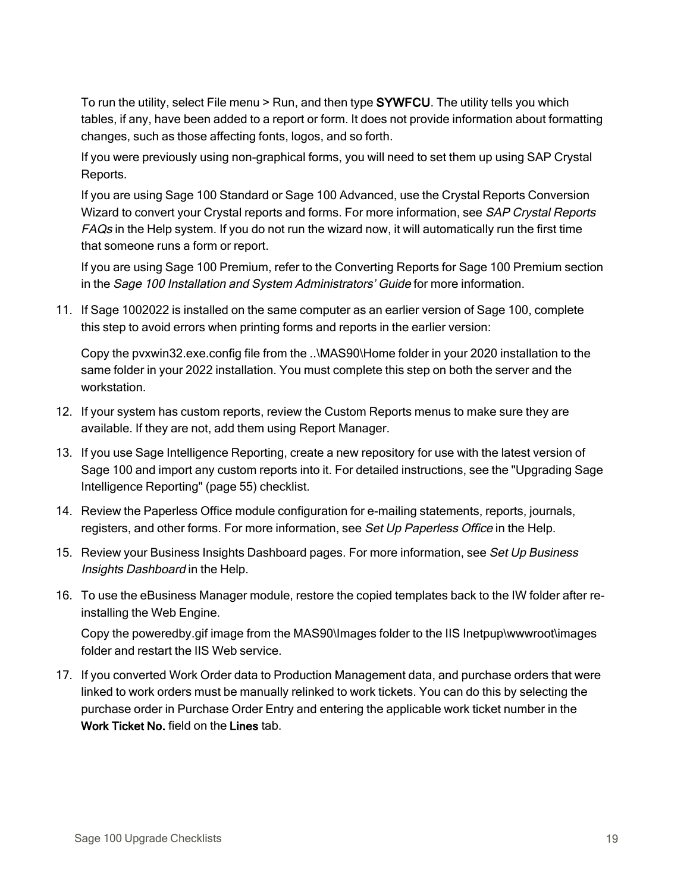To run the utility, select File menu > Run, and then type **SYWFCU**. The utility tells you which tables, if any, have been added to a report or form. It does not provide information about formatting changes, such as those affecting fonts, logos, and so forth.

If you were previously using non-graphical forms, you will need to set them up using SAP Crystal Reports.

If you are using Sage 100 Standard or Sage 100 Advanced, use the Crystal Reports Conversion Wizard to convert your Crystal reports and forms. For more information, see *SAP Crystal Reports FAQs* in the Help system. If you do not run the wizard now, it will automatically run the first time that someone runs a form or report.

If you are using Sage 100 Premium, refer to the Converting Reports for Sage 100 Premium section in the *Sage 100 Installation and System Administrators' Guide* for more information.

11. If Sage 1002022 is installed on the same computer as an earlier version of Sage 100, complete this step to avoid errors when printing forms and reports in the earlier version:

    Copy the pvxwin32.exe.config file from the ..\MAS90\Home folder in your 2020 installation to the same folder in your 2022 installation. You must complete this step on both the server and the workstation.

12. If your system has custom reports, review the Custom Reports menus to make sure they are available. If they are not, add them using Report Manager.
13. If you use Sage Intelligence Reporting, create a new repository for use with the latest version of Sage 100 and import any custom reports into it. For detailed instructions, see the "Upgrading Sage Intelligence Reporting" (page 55) checklist.
14. Review the Paperless Office module configuration for e-mailing statements, reports, journals, registers, and other forms. For more information, see *Set Up Paperless Office* in the Help.
15. Review your Business Insights Dashboard pages. For more information, see *Set Up Business Insights Dashboard* in the Help.
16. To use the eBusiness Manager module, restore the copied templates back to the IW folder after re-installing the Web Engine.

    Copy the poweredby.gif image from the MAS90\Images folder to the IIS Inetpup\wwwroot\images folder and restart the IIS Web service.

17. If you converted Work Order data to Production Management data, and purchase orders that were linked to work orders must be manually relinked to work tickets. You can do this by selecting the purchase order in Purchase Order Entry and entering the applicable work ticket number in the **Work Ticket No.** field on the **Lines** tab.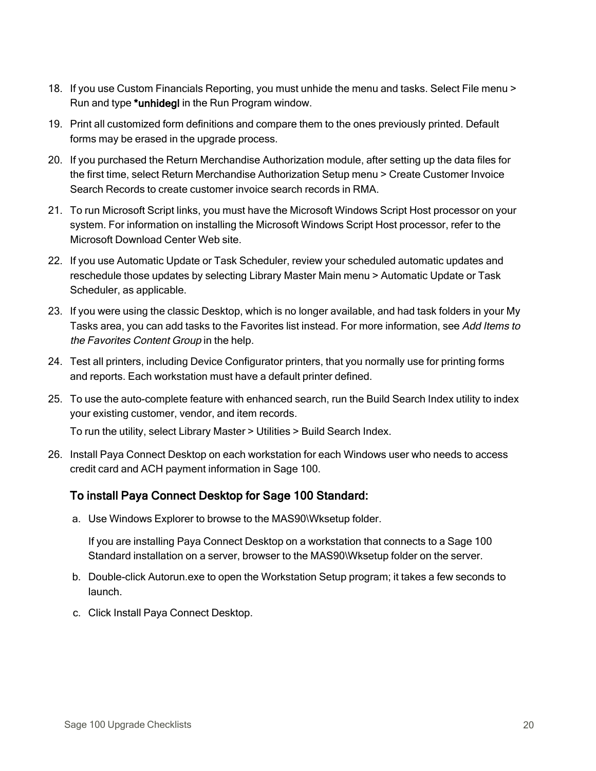18. If you use Custom Financials Reporting, you must unhide the menu and tasks. Select File menu > Run and type **\*unhidegl** in the Run Program window.

19. Print all customized form definitions and compare them to the ones previously printed. Default forms may be erased in the upgrade process.

20. If you purchased the Return Merchandise Authorization module, after setting up the data files for the first time, select Return Merchandise Authorization Setup menu > Create Customer Invoice Search Records to create customer invoice search records in RMA.

21. To run Microsoft Script links, you must have the Microsoft Windows Script Host processor on your system. For information on installing the Microsoft Windows Script Host processor, refer to the Microsoft Download Center Web site.

22. If you use Automatic Update or Task Scheduler, review your scheduled automatic updates and reschedule those updates by selecting Library Master Main menu > Automatic Update or Task Scheduler, as applicable.

23. If you were using the classic Desktop, which is no longer available, and had task folders in your My Tasks area, you can add tasks to the Favorites list instead. For more information, see *Add Items to the Favorites Content Group* in the help.

24. Test all printers, including Device Configurator printers, that you normally use for printing forms and reports. Each workstation must have a default printer defined.

25. To use the auto-complete feature with enhanced search, run the Build Search Index utility to index your existing customer, vendor, and item records.

    To run the utility, select Library Master > Utilities > Build Search Index.

26. Install Paya Connect Desktop on each workstation for each Windows user who needs to access credit card and ACH payment information in Sage 100.

    #### To install Paya Connect Desktop for Sage 100 Standard:

    a. Use Windows Explorer to browse to the MAS90\Wksetup folder.

       If you are installing Paya Connect Desktop on a workstation that connects to a Sage 100 Standard installation on a server, browser to the MAS90\Wksetup folder on the server.

    b. Double-click Autorun.exe to open the Workstation Setup program; it takes a few seconds to launch.

    c. Click Install Paya Connect Desktop.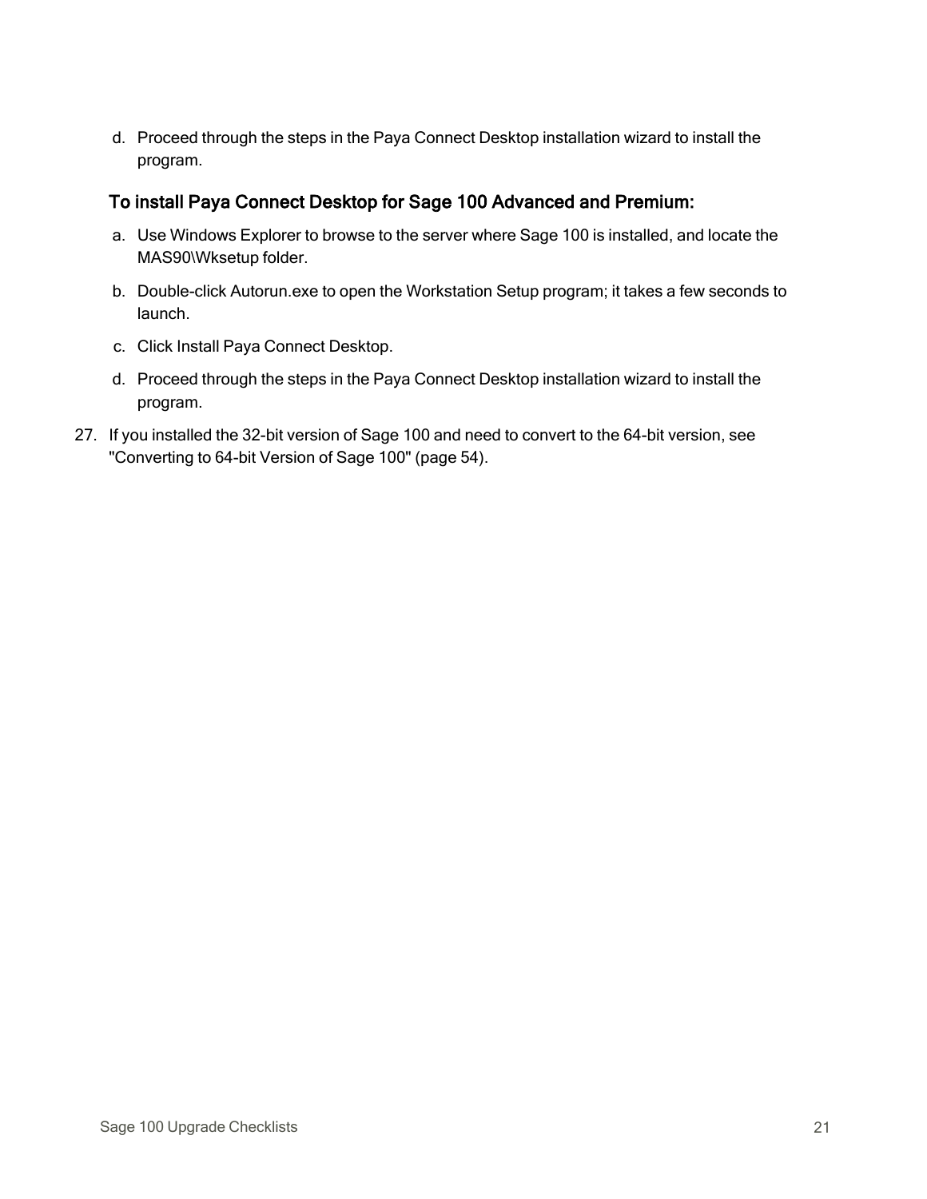d. Proceed through the steps in the Paya Connect Desktop installation wizard to install the program.

### To install Paya Connect Desktop for Sage 100 Advanced and Premium:

a. Use Windows Explorer to browse to the server where Sage 100 is installed, and locate the MAS90\Wksetup folder.

b. Double-click Autorun.exe to open the Workstation Setup program; it takes a few seconds to launch.

c. Click Install Paya Connect Desktop.

d. Proceed through the steps in the Paya Connect Desktop installation wizard to install the program.

27. If you installed the 32-bit version of Sage 100 and need to convert to the 64-bit version, see "Converting to 64-bit Version of Sage 100" (page 54).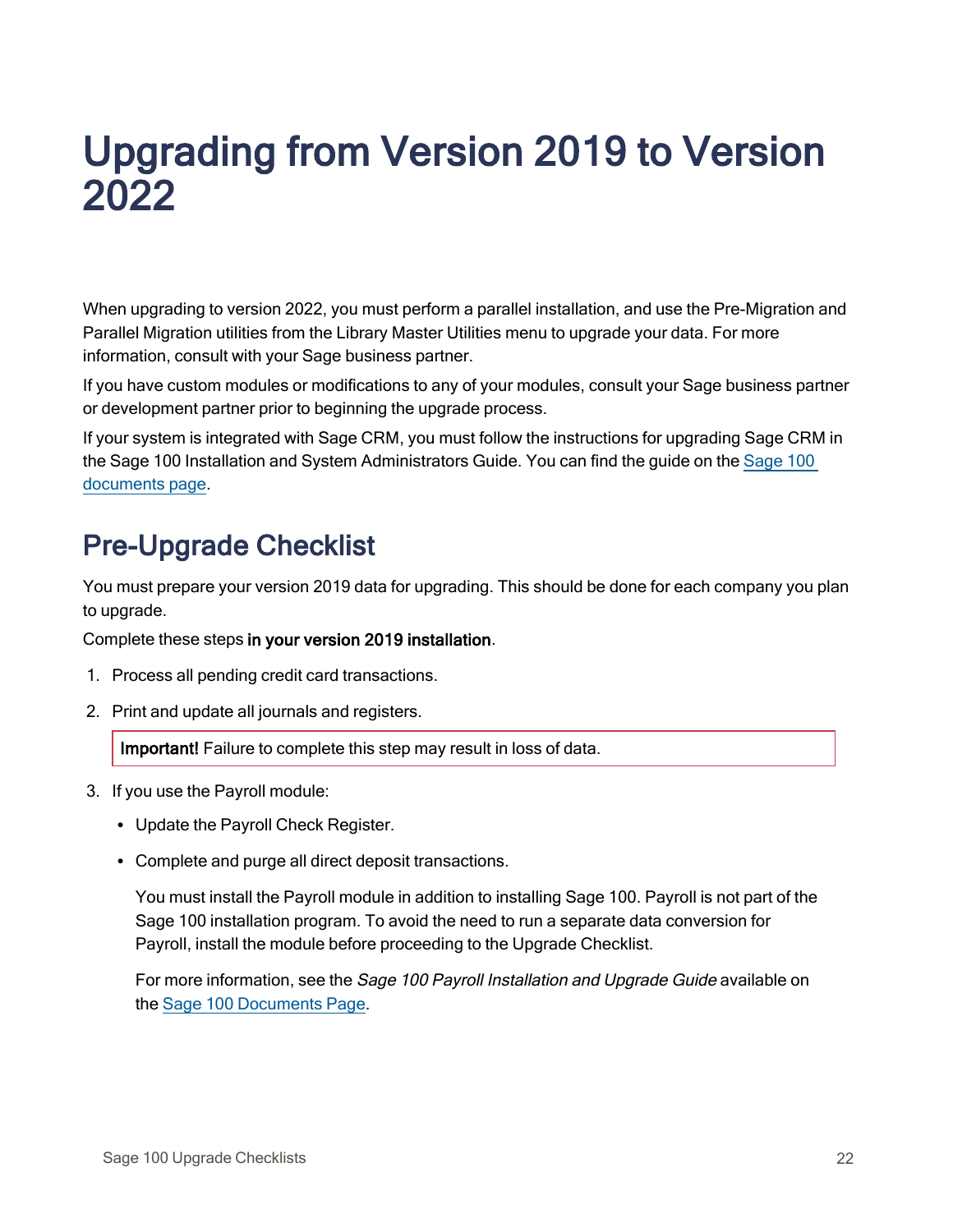# Upgrading from Version 2019 to Version 2022

When upgrading to version 2022, you must perform a parallel installation, and use the Pre-Migration and Parallel Migration utilities from the Library Master Utilities menu to upgrade your data. For more information, consult with your Sage business partner.

If you have custom modules or modifications to any of your modules, consult your Sage business partner or development partner prior to beginning the upgrade process.

If your system is integrated with Sage CRM, you must follow the instructions for upgrading Sage CRM in the Sage 100 Installation and System Administrators Guide. You can find the guide on the [Sage 100 documents page](#).

## Pre-Upgrade Checklist

You must prepare your version 2019 data for upgrading. This should be done for each company you plan to upgrade.

Complete these steps **in your version 2019 installation**.

1. Process all pending credit card transactions.
2. Print and update all journals and registers.

   **Important!** Failure to complete this step may result in loss of data.

3. If you use the Payroll module:
   - Update the Payroll Check Register.
   - Complete and purge all direct deposit transactions.

     You must install the Payroll module in addition to installing Sage 100. Payroll is not part of the Sage 100 installation program. To avoid the need to run a separate data conversion for Payroll, install the module before proceeding to the Upgrade Checklist.

     For more information, see the *Sage 100 Payroll Installation and Upgrade Guide* available on the [Sage 100 Documents Page](#).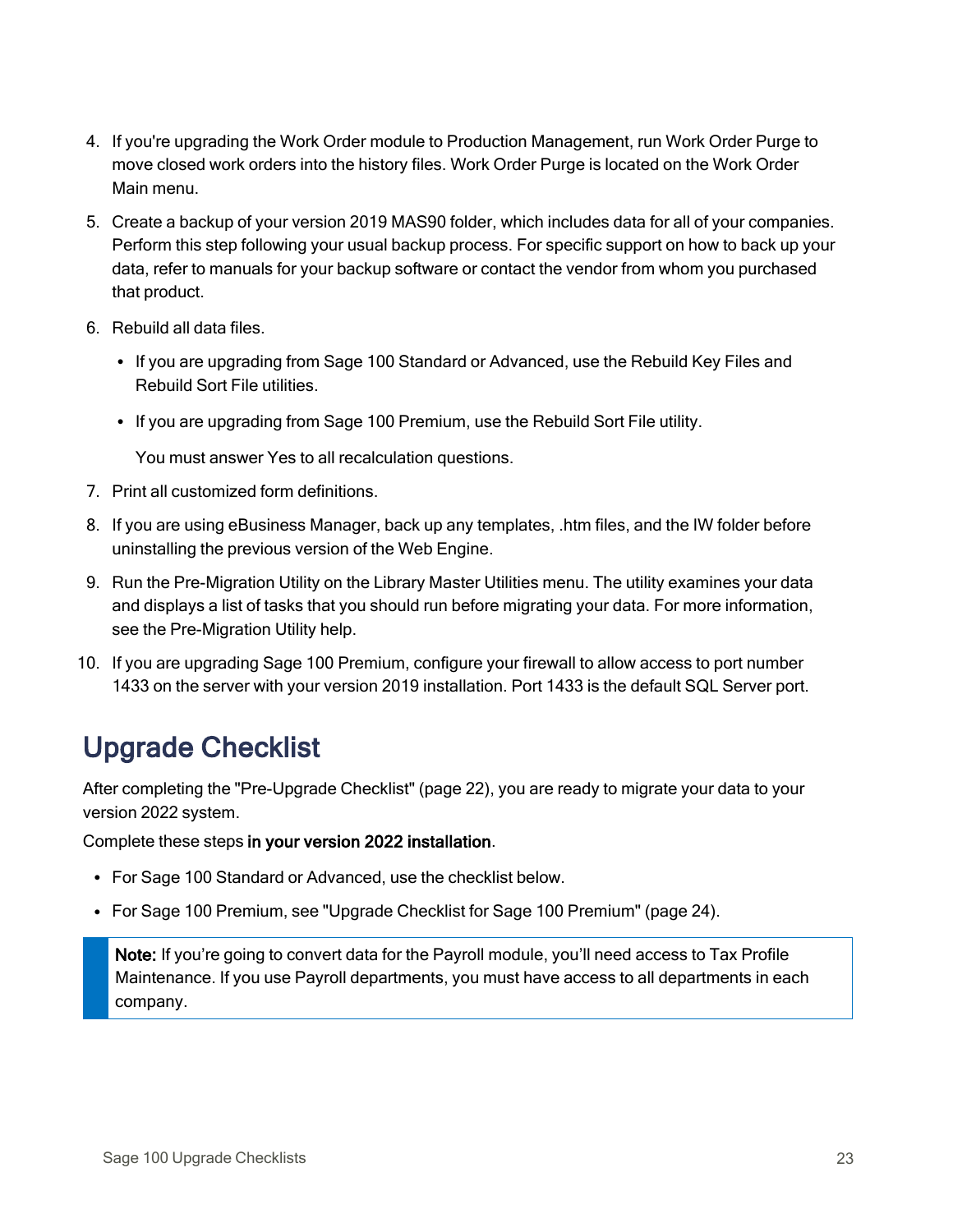4. If you're upgrading the Work Order module to Production Management, run Work Order Purge to move closed work orders into the history files. Work Order Purge is located on the Work Order Main menu.

5. Create a backup of your version 2019 MAS90 folder, which includes data for all of your companies. Perform this step following your usual backup process. For specific support on how to back up your data, refer to manuals for your backup software or contact the vendor from whom you purchased that product.

6. Rebuild all data files.

   - If you are upgrading from Sage 100 Standard or Advanced, use the Rebuild Key Files and Rebuild Sort File utilities.

   - If you are upgrading from Sage 100 Premium, use the Rebuild Sort File utility.

     You must answer Yes to all recalculation questions.

7. Print all customized form definitions.

8. If you are using eBusiness Manager, back up any templates, .htm files, and the IW folder before uninstalling the previous version of the Web Engine.

9. Run the Pre-Migration Utility on the Library Master Utilities menu. The utility examines your data and displays a list of tasks that you should run before migrating your data. For more information, see the Pre-Migration Utility help.

10. If you are upgrading Sage 100 Premium, configure your firewall to allow access to port number 1433 on the server with your version 2019 installation. Port 1433 is the default SQL Server port.

## Upgrade Checklist

After completing the "Pre-Upgrade Checklist" (page 22), you are ready to migrate your data to your version 2022 system.

Complete these steps **in your version 2022 installation**.

- For Sage 100 Standard or Advanced, use the checklist below.
- For Sage 100 Premium, see "Upgrade Checklist for Sage 100 Premium" (page 24).

> **Note:** If you're going to convert data for the Payroll module, you'll need access to Tax Profile Maintenance. If you use Payroll departments, you must have access to all departments in each company.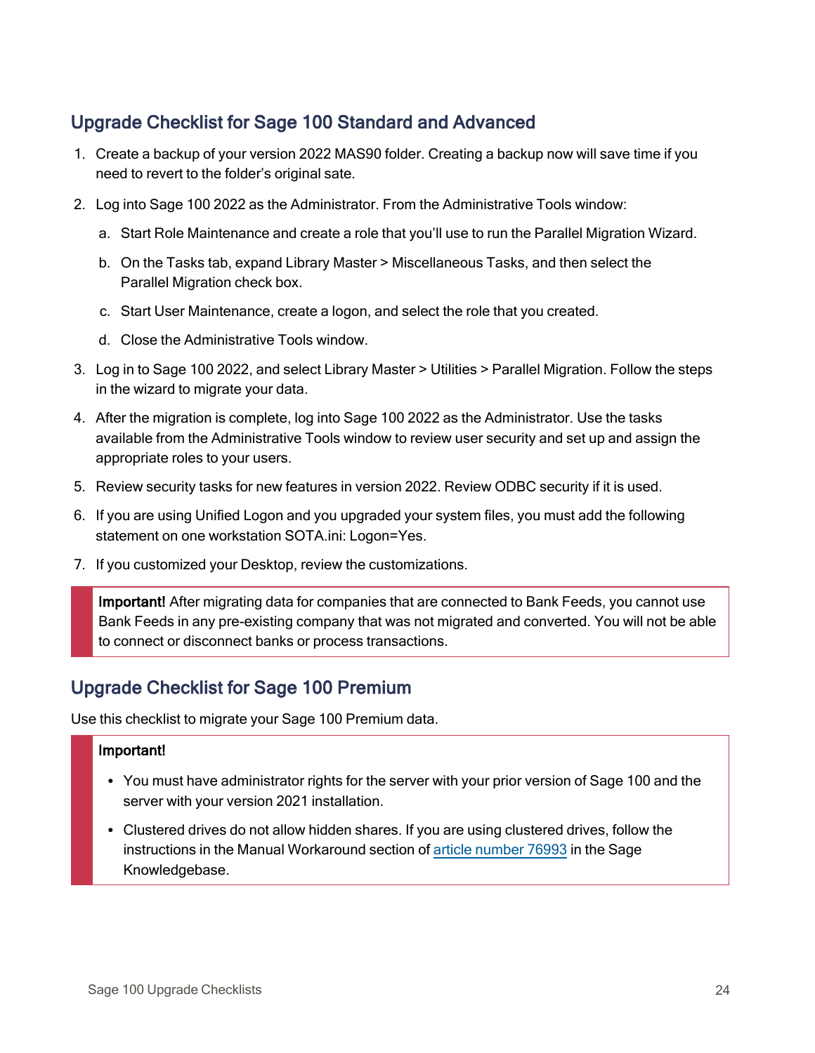## Upgrade Checklist for Sage 100 Standard and Advanced

1. Create a backup of your version 2022 MAS90 folder. Creating a backup now will save time if you need to revert to the folder's original sate.
2. Log into Sage 100 2022 as the Administrator. From the Administrative Tools window:
   a. Start Role Maintenance and create a role that you'll use to run the Parallel Migration Wizard.
   b. On the Tasks tab, expand Library Master > Miscellaneous Tasks, and then select the Parallel Migration check box.
   c. Start User Maintenance, create a logon, and select the role that you created.
   d. Close the Administrative Tools window.
3. Log in to Sage 100 2022, and select Library Master > Utilities > Parallel Migration. Follow the steps in the wizard to migrate your data.
4. After the migration is complete, log into Sage 100 2022 as the Administrator. Use the tasks available from the Administrative Tools window to review user security and set up and assign the appropriate roles to your users.
5. Review security tasks for new features in version 2022. Review ODBC security if it is used.
6. If you are using Unified Logon and you upgraded your system files, you must add the following statement on one workstation SOTA.ini: Logon=Yes.
7. If you customized your Desktop, review the customizations.

> **Important!** After migrating data for companies that are connected to Bank Feeds, you cannot use Bank Feeds in any pre-existing company that was not migrated and converted. You will not be able to connect or disconnect banks or process transactions.

## Upgrade Checklist for Sage 100 Premium

Use this checklist to migrate your Sage 100 Premium data.

> **Important!**
>
> - You must have administrator rights for the server with your prior version of Sage 100 and the server with your version 2021 installation.
> - Clustered drives do not allow hidden shares. If you are using clustered drives, follow the instructions in the Manual Workaround section of article number 76993 in the Sage Knowledgebase.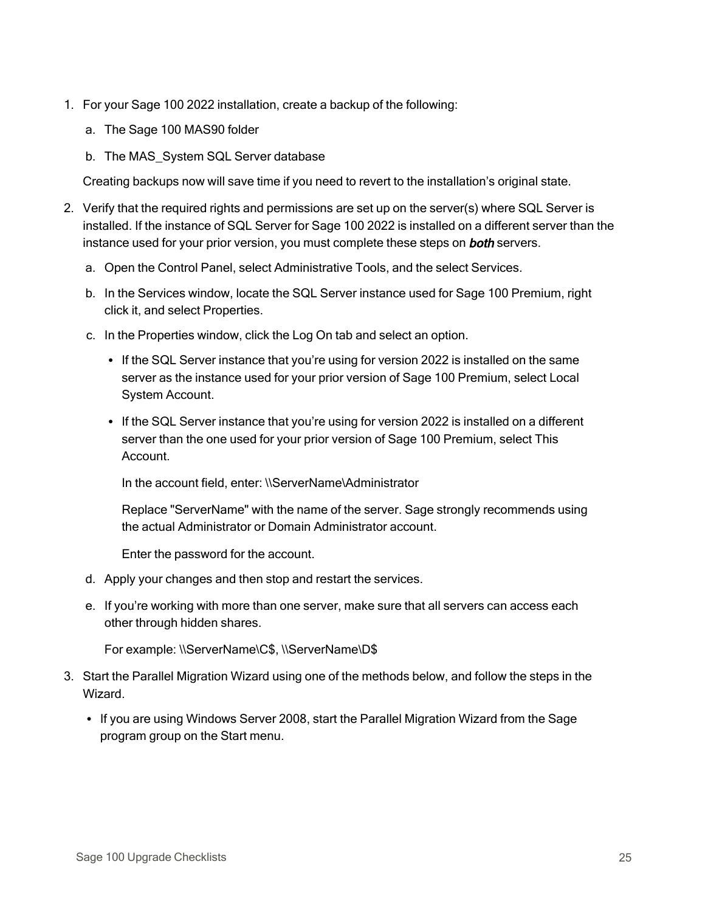1. For your Sage 100 2022 installation, create a backup of the following:

   a. The Sage 100 MAS90 folder

   b. The MAS_System SQL Server database

   Creating backups now will save time if you need to revert to the installation's original state.

2. Verify that the required rights and permissions are set up on the server(s) where SQL Server is installed. If the instance of SQL Server for Sage 100 2022 is installed on a different server than the instance used for your prior version, you must complete these steps on ***both*** servers.

   a. Open the Control Panel, select Administrative Tools, and the select Services.

   b. In the Services window, locate the SQL Server instance used for Sage 100 Premium, right click it, and select Properties.

   c. In the Properties window, click the Log On tab and select an option.

      - If the SQL Server instance that you're using for version 2022 is installed on the same server as the instance used for your prior version of Sage 100 Premium, select Local System Account.

      - If the SQL Server instance that you're using for version 2022 is installed on a different server than the one used for your prior version of Sage 100 Premium, select This Account.

        In the account field, enter: \\ServerName\Administrator

        Replace "ServerName" with the name of the server. Sage strongly recommends using the actual Administrator or Domain Administrator account.

        Enter the password for the account.

   d. Apply your changes and then stop and restart the services.

   e. If you're working with more than one server, make sure that all servers can access each other through hidden shares.

      For example: \\ServerName\C$, \\ServerName\D$

3. Start the Parallel Migration Wizard using one of the methods below, and follow the steps in the Wizard.

   - If you are using Windows Server 2008, start the Parallel Migration Wizard from the Sage program group on the Start menu.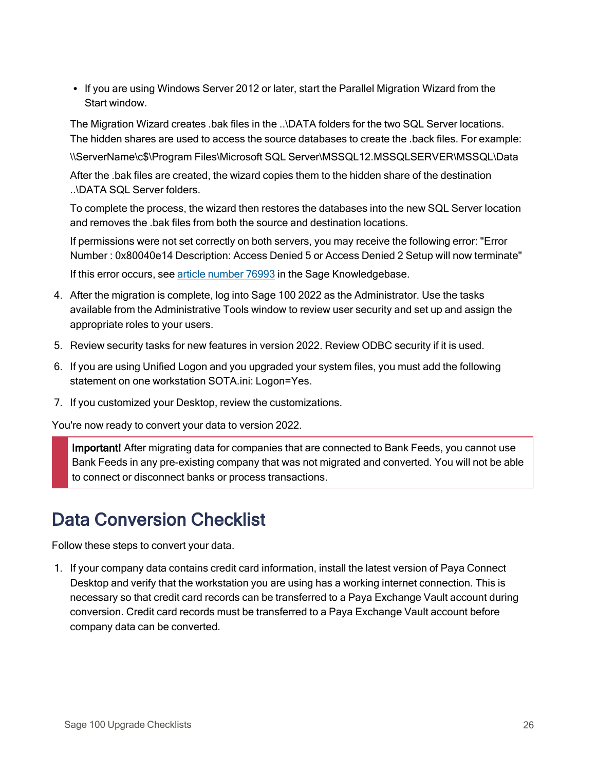- If you are using Windows Server 2012 or later, start the Parallel Migration Wizard from the Start window.

  The Migration Wizard creates .bak files in the ..\DATA folders for the two SQL Server locations. The hidden shares are used to access the source databases to create the .back files. For example:

  \\ServerName\c$\Program Files\Microsoft SQL Server\MSSQL12.MSSQLSERVER\MSSQL\Data

  After the .bak files are created, the wizard copies them to the hidden share of the destination ..\DATA SQL Server folders.

  To complete the process, the wizard then restores the databases into the new SQL Server location and removes the .bak files from both the source and destination locations.

  If permissions were not set correctly on both servers, you may receive the following error: "Error Number : 0x80040e14 Description: Access Denied 5 or Access Denied 2 Setup will now terminate"

  If this error occurs, see article number 76993 in the Sage Knowledgebase.

4. After the migration is complete, log into Sage 100 2022 as the Administrator. Use the tasks available from the Administrative Tools window to review user security and set up and assign the appropriate roles to your users.
5. Review security tasks for new features in version 2022. Review ODBC security if it is used.
6. If you are using Unified Logon and you upgraded your system files, you must add the following statement on one workstation SOTA.ini: Logon=Yes.
7. If you customized your Desktop, review the customizations.

You're now ready to convert your data to version 2022.

> **Important!** After migrating data for companies that are connected to Bank Feeds, you cannot use Bank Feeds in any pre-existing company that was not migrated and converted. You will not be able to connect or disconnect banks or process transactions.

## Data Conversion Checklist

Follow these steps to convert your data.

1. If your company data contains credit card information, install the latest version of Paya Connect Desktop and verify that the workstation you are using has a working internet connection. This is necessary so that credit card records can be transferred to a Paya Exchange Vault account during conversion. Credit card records must be transferred to a Paya Exchange Vault account before company data can be converted.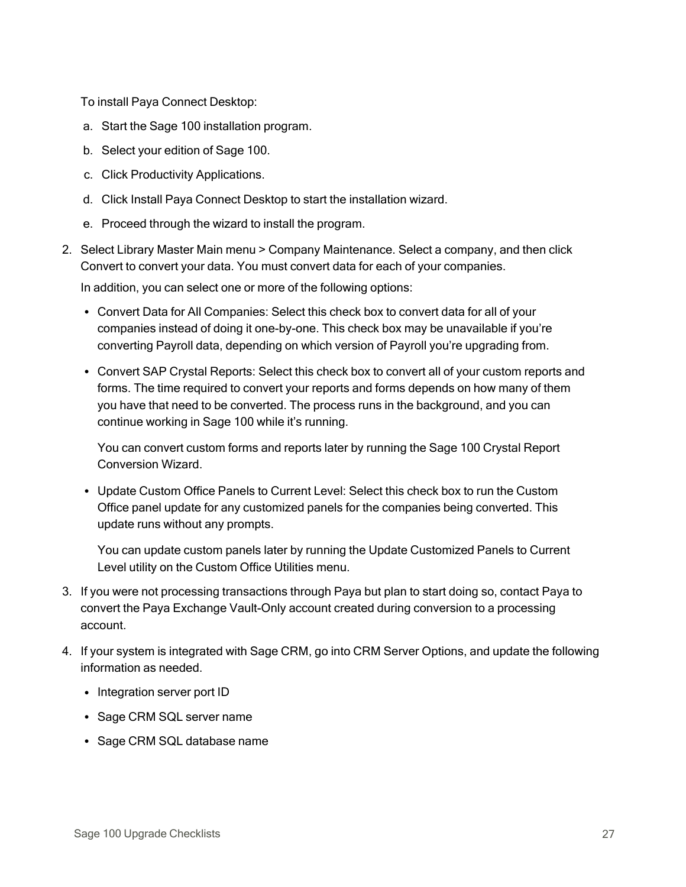To install Paya Connect Desktop:

a. Start the Sage 100 installation program.

b. Select your edition of Sage 100.

c. Click Productivity Applications.

d. Click Install Paya Connect Desktop to start the installation wizard.

e. Proceed through the wizard to install the program.

2. Select Library Master Main menu > Company Maintenance. Select a company, and then click Convert to convert your data. You must convert data for each of your companies.

   In addition, you can select one or more of the following options:

   - Convert Data for All Companies: Select this check box to convert data for all of your companies instead of doing it one-by-one. This check box may be unavailable if you're converting Payroll data, depending on which version of Payroll you're upgrading from.
   - Convert SAP Crystal Reports: Select this check box to convert all of your custom reports and forms. The time required to convert your reports and forms depends on how many of them you have that need to be converted. The process runs in the background, and you can continue working in Sage 100 while it's running.

     You can convert custom forms and reports later by running the Sage 100 Crystal Report Conversion Wizard.
   - Update Custom Office Panels to Current Level: Select this check box to run the Custom Office panel update for any customized panels for the companies being converted. This update runs without any prompts.

     You can update custom panels later by running the Update Customized Panels to Current Level utility on the Custom Office Utilities menu.

3. If you were not processing transactions through Paya but plan to start doing so, contact Paya to convert the Paya Exchange Vault-Only account created during conversion to a processing account.

4. If your system is integrated with Sage CRM, go into CRM Server Options, and update the following information as needed.

   - Integration server port ID
   - Sage CRM SQL server name
   - Sage CRM SQL database name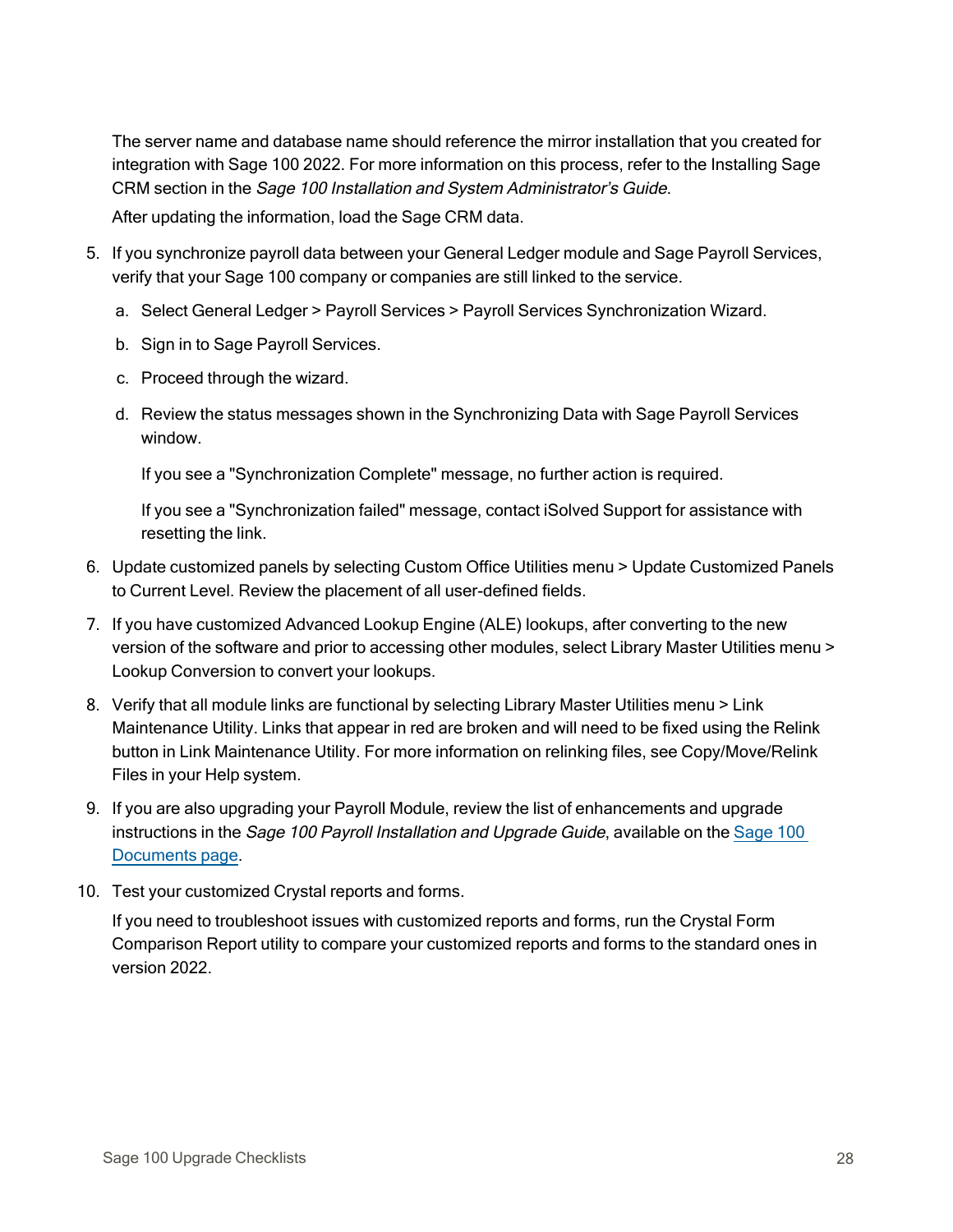The server name and database name should reference the mirror installation that you created for integration with Sage 100 2022. For more information on this process, refer to the Installing Sage CRM section in the *Sage 100 Installation and System Administrator's Guide*.

After updating the information, load the Sage CRM data.

5. If you synchronize payroll data between your General Ledger module and Sage Payroll Services, verify that your Sage 100 company or companies are still linked to the service.

   a. Select General Ledger > Payroll Services > Payroll Services Synchronization Wizard.

   b. Sign in to Sage Payroll Services.

   c. Proceed through the wizard.

   d. Review the status messages shown in the Synchronizing Data with Sage Payroll Services window.

      If you see a "Synchronization Complete" message, no further action is required.

      If you see a "Synchronization failed" message, contact iSolved Support for assistance with resetting the link.

6. Update customized panels by selecting Custom Office Utilities menu > Update Customized Panels to Current Level. Review the placement of all user-defined fields.

7. If you have customized Advanced Lookup Engine (ALE) lookups, after converting to the new version of the software and prior to accessing other modules, select Library Master Utilities menu > Lookup Conversion to convert your lookups.

8. Verify that all module links are functional by selecting Library Master Utilities menu > Link Maintenance Utility. Links that appear in red are broken and will need to be fixed using the Relink button in Link Maintenance Utility. For more information on relinking files, see Copy/Move/Relink Files in your Help system.

9. If you are also upgrading your Payroll Module, review the list of enhancements and upgrade instructions in the *Sage 100 Payroll Installation and Upgrade Guide*, available on the Sage 100 Documents page.

10. Test your customized Crystal reports and forms.

    If you need to troubleshoot issues with customized reports and forms, run the Crystal Form Comparison Report utility to compare your customized reports and forms to the standard ones in version 2022.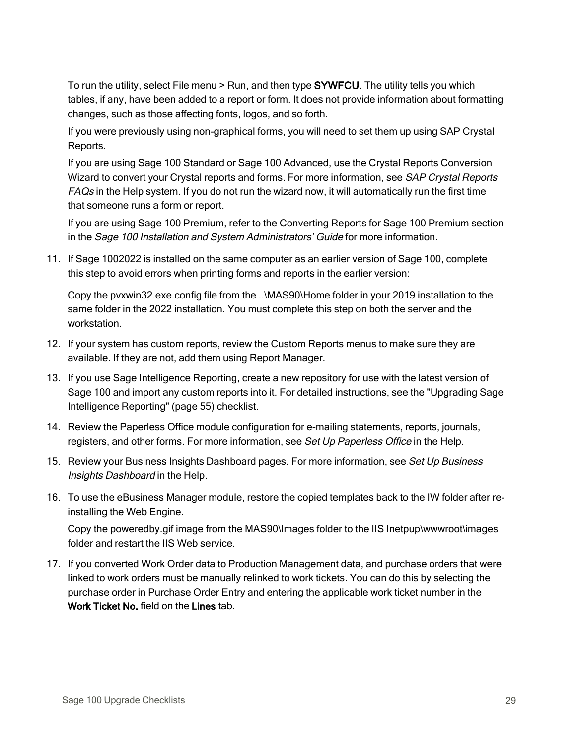To run the utility, select File menu > Run, and then type **SYWFCU**. The utility tells you which tables, if any, have been added to a report or form. It does not provide information about formatting changes, such as those affecting fonts, logos, and so forth.

If you were previously using non-graphical forms, you will need to set them up using SAP Crystal Reports.

If you are using Sage 100 Standard or Sage 100 Advanced, use the Crystal Reports Conversion Wizard to convert your Crystal reports and forms. For more information, see *SAP Crystal Reports FAQs* in the Help system. If you do not run the wizard now, it will automatically run the first time that someone runs a form or report.

If you are using Sage 100 Premium, refer to the Converting Reports for Sage 100 Premium section in the *Sage 100 Installation and System Administrators' Guide* for more information.

11. If Sage 1002022 is installed on the same computer as an earlier version of Sage 100, complete this step to avoid errors when printing forms and reports in the earlier version:

    Copy the pvxwin32.exe.config file from the ..\MAS90\Home folder in your 2019 installation to the same folder in the 2022 installation. You must complete this step on both the server and the workstation.

12. If your system has custom reports, review the Custom Reports menus to make sure they are available. If they are not, add them using Report Manager.
13. If you use Sage Intelligence Reporting, create a new repository for use with the latest version of Sage 100 and import any custom reports into it. For detailed instructions, see the "Upgrading Sage Intelligence Reporting" (page 55) checklist.
14. Review the Paperless Office module configuration for e-mailing statements, reports, journals, registers, and other forms. For more information, see *Set Up Paperless Office* in the Help.
15. Review your Business Insights Dashboard pages. For more information, see *Set Up Business Insights Dashboard* in the Help.
16. To use the eBusiness Manager module, restore the copied templates back to the IW folder after re-installing the Web Engine.

    Copy the poweredby.gif image from the MAS90\Images folder to the IIS Inetpup\wwwroot\images folder and restart the IIS Web service.

17. If you converted Work Order data to Production Management data, and purchase orders that were linked to work orders must be manually relinked to work tickets. You can do this by selecting the purchase order in Purchase Order Entry and entering the applicable work ticket number in the **Work Ticket No.** field on the **Lines** tab.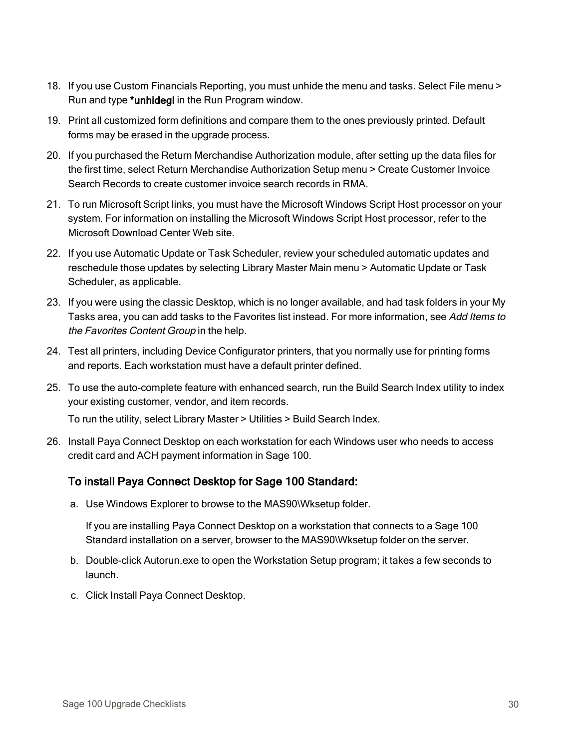18. If you use Custom Financials Reporting, you must unhide the menu and tasks. Select File menu > Run and type **\*unhidegl** in the Run Program window.

19. Print all customized form definitions and compare them to the ones previously printed. Default forms may be erased in the upgrade process.

20. If you purchased the Return Merchandise Authorization module, after setting up the data files for the first time, select Return Merchandise Authorization Setup menu > Create Customer Invoice Search Records to create customer invoice search records in RMA.

21. To run Microsoft Script links, you must have the Microsoft Windows Script Host processor on your system. For information on installing the Microsoft Windows Script Host processor, refer to the Microsoft Download Center Web site.

22. If you use Automatic Update or Task Scheduler, review your scheduled automatic updates and reschedule those updates by selecting Library Master Main menu > Automatic Update or Task Scheduler, as applicable.

23. If you were using the classic Desktop, which is no longer available, and had task folders in your My Tasks area, you can add tasks to the Favorites list instead. For more information, see *Add Items to the Favorites Content Group* in the help.

24. Test all printers, including Device Configurator printers, that you normally use for printing forms and reports. Each workstation must have a default printer defined.

25. To use the auto-complete feature with enhanced search, run the Build Search Index utility to index your existing customer, vendor, and item records.

    To run the utility, select Library Master > Utilities > Build Search Index.

26. Install Paya Connect Desktop on each workstation for each Windows user who needs to access credit card and ACH payment information in Sage 100.

    ### To install Paya Connect Desktop for Sage 100 Standard:

    a. Use Windows Explorer to browse to the MAS90\Wksetup folder.

       If you are installing Paya Connect Desktop on a workstation that connects to a Sage 100 Standard installation on a server, browser to the MAS90\Wksetup folder on the server.

    b. Double-click Autorun.exe to open the Workstation Setup program; it takes a few seconds to launch.

    c. Click Install Paya Connect Desktop.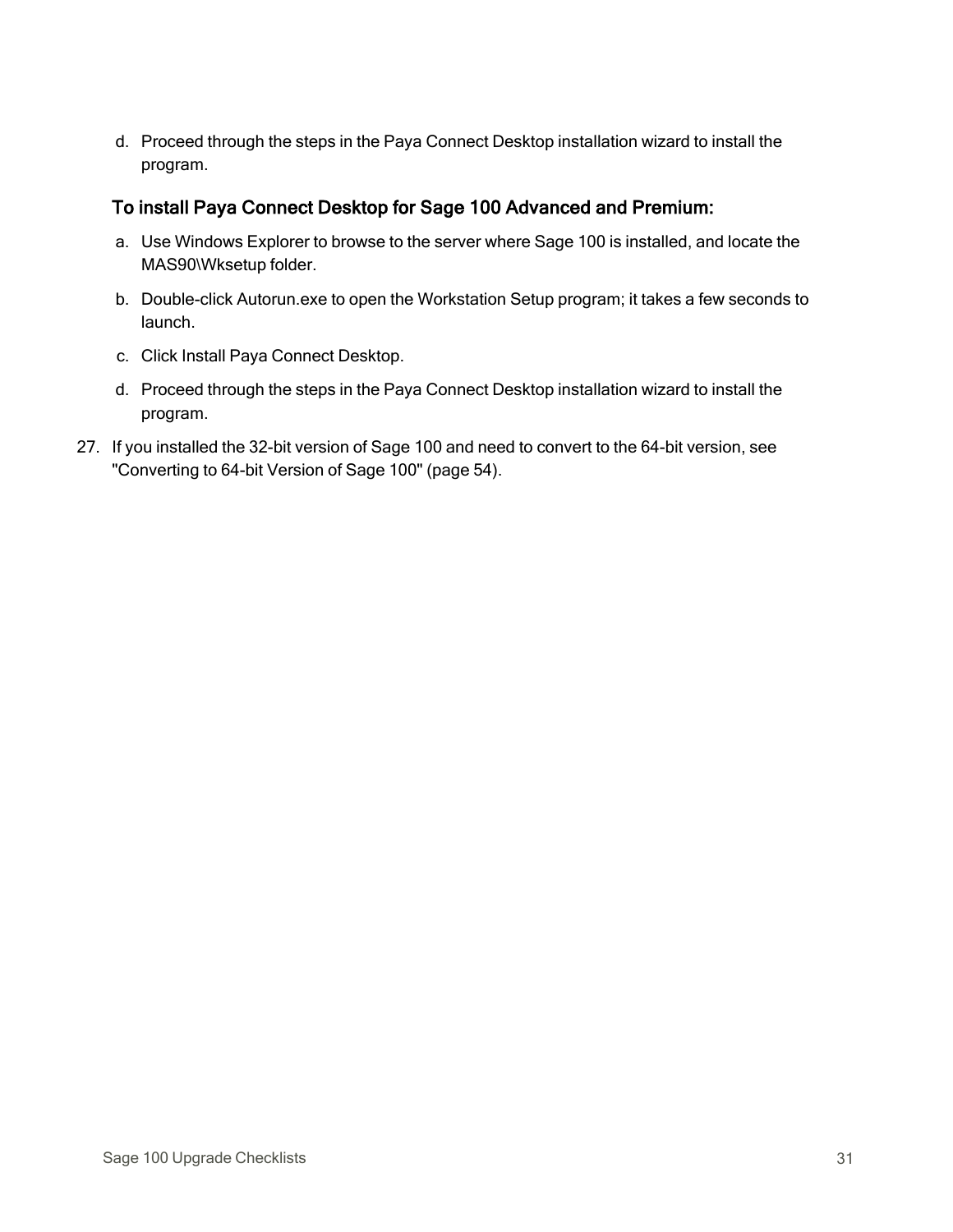d. Proceed through the steps in the Paya Connect Desktop installation wizard to install the program.

### To install Paya Connect Desktop for Sage 100 Advanced and Premium:

a. Use Windows Explorer to browse to the server where Sage 100 is installed, and locate the MAS90\Wksetup folder.

b. Double-click Autorun.exe to open the Workstation Setup program; it takes a few seconds to launch.

c. Click Install Paya Connect Desktop.

d. Proceed through the steps in the Paya Connect Desktop installation wizard to install the program.

27. If you installed the 32-bit version of Sage 100 and need to convert to the 64-bit version, see "Converting to 64-bit Version of Sage 100" (page 54).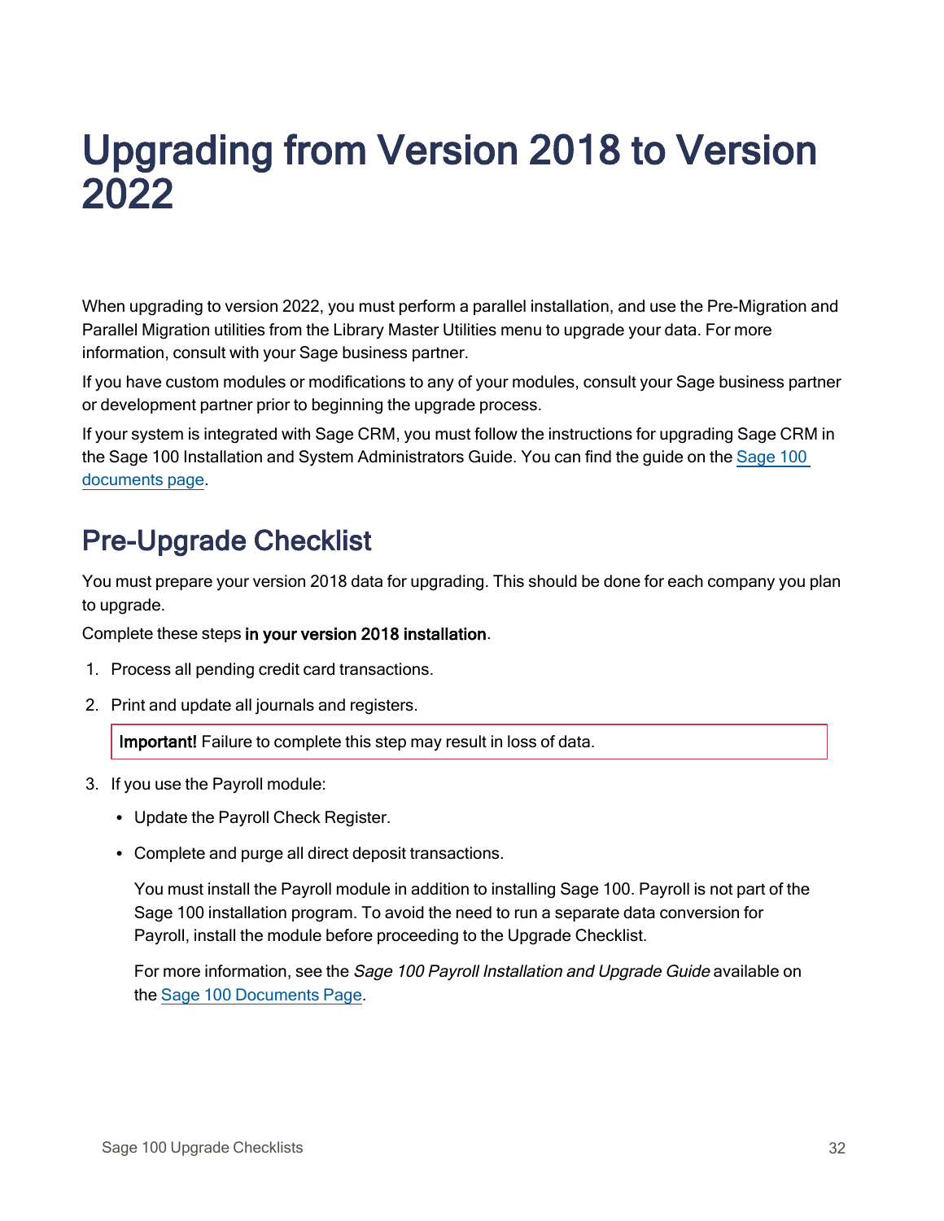# Upgrading from Version 2018 to Version 2022

When upgrading to version 2022, you must perform a parallel installation, and use the Pre-Migration and Parallel Migration utilities from the Library Master Utilities menu to upgrade your data. For more information, consult with your Sage business partner.

If you have custom modules or modifications to any of your modules, consult your Sage business partner or development partner prior to beginning the upgrade process.

If your system is integrated with Sage CRM, you must follow the instructions for upgrading Sage CRM in the Sage 100 Installation and System Administrators Guide. You can find the guide on the [Sage 100 documents page](#).

## Pre-Upgrade Checklist

You must prepare your version 2018 data for upgrading. This should be done for each company you plan to upgrade.

Complete these steps **in your version 2018 installation**.

1. Process all pending credit card transactions.
2. Print and update all journals and registers.

   **Important!** Failure to complete this step may result in loss of data.

3. If you use the Payroll module:
   - Update the Payroll Check Register.
   - Complete and purge all direct deposit transactions.

     You must install the Payroll module in addition to installing Sage 100. Payroll is not part of the Sage 100 installation program. To avoid the need to run a separate data conversion for Payroll, install the module before proceeding to the Upgrade Checklist.

     For more information, see the *Sage 100 Payroll Installation and Upgrade Guide* available on the [Sage 100 Documents Page](#).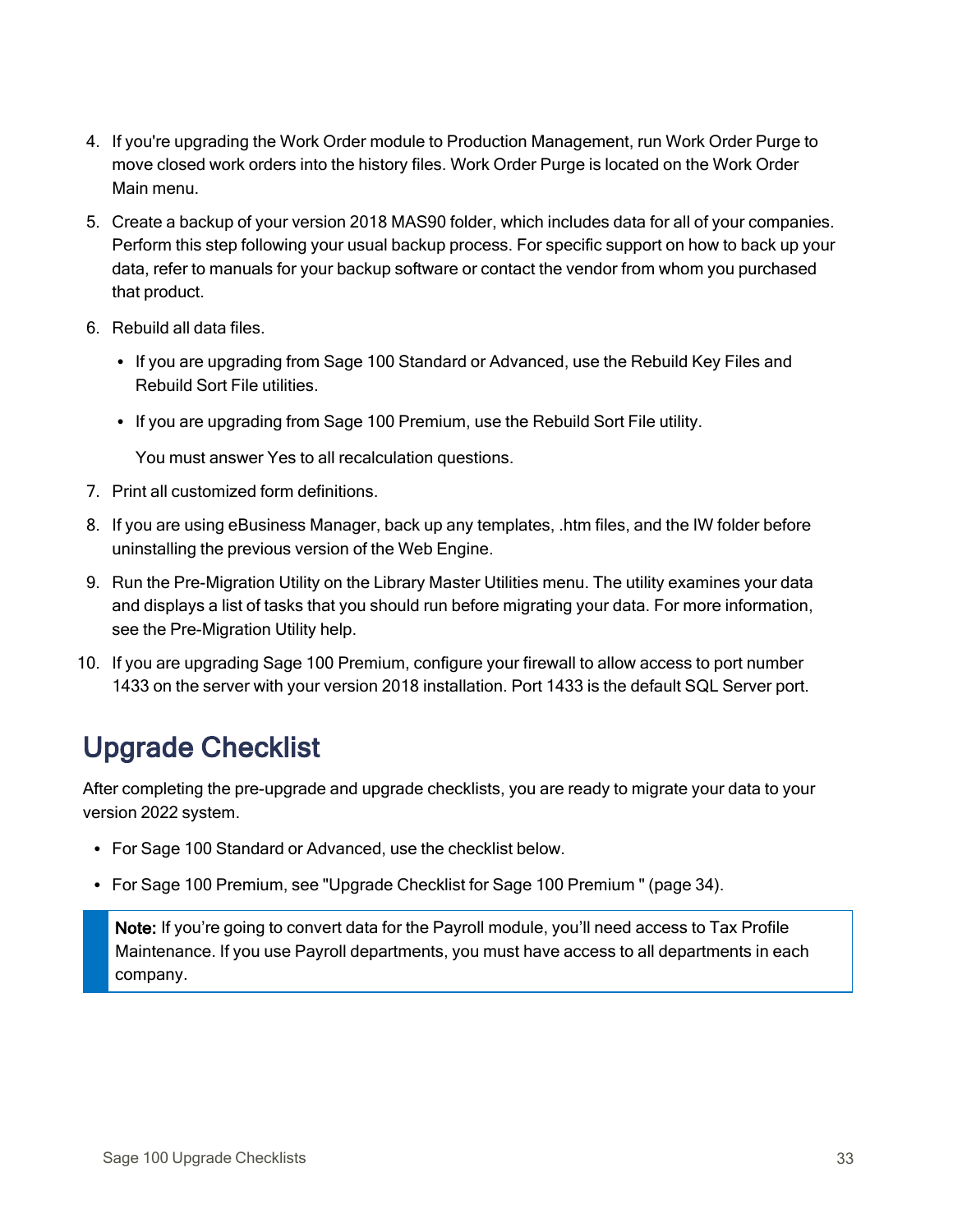4. If you're upgrading the Work Order module to Production Management, run Work Order Purge to move closed work orders into the history files. Work Order Purge is located on the Work Order Main menu.
5. Create a backup of your version 2018 MAS90 folder, which includes data for all of your companies. Perform this step following your usual backup process. For specific support on how to back up your data, refer to manuals for your backup software or contact the vendor from whom you purchased that product.
6. Rebuild all data files.
   - If you are upgrading from Sage 100 Standard or Advanced, use the Rebuild Key Files and Rebuild Sort File utilities.
   - If you are upgrading from Sage 100 Premium, use the Rebuild Sort File utility.

   You must answer Yes to all recalculation questions.
7. Print all customized form definitions.
8. If you are using eBusiness Manager, back up any templates, .htm files, and the IW folder before uninstalling the previous version of the Web Engine.
9. Run the Pre-Migration Utility on the Library Master Utilities menu. The utility examines your data and displays a list of tasks that you should run before migrating your data. For more information, see the Pre-Migration Utility help.
10. If you are upgrading Sage 100 Premium, configure your firewall to allow access to port number 1433 on the server with your version 2018 installation. Port 1433 is the default SQL Server port.

## Upgrade Checklist

After completing the pre-upgrade and upgrade checklists, you are ready to migrate your data to your version 2022 system.

- For Sage 100 Standard or Advanced, use the checklist below.
- For Sage 100 Premium, see "Upgrade Checklist for Sage 100 Premium " (page 34).

> **Note:** If you’re going to convert data for the Payroll module, you’ll need access to Tax Profile Maintenance. If you use Payroll departments, you must have access to all departments in each company.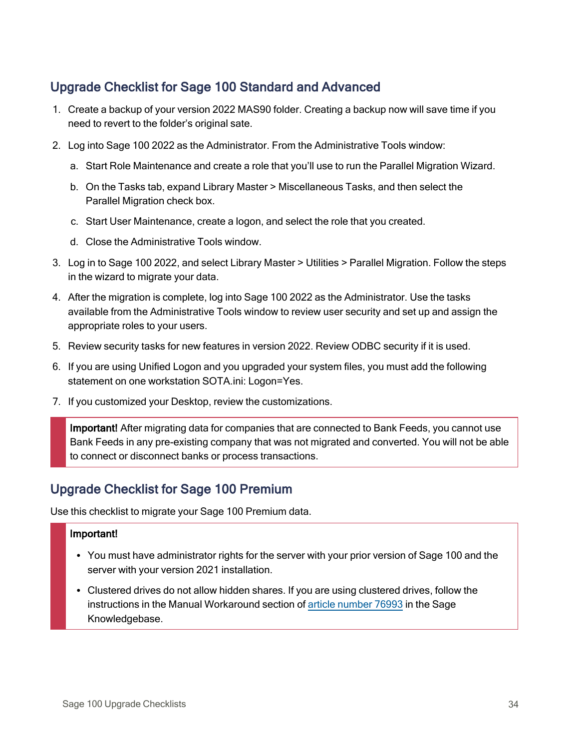## Upgrade Checklist for Sage 100 Standard and Advanced

1. Create a backup of your version 2022 MAS90 folder. Creating a backup now will save time if you need to revert to the folder's original sate.
2. Log into Sage 100 2022 as the Administrator. From the Administrative Tools window:
   a. Start Role Maintenance and create a role that you'll use to run the Parallel Migration Wizard.
   b. On the Tasks tab, expand Library Master > Miscellaneous Tasks, and then select the Parallel Migration check box.
   c. Start User Maintenance, create a logon, and select the role that you created.
   d. Close the Administrative Tools window.
3. Log in to Sage 100 2022, and select Library Master > Utilities > Parallel Migration. Follow the steps in the wizard to migrate your data.
4. After the migration is complete, log into Sage 100 2022 as the Administrator. Use the tasks available from the Administrative Tools window to review user security and set up and assign the appropriate roles to your users.
5. Review security tasks for new features in version 2022. Review ODBC security if it is used.
6. If you are using Unified Logon and you upgraded your system files, you must add the following statement on one workstation SOTA.ini: Logon=Yes.
7. If you customized your Desktop, review the customizations.

> **Important!** After migrating data for companies that are connected to Bank Feeds, you cannot use Bank Feeds in any pre-existing company that was not migrated and converted. You will not be able to connect or disconnect banks or process transactions.

## Upgrade Checklist for Sage 100 Premium

Use this checklist to migrate your Sage 100 Premium data.

> **Important!**
>
> - You must have administrator rights for the server with your prior version of Sage 100 and the server with your version 2021 installation.
> - Clustered drives do not allow hidden shares. If you are using clustered drives, follow the instructions in the Manual Workaround section of article number 76993 in the Sage Knowledgebase.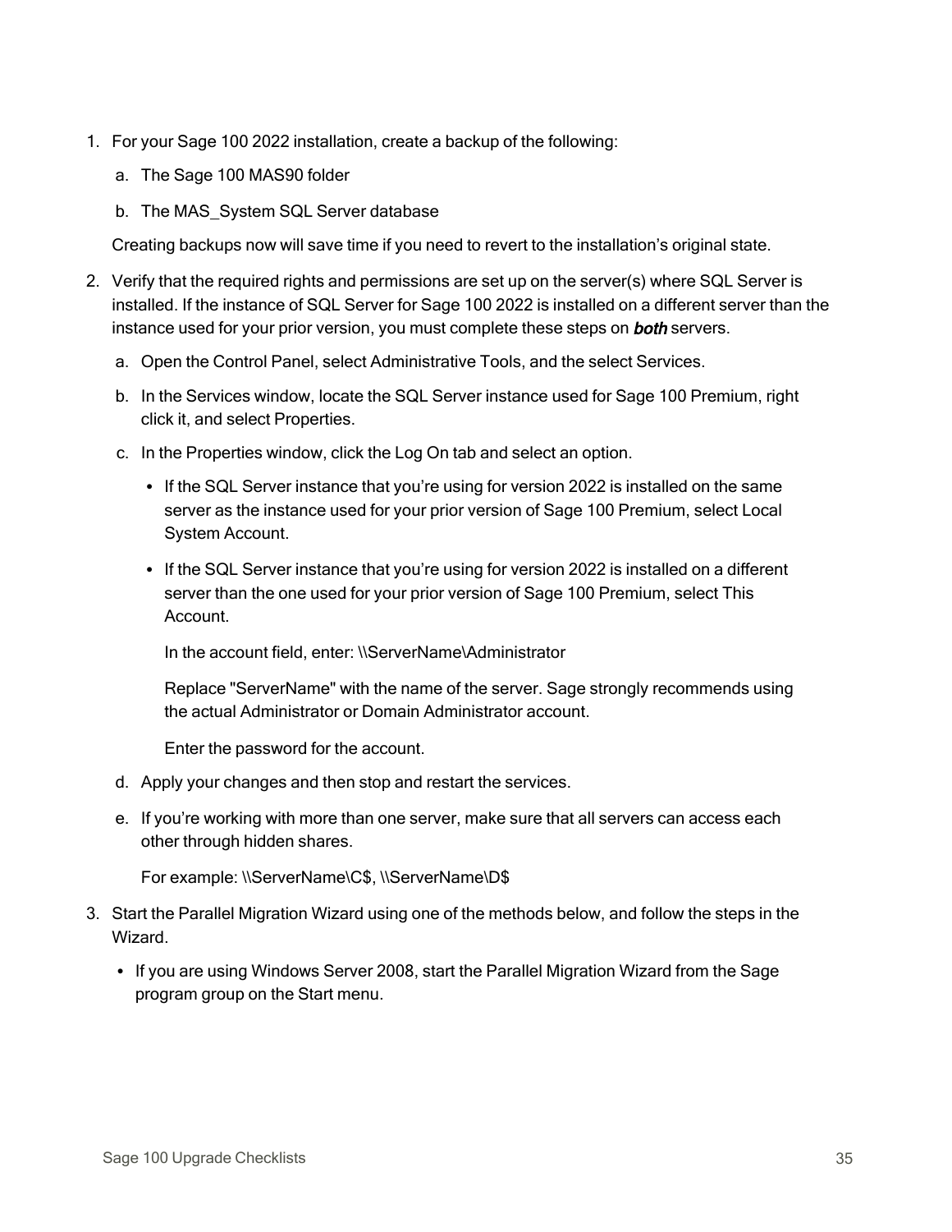1. For your Sage 100 2022 installation, create a backup of the following:

   a. The Sage 100 MAS90 folder

   b. The MAS_System SQL Server database

   Creating backups now will save time if you need to revert to the installation's original state.

2. Verify that the required rights and permissions are set up on the server(s) where SQL Server is installed. If the instance of SQL Server for Sage 100 2022 is installed on a different server than the instance used for your prior version, you must complete these steps on ***both*** servers.

   a. Open the Control Panel, select Administrative Tools, and the select Services.

   b. In the Services window, locate the SQL Server instance used for Sage 100 Premium, right click it, and select Properties.

   c. In the Properties window, click the Log On tab and select an option.

      - If the SQL Server instance that you're using for version 2022 is installed on the same server as the instance used for your prior version of Sage 100 Premium, select Local System Account.

      - If the SQL Server instance that you're using for version 2022 is installed on a different server than the one used for your prior version of Sage 100 Premium, select This Account.

        In the account field, enter: \\ServerName\Administrator

        Replace "ServerName" with the name of the server. Sage strongly recommends using the actual Administrator or Domain Administrator account.

        Enter the password for the account.

   d. Apply your changes and then stop and restart the services.

   e. If you're working with more than one server, make sure that all servers can access each other through hidden shares.

      For example: \\ServerName\C$, \\ServerName\D$

3. Start the Parallel Migration Wizard using one of the methods below, and follow the steps in the Wizard.

   - If you are using Windows Server 2008, start the Parallel Migration Wizard from the Sage program group on the Start menu.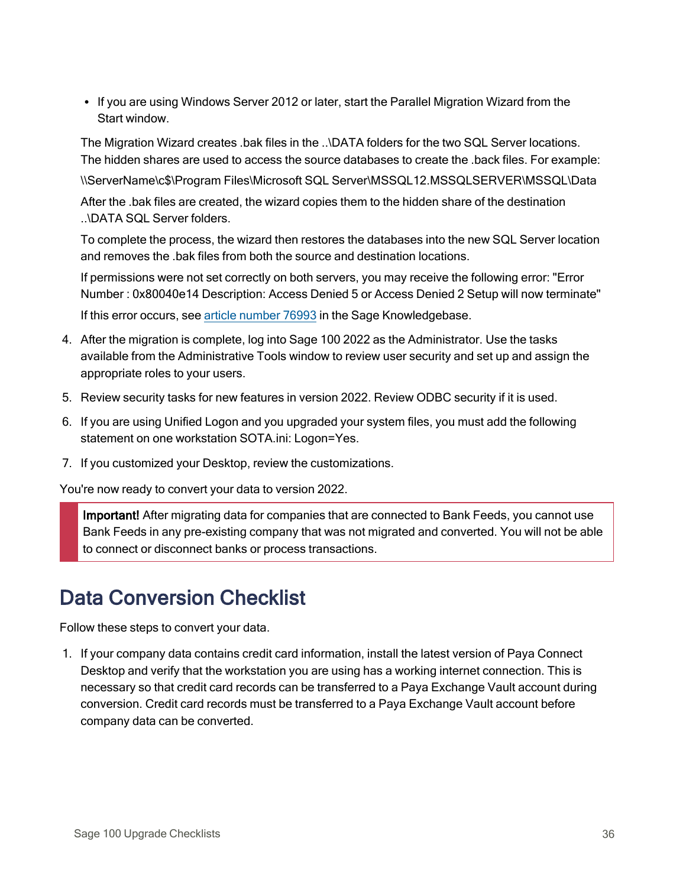- If you are using Windows Server 2012 or later, start the Parallel Migration Wizard from the Start window.

  The Migration Wizard creates .bak files in the ..\DATA folders for the two SQL Server locations. The hidden shares are used to access the source databases to create the .back files. For example:

  \\ServerName\c$\Program Files\Microsoft SQL Server\MSSQL12.MSSQLSERVER\MSSQL\Data

  After the .bak files are created, the wizard copies them to the hidden share of the destination ..\DATA SQL Server folders.

  To complete the process, the wizard then restores the databases into the new SQL Server location and removes the .bak files from both the source and destination locations.

  If permissions were not set correctly on both servers, you may receive the following error: "Error Number : 0x80040e14 Description: Access Denied 5 or Access Denied 2 Setup will now terminate"

  If this error occurs, see article number 76993 in the Sage Knowledgebase.

4. After the migration is complete, log into Sage 100 2022 as the Administrator. Use the tasks available from the Administrative Tools window to review user security and set up and assign the appropriate roles to your users.
5. Review security tasks for new features in version 2022. Review ODBC security if it is used.
6. If you are using Unified Logon and you upgraded your system files, you must add the following statement on one workstation SOTA.ini: Logon=Yes.
7. If you customized your Desktop, review the customizations.

You're now ready to convert your data to version 2022.

> **Important!** After migrating data for companies that are connected to Bank Feeds, you cannot use Bank Feeds in any pre-existing company that was not migrated and converted. You will not be able to connect or disconnect banks or process transactions.

## Data Conversion Checklist

Follow these steps to convert your data.

1. If your company data contains credit card information, install the latest version of Paya Connect Desktop and verify that the workstation you are using has a working internet connection. This is necessary so that credit card records can be transferred to a Paya Exchange Vault account during conversion. Credit card records must be transferred to a Paya Exchange Vault account before company data can be converted.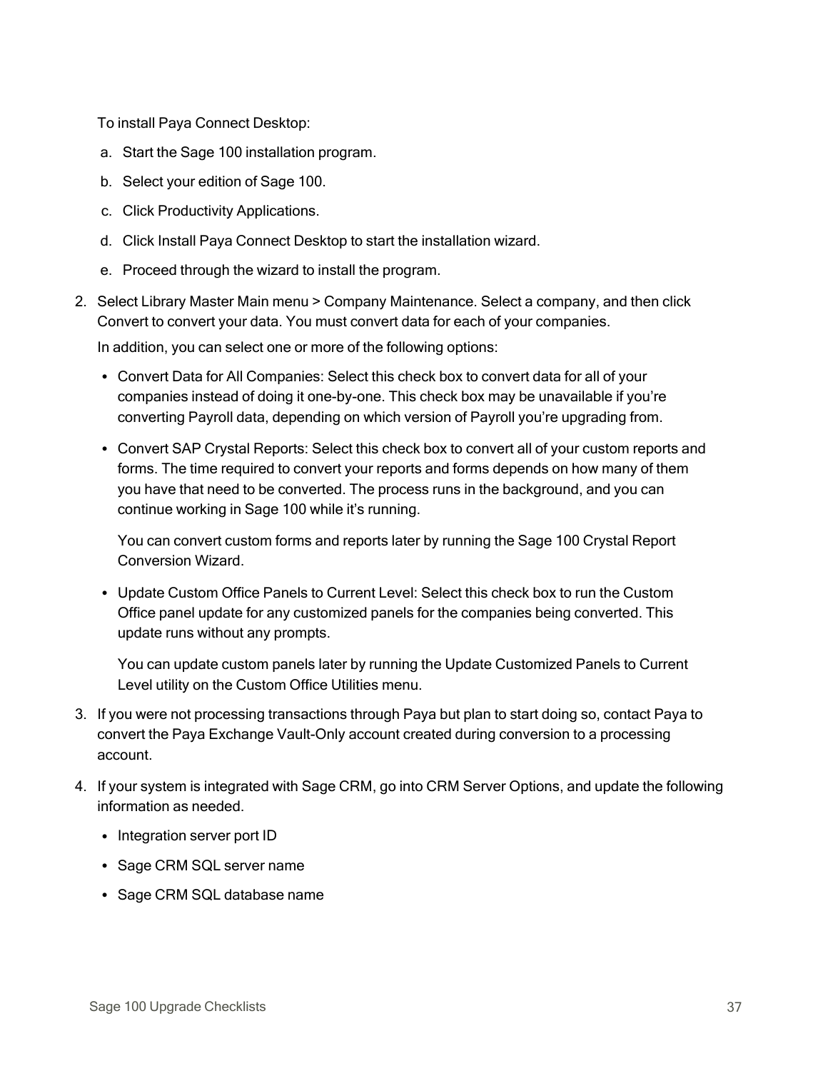To install Paya Connect Desktop:

a. Start the Sage 100 installation program.

b. Select your edition of Sage 100.

c. Click Productivity Applications.

d. Click Install Paya Connect Desktop to start the installation wizard.

e. Proceed through the wizard to install the program.

2. Select Library Master Main menu > Company Maintenance. Select a company, and then click Convert to convert your data. You must convert data for each of your companies.

   In addition, you can select one or more of the following options:

   - Convert Data for All Companies: Select this check box to convert data for all of your companies instead of doing it one-by-one. This check box may be unavailable if you're converting Payroll data, depending on which version of Payroll you're upgrading from.

   - Convert SAP Crystal Reports: Select this check box to convert all of your custom reports and forms. The time required to convert your reports and forms depends on how many of them you have that need to be converted. The process runs in the background, and you can continue working in Sage 100 while it's running.

     You can convert custom forms and reports later by running the Sage 100 Crystal Report Conversion Wizard.

   - Update Custom Office Panels to Current Level: Select this check box to run the Custom Office panel update for any customized panels for the companies being converted. This update runs without any prompts.

     You can update custom panels later by running the Update Customized Panels to Current Level utility on the Custom Office Utilities menu.

3. If you were not processing transactions through Paya but plan to start doing so, contact Paya to convert the Paya Exchange Vault-Only account created during conversion to a processing account.

4. If your system is integrated with Sage CRM, go into CRM Server Options, and update the following information as needed.

   - Integration server port ID
   - Sage CRM SQL server name
   - Sage CRM SQL database name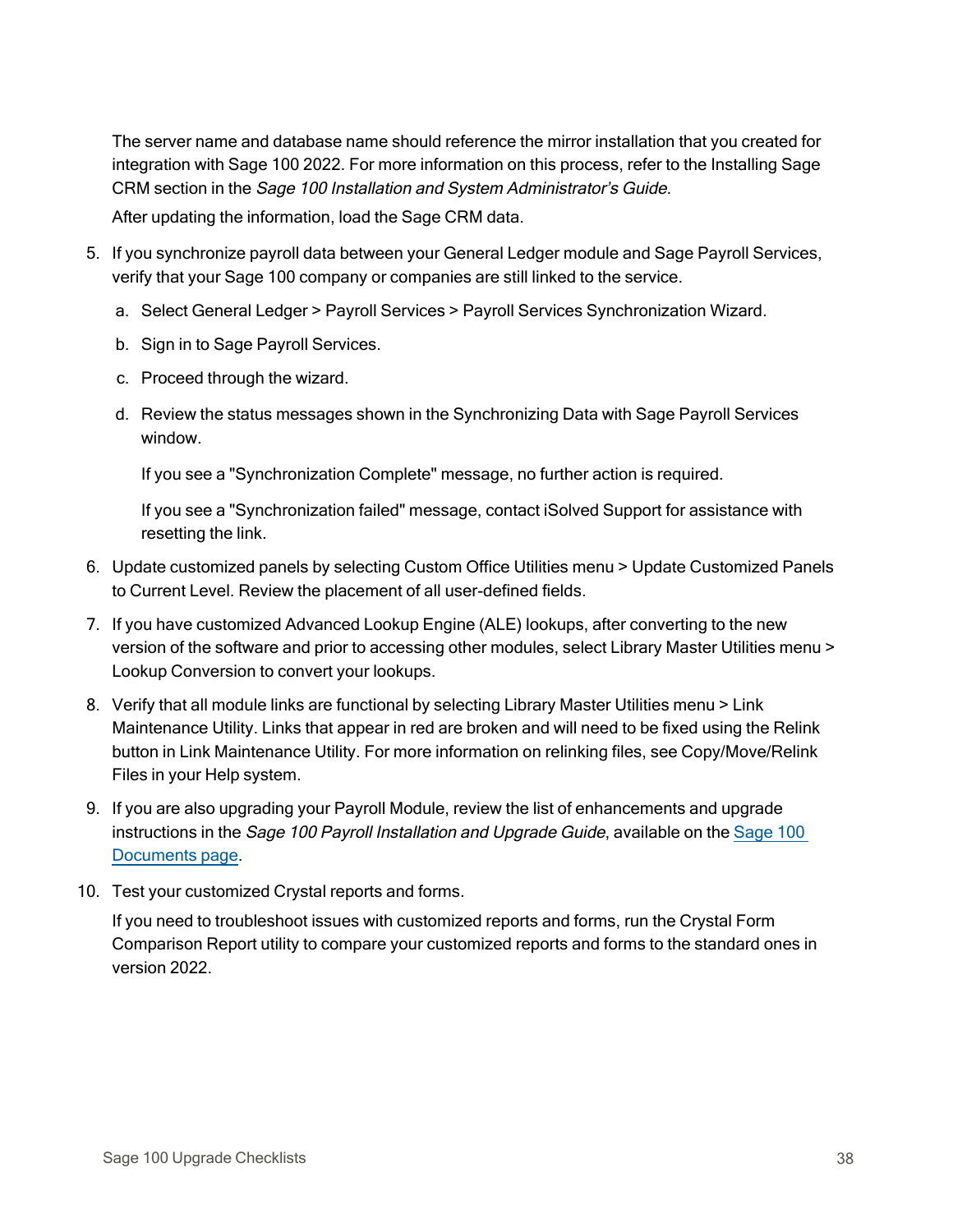The server name and database name should reference the mirror installation that you created for integration with Sage 100 2022. For more information on this process, refer to the Installing Sage CRM section in the *Sage 100 Installation and System Administrator's Guide*.

After updating the information, load the Sage CRM data.

5. If you synchronize payroll data between your General Ledger module and Sage Payroll Services, verify that your Sage 100 company or companies are still linked to the service.

   a. Select General Ledger > Payroll Services > Payroll Services Synchronization Wizard.

   b. Sign in to Sage Payroll Services.

   c. Proceed through the wizard.

   d. Review the status messages shown in the Synchronizing Data with Sage Payroll Services window.

      If you see a "Synchronization Complete" message, no further action is required.

      If you see a "Synchronization failed" message, contact iSolved Support for assistance with resetting the link.

6. Update customized panels by selecting Custom Office Utilities menu > Update Customized Panels to Current Level. Review the placement of all user-defined fields.

7. If you have customized Advanced Lookup Engine (ALE) lookups, after converting to the new version of the software and prior to accessing other modules, select Library Master Utilities menu > Lookup Conversion to convert your lookups.

8. Verify that all module links are functional by selecting Library Master Utilities menu > Link Maintenance Utility. Links that appear in red are broken and will need to be fixed using the Relink button in Link Maintenance Utility. For more information on relinking files, see Copy/Move/Relink Files in your Help system.

9. If you are also upgrading your Payroll Module, review the list of enhancements and upgrade instructions in the *Sage 100 Payroll Installation and Upgrade Guide*, available on the Sage 100 Documents page.

10. Test your customized Crystal reports and forms.

    If you need to troubleshoot issues with customized reports and forms, run the Crystal Form Comparison Report utility to compare your customized reports and forms to the standard ones in version 2022.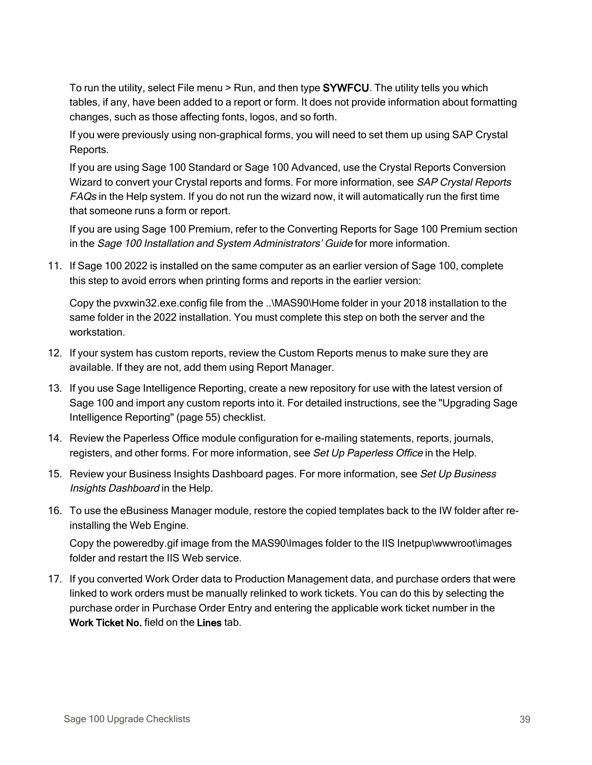To run the utility, select File menu > Run, and then type **SYWFCU**. The utility tells you which tables, if any, have been added to a report or form. It does not provide information about formatting changes, such as those affecting fonts, logos, and so forth.

If you were previously using non-graphical forms, you will need to set them up using SAP Crystal Reports.

If you are using Sage 100 Standard or Sage 100 Advanced, use the Crystal Reports Conversion Wizard to convert your Crystal reports and forms. For more information, see *SAP Crystal Reports FAQs* in the Help system. If you do not run the wizard now, it will automatically run the first time that someone runs a form or report.

If you are using Sage 100 Premium, refer to the Converting Reports for Sage 100 Premium section in the *Sage 100 Installation and System Administrators' Guide* for more information.

11. If Sage 100 2022 is installed on the same computer as an earlier version of Sage 100, complete this step to avoid errors when printing forms and reports in the earlier version:

    Copy the pvxwin32.exe.config file from the ..\MAS90\Home folder in your 2018 installation to the same folder in the 2022 installation. You must complete this step on both the server and the workstation.

12. If your system has custom reports, review the Custom Reports menus to make sure they are available. If they are not, add them using Report Manager.
13. If you use Sage Intelligence Reporting, create a new repository for use with the latest version of Sage 100 and import any custom reports into it. For detailed instructions, see the "Upgrading Sage Intelligence Reporting" (page 55) checklist.
14. Review the Paperless Office module configuration for e-mailing statements, reports, journals, registers, and other forms. For more information, see *Set Up Paperless Office* in the Help.
15. Review your Business Insights Dashboard pages. For more information, see *Set Up Business Insights Dashboard* in the Help.
16. To use the eBusiness Manager module, restore the copied templates back to the IW folder after re-installing the Web Engine.

    Copy the poweredby.gif image from the MAS90\Images folder to the IIS Inetpup\wwwroot\images folder and restart the IIS Web service.

17. If you converted Work Order data to Production Management data, and purchase orders that were linked to work orders must be manually relinked to work tickets. You can do this by selecting the purchase order in Purchase Order Entry and entering the applicable work ticket number in the **Work Ticket No.** field on the **Lines** tab.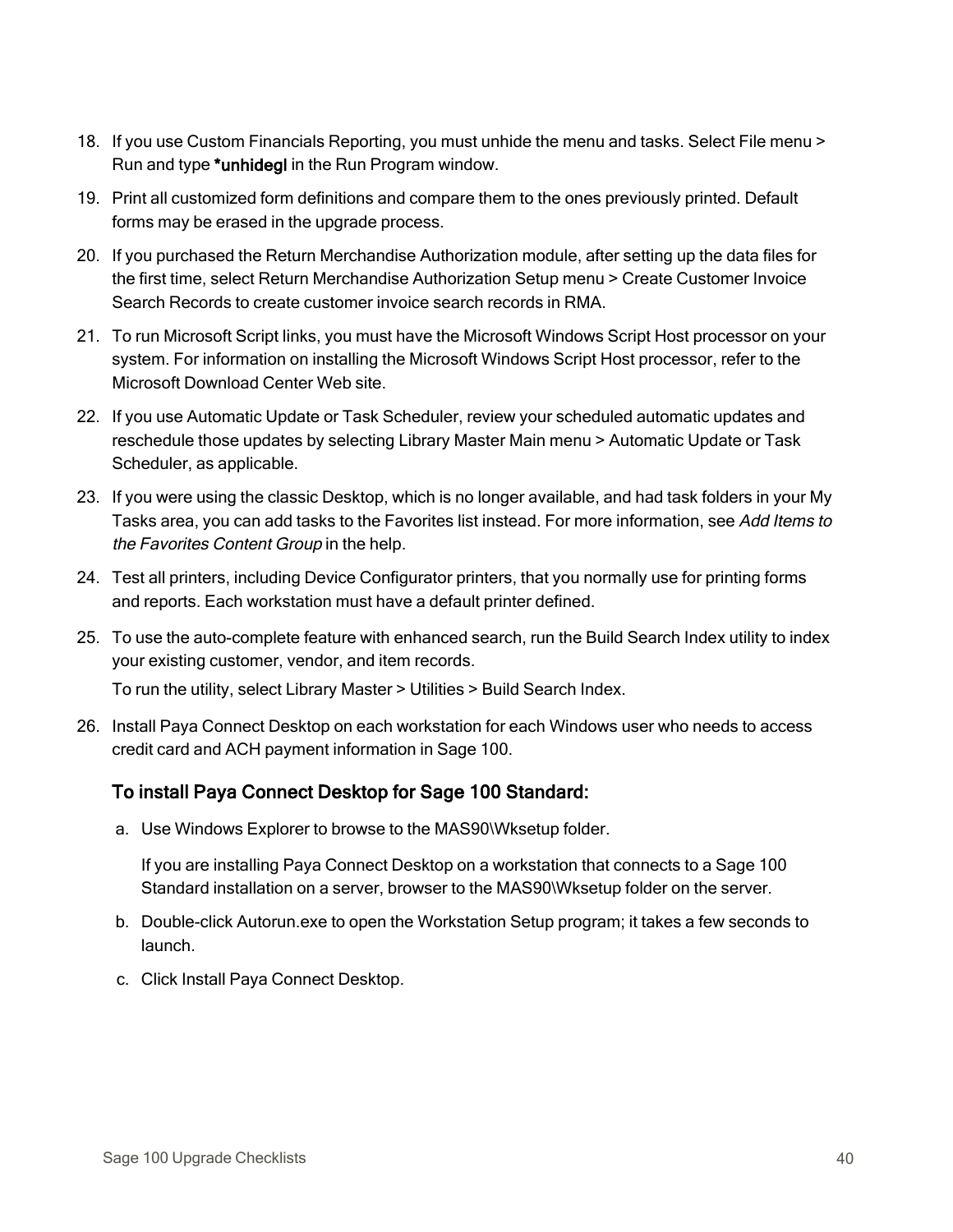18. If you use Custom Financials Reporting, you must unhide the menu and tasks. Select File menu > Run and type ***unhidegl** in the Run Program window.

19. Print all customized form definitions and compare them to the ones previously printed. Default forms may be erased in the upgrade process.

20. If you purchased the Return Merchandise Authorization module, after setting up the data files for the first time, select Return Merchandise Authorization Setup menu > Create Customer Invoice Search Records to create customer invoice search records in RMA.

21. To run Microsoft Script links, you must have the Microsoft Windows Script Host processor on your system. For information on installing the Microsoft Windows Script Host processor, refer to the Microsoft Download Center Web site.

22. If you use Automatic Update or Task Scheduler, review your scheduled automatic updates and reschedule those updates by selecting Library Master Main menu > Automatic Update or Task Scheduler, as applicable.

23. If you were using the classic Desktop, which is no longer available, and had task folders in your My Tasks area, you can add tasks to the Favorites list instead. For more information, see *Add Items to the Favorites Content Group* in the help.

24. Test all printers, including Device Configurator printers, that you normally use for printing forms and reports. Each workstation must have a default printer defined.

25. To use the auto-complete feature with enhanced search, run the Build Search Index utility to index your existing customer, vendor, and item records.

    To run the utility, select Library Master > Utilities > Build Search Index.

26. Install Paya Connect Desktop on each workstation for each Windows user who needs to access credit card and ACH payment information in Sage 100.

    ### To install Paya Connect Desktop for Sage 100 Standard:

    a. Use Windows Explorer to browse to the MAS90\Wksetup folder.

       If you are installing Paya Connect Desktop on a workstation that connects to a Sage 100 Standard installation on a server, browser to the MAS90\Wksetup folder on the server.

    b. Double-click Autorun.exe to open the Workstation Setup program; it takes a few seconds to launch.

    c. Click Install Paya Connect Desktop.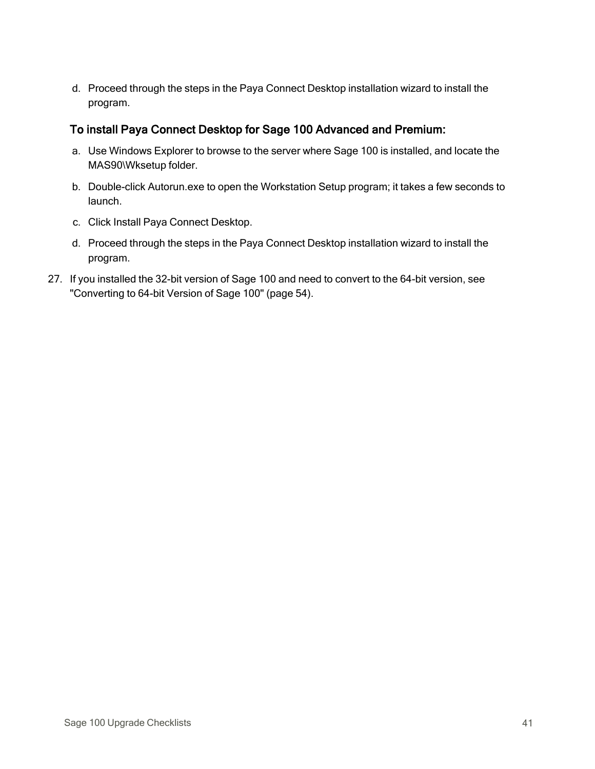d. Proceed through the steps in the Paya Connect Desktop installation wizard to install the program.

#### To install Paya Connect Desktop for Sage 100 Advanced and Premium:

a. Use Windows Explorer to browse to the server where Sage 100 is installed, and locate the MAS90\Wksetup folder.

b. Double-click Autorun.exe to open the Workstation Setup program; it takes a few seconds to launch.

c. Click Install Paya Connect Desktop.

d. Proceed through the steps in the Paya Connect Desktop installation wizard to install the program.

27. If you installed the 32-bit version of Sage 100 and need to convert to the 64-bit version, see "Converting to 64-bit Version of Sage 100" (page 54).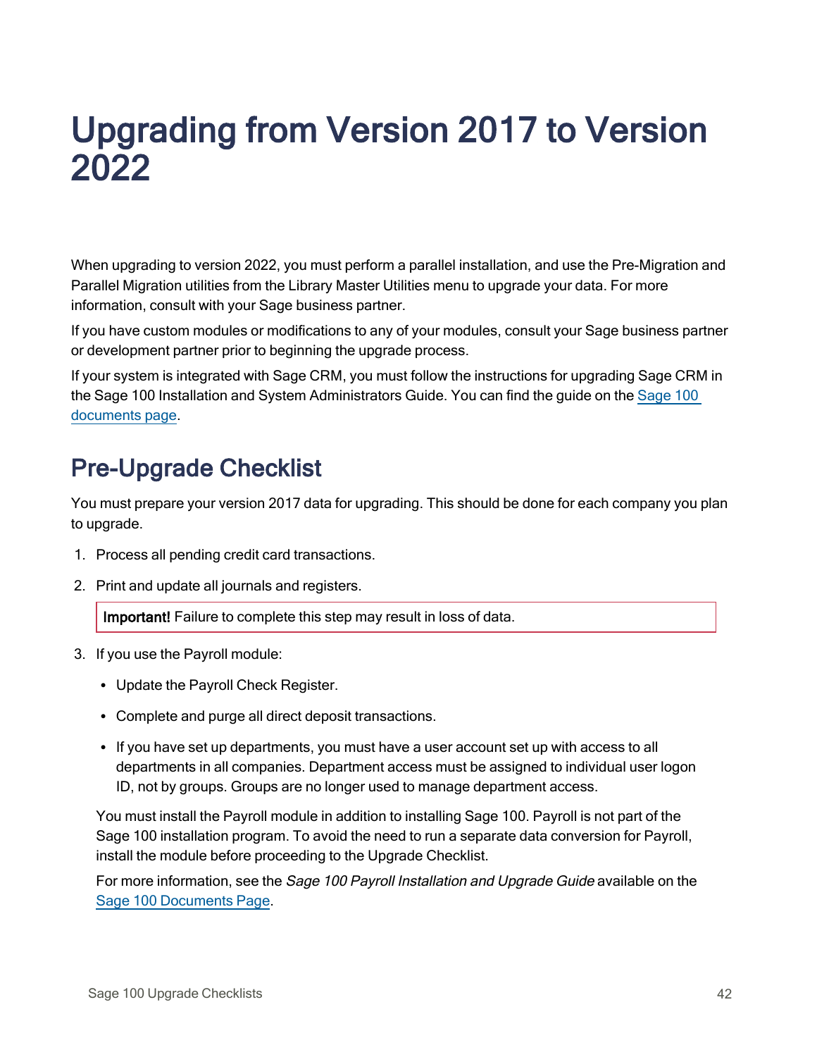# Upgrading from Version 2017 to Version 2022

When upgrading to version 2022, you must perform a parallel installation, and use the Pre-Migration and Parallel Migration utilities from the Library Master Utilities menu to upgrade your data. For more information, consult with your Sage business partner.

If you have custom modules or modifications to any of your modules, consult your Sage business partner or development partner prior to beginning the upgrade process.

If your system is integrated with Sage CRM, you must follow the instructions for upgrading Sage CRM in the Sage 100 Installation and System Administrators Guide. You can find the guide on the [Sage 100 documents page](#).

## Pre-Upgrade Checklist

You must prepare your version 2017 data for upgrading. This should be done for each company you plan to upgrade.

1. Process all pending credit card transactions.
2. Print and update all journals and registers.

   **Important!** Failure to complete this step may result in loss of data.

3. If you use the Payroll module:
   - Update the Payroll Check Register.
   - Complete and purge all direct deposit transactions.
   - If you have set up departments, you must have a user account set up with access to all departments in all companies. Department access must be assigned to individual user logon ID, not by groups. Groups are no longer used to manage department access.

   You must install the Payroll module in addition to installing Sage 100. Payroll is not part of the Sage 100 installation program. To avoid the need to run a separate data conversion for Payroll, install the module before proceeding to the Upgrade Checklist.

   For more information, see the *Sage 100 Payroll Installation and Upgrade Guide* available on the [Sage 100 Documents Page](#).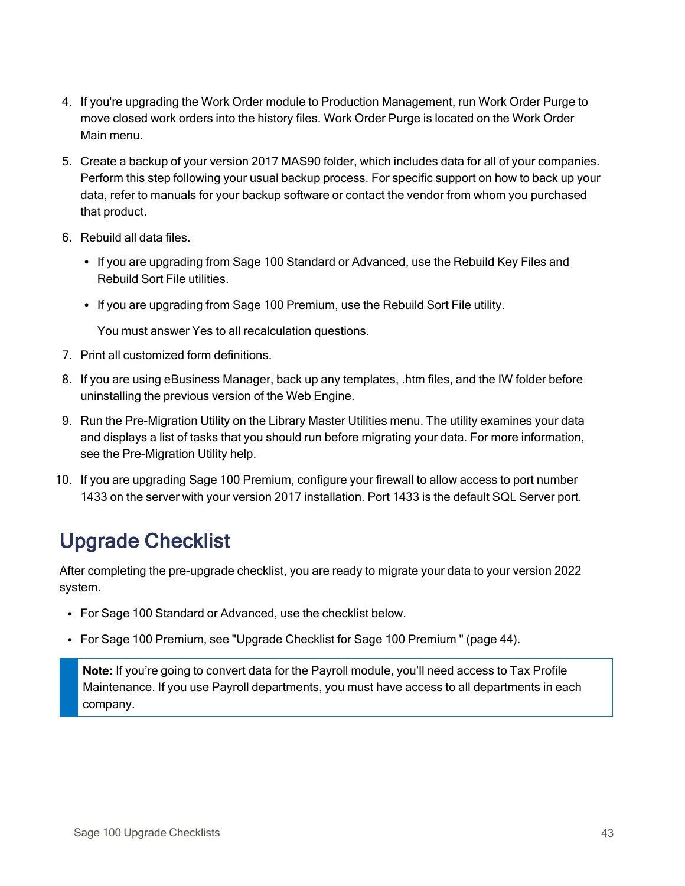4. If you're upgrading the Work Order module to Production Management, run Work Order Purge to move closed work orders into the history files. Work Order Purge is located on the Work Order Main menu.
5. Create a backup of your version 2017 MAS90 folder, which includes data for all of your companies. Perform this step following your usual backup process. For specific support on how to back up your data, refer to manuals for your backup software or contact the vendor from whom you purchased that product.
6. Rebuild all data files.
   - If you are upgrading from Sage 100 Standard or Advanced, use the Rebuild Key Files and Rebuild Sort File utilities.
   - If you are upgrading from Sage 100 Premium, use the Rebuild Sort File utility.

   You must answer Yes to all recalculation questions.
7. Print all customized form definitions.
8. If you are using eBusiness Manager, back up any templates, .htm files, and the IW folder before uninstalling the previous version of the Web Engine.
9. Run the Pre-Migration Utility on the Library Master Utilities menu. The utility examines your data and displays a list of tasks that you should run before migrating your data. For more information, see the Pre-Migration Utility help.
10. If you are upgrading Sage 100 Premium, configure your firewall to allow access to port number 1433 on the server with your version 2017 installation. Port 1433 is the default SQL Server port.

# Upgrade Checklist

After completing the pre-upgrade checklist, you are ready to migrate your data to your version 2022 system.

- For Sage 100 Standard or Advanced, use the checklist below.
- For Sage 100 Premium, see "Upgrade Checklist for Sage 100 Premium " (page 44).

> **Note:** If you’re going to convert data for the Payroll module, you’ll need access to Tax Profile Maintenance. If you use Payroll departments, you must have access to all departments in each company.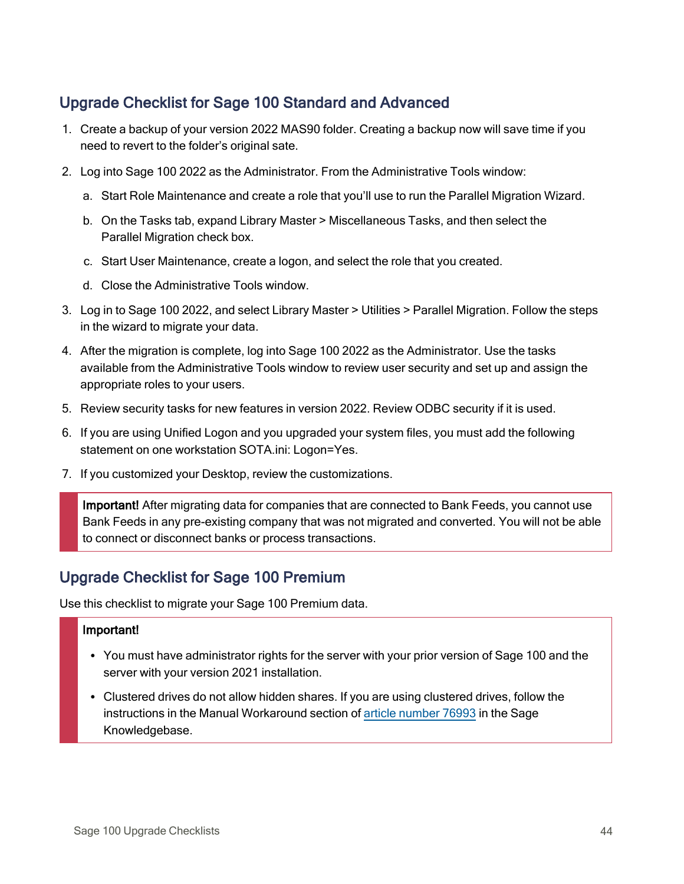## Upgrade Checklist for Sage 100 Standard and Advanced

1. Create a backup of your version 2022 MAS90 folder. Creating a backup now will save time if you need to revert to the folder's original sate.
2. Log into Sage 100 2022 as the Administrator. From the Administrative Tools window:
   a. Start Role Maintenance and create a role that you'll use to run the Parallel Migration Wizard.
   b. On the Tasks tab, expand Library Master > Miscellaneous Tasks, and then select the Parallel Migration check box.
   c. Start User Maintenance, create a logon, and select the role that you created.
   d. Close the Administrative Tools window.
3. Log in to Sage 100 2022, and select Library Master > Utilities > Parallel Migration. Follow the steps in the wizard to migrate your data.
4. After the migration is complete, log into Sage 100 2022 as the Administrator. Use the tasks available from the Administrative Tools window to review user security and set up and assign the appropriate roles to your users.
5. Review security tasks for new features in version 2022. Review ODBC security if it is used.
6. If you are using Unified Logon and you upgraded your system files, you must add the following statement on one workstation SOTA.ini: Logon=Yes.
7. If you customized your Desktop, review the customizations.

> **Important!** After migrating data for companies that are connected to Bank Feeds, you cannot use Bank Feeds in any pre-existing company that was not migrated and converted. You will not be able to connect or disconnect banks or process transactions.

## Upgrade Checklist for Sage 100 Premium

Use this checklist to migrate your Sage 100 Premium data.

> **Important!**
>
> - You must have administrator rights for the server with your prior version of Sage 100 and the server with your version 2021 installation.
> - Clustered drives do not allow hidden shares. If you are using clustered drives, follow the instructions in the Manual Workaround section of article number 76993 in the Sage Knowledgebase.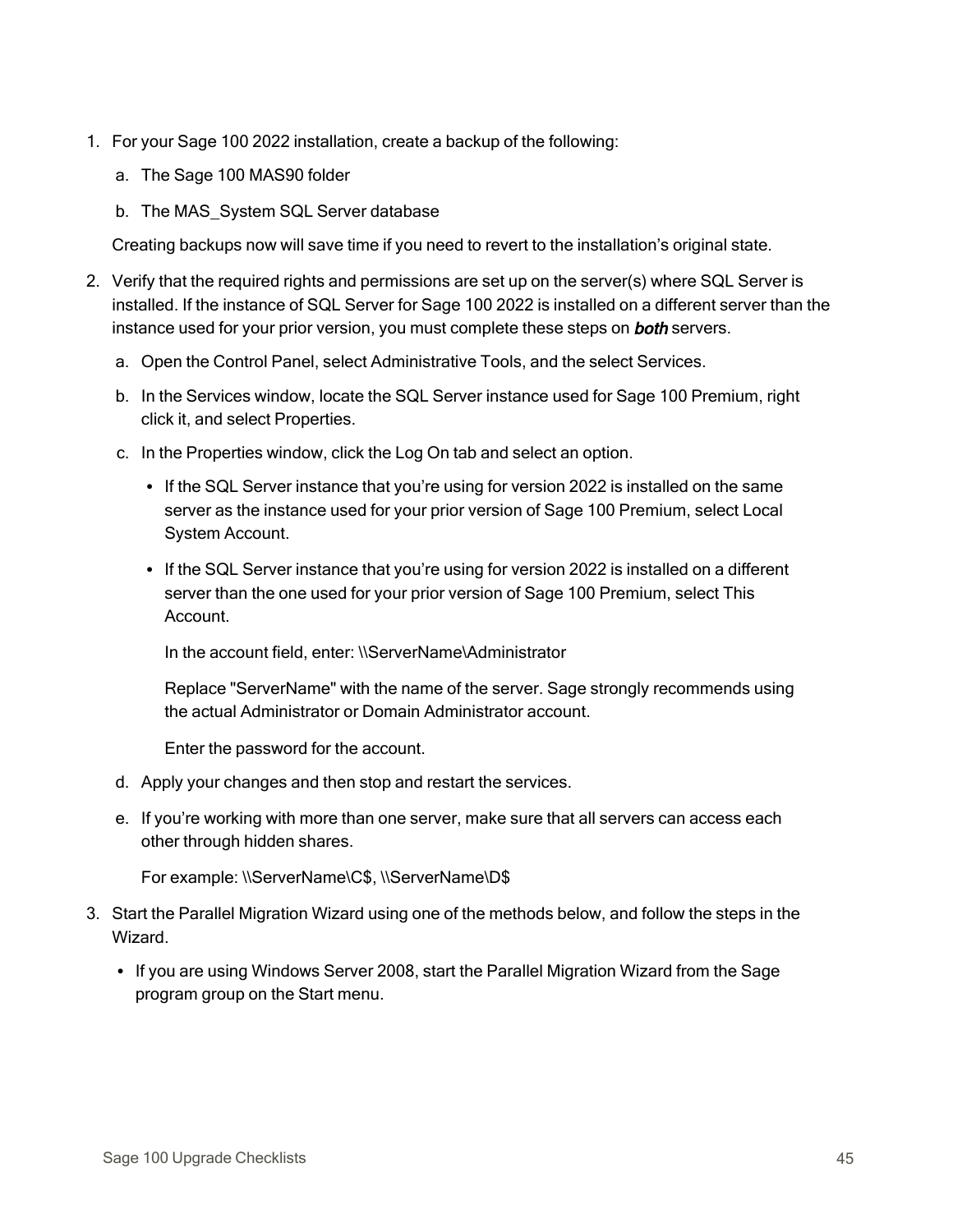1. For your Sage 100 2022 installation, create a backup of the following:

    a. The Sage 100 MAS90 folder

    b. The MAS_System SQL Server database

    Creating backups now will save time if you need to revert to the installation's original state.

2. Verify that the required rights and permissions are set up on the server(s) where SQL Server is installed. If the instance of SQL Server for Sage 100 2022 is installed on a different server than the instance used for your prior version, you must complete these steps on ***both*** servers.

    a. Open the Control Panel, select Administrative Tools, and the select Services.

    b. In the Services window, locate the SQL Server instance used for Sage 100 Premium, right click it, and select Properties.

    c. In the Properties window, click the Log On tab and select an option.

    - If the SQL Server instance that you're using for version 2022 is installed on the same server as the instance used for your prior version of Sage 100 Premium, select Local System Account.
    - If the SQL Server instance that you're using for version 2022 is installed on a different server than the one used for your prior version of Sage 100 Premium, select This Account.

      In the account field, enter: \\ServerName\Administrator

      Replace "ServerName" with the name of the server. Sage strongly recommends using the actual Administrator or Domain Administrator account.

      Enter the password for the account.

    d. Apply your changes and then stop and restart the services.

    e. If you're working with more than one server, make sure that all servers can access each other through hidden shares.

    For example: \\ServerName\C$, \\ServerName\D$

3. Start the Parallel Migration Wizard using one of the methods below, and follow the steps in the Wizard.

    - If you are using Windows Server 2008, start the Parallel Migration Wizard from the Sage program group on the Start menu.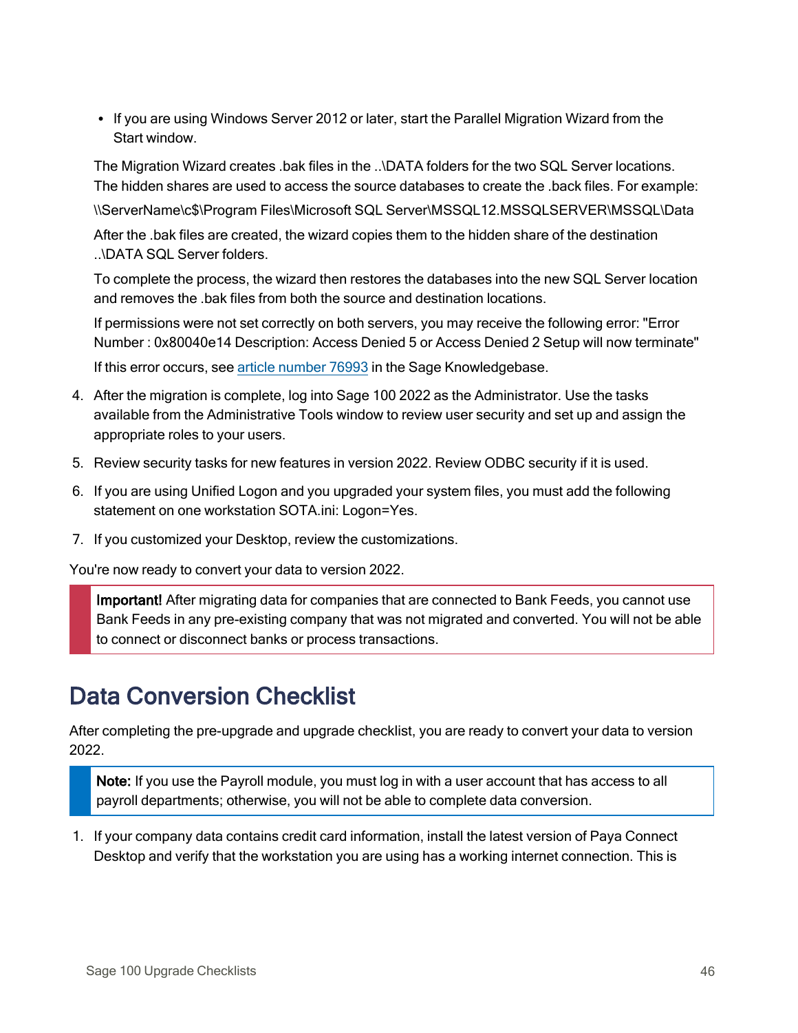- If you are using Windows Server 2012 or later, start the Parallel Migration Wizard from the Start window.

  The Migration Wizard creates .bak files in the ..\DATA folders for the two SQL Server locations. The hidden shares are used to access the source databases to create the .back files. For example:

  \\ServerName\c$\Program Files\Microsoft SQL Server\MSSQL12.MSSQLSERVER\MSSQL\Data

  After the .bak files are created, the wizard copies them to the hidden share of the destination ..\DATA SQL Server folders.

  To complete the process, the wizard then restores the databases into the new SQL Server location and removes the .bak files from both the source and destination locations.

  If permissions were not set correctly on both servers, you may receive the following error: "Error Number : 0x80040e14 Description: Access Denied 5 or Access Denied 2 Setup will now terminate"

  If this error occurs, see article number 76993 in the Sage Knowledgebase.

4. After the migration is complete, log into Sage 100 2022 as the Administrator. Use the tasks available from the Administrative Tools window to review user security and set up and assign the appropriate roles to your users.
5. Review security tasks for new features in version 2022. Review ODBC security if it is used.
6. If you are using Unified Logon and you upgraded your system files, you must add the following statement on one workstation SOTA.ini: Logon=Yes.
7. If you customized your Desktop, review the customizations.

You're now ready to convert your data to version 2022.

> **Important!** After migrating data for companies that are connected to Bank Feeds, you cannot use Bank Feeds in any pre-existing company that was not migrated and converted. You will not be able to connect or disconnect banks or process transactions.

## Data Conversion Checklist

After completing the pre-upgrade and upgrade checklist, you are ready to convert your data to version 2022.

> **Note:** If you use the Payroll module, you must log in with a user account that has access to all payroll departments; otherwise, you will not be able to complete data conversion.

1. If your company data contains credit card information, install the latest version of Paya Connect Desktop and verify that the workstation you are using has a working internet connection. This is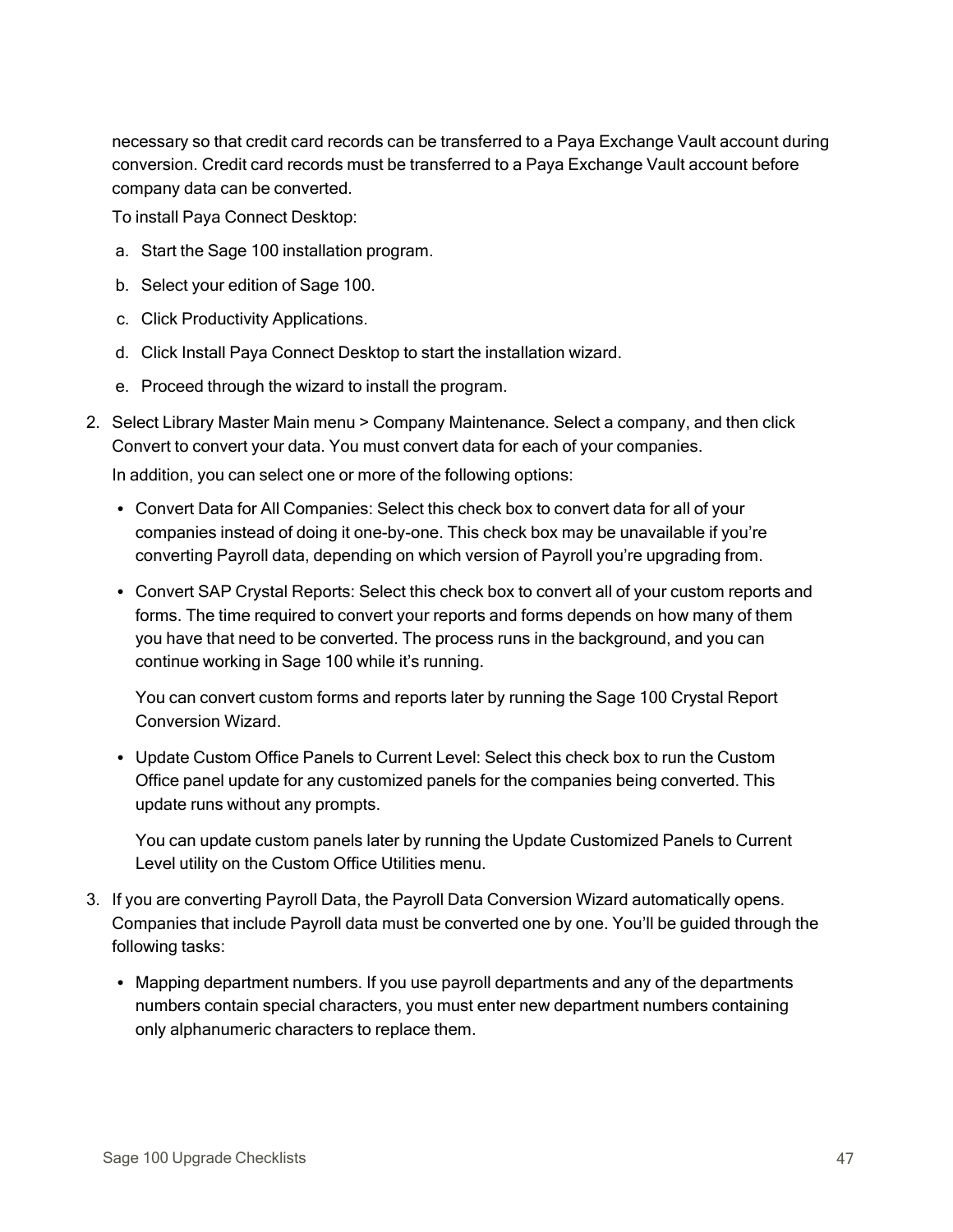necessary so that credit card records can be transferred to a Paya Exchange Vault account during conversion. Credit card records must be transferred to a Paya Exchange Vault account before company data can be converted.

To install Paya Connect Desktop:

a. Start the Sage 100 installation program.

b. Select your edition of Sage 100.

c. Click Productivity Applications.

d. Click Install Paya Connect Desktop to start the installation wizard.

e. Proceed through the wizard to install the program.

2. Select Library Master Main menu > Company Maintenance. Select a company, and then click Convert to convert your data. You must convert data for each of your companies.

   In addition, you can select one or more of the following options:

   - Convert Data for All Companies: Select this check box to convert data for all of your companies instead of doing it one-by-one. This check box may be unavailable if you're converting Payroll data, depending on which version of Payroll you're upgrading from.
   - Convert SAP Crystal Reports: Select this check box to convert all of your custom reports and forms. The time required to convert your reports and forms depends on how many of them you have that need to be converted. The process runs in the background, and you can continue working in Sage 100 while it's running.

     You can convert custom forms and reports later by running the Sage 100 Crystal Report Conversion Wizard.

   - Update Custom Office Panels to Current Level: Select this check box to run the Custom Office panel update for any customized panels for the companies being converted. This update runs without any prompts.

     You can update custom panels later by running the Update Customized Panels to Current Level utility on the Custom Office Utilities menu.

3. If you are converting Payroll Data, the Payroll Data Conversion Wizard automatically opens. Companies that include Payroll data must be converted one by one. You'll be guided through the following tasks:

   - Mapping department numbers. If you use payroll departments and any of the departments numbers contain special characters, you must enter new department numbers containing only alphanumeric characters to replace them.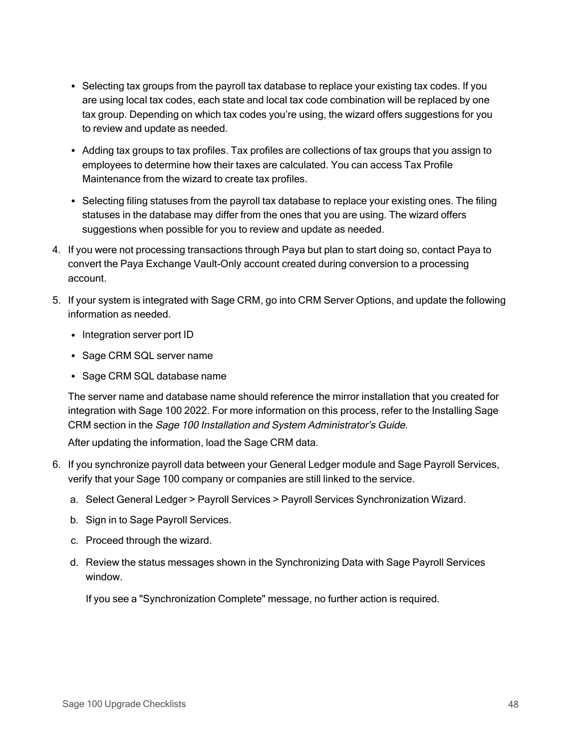- Selecting tax groups from the payroll tax database to replace your existing tax codes. If you are using local tax codes, each state and local tax code combination will be replaced by one tax group. Depending on which tax codes you're using, the wizard offers suggestions for you to review and update as needed.
- Adding tax groups to tax profiles. Tax profiles are collections of tax groups that you assign to employees to determine how their taxes are calculated. You can access Tax Profile Maintenance from the wizard to create tax profiles.
- Selecting filing statuses from the payroll tax database to replace your existing ones. The filing statuses in the database may differ from the ones that you are using. The wizard offers suggestions when possible for you to review and update as needed.

4. If you were not processing transactions through Paya but plan to start doing so, contact Paya to convert the Paya Exchange Vault-Only account created during conversion to a processing account.

5. If your system is integrated with Sage CRM, go into CRM Server Options, and update the following information as needed.

   - Integration server port ID
   - Sage CRM SQL server name
   - Sage CRM SQL database name

   The server name and database name should reference the mirror installation that you created for integration with Sage 100 2022. For more information on this process, refer to the Installing Sage CRM section in the *Sage 100 Installation and System Administrator's Guide*.

   After updating the information, load the Sage CRM data.

6. If you synchronize payroll data between your General Ledger module and Sage Payroll Services, verify that your Sage 100 company or companies are still linked to the service.

   a. Select General Ledger > Payroll Services > Payroll Services Synchronization Wizard.

   b. Sign in to Sage Payroll Services.

   c. Proceed through the wizard.

   d. Review the status messages shown in the Synchronizing Data with Sage Payroll Services window.

      If you see a "Synchronization Complete" message, no further action is required.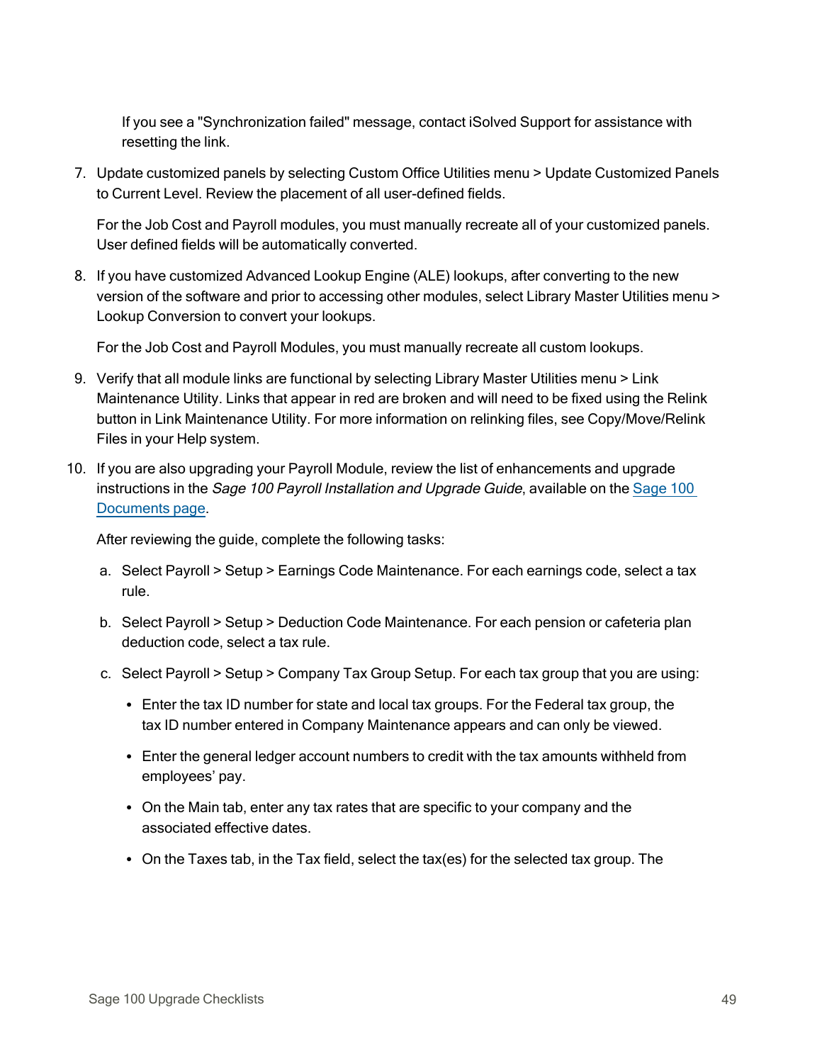If you see a "Synchronization failed" message, contact iSolved Support for assistance with resetting the link.

7. Update customized panels by selecting Custom Office Utilities menu > Update Customized Panels to Current Level. Review the placement of all user-defined fields.

   For the Job Cost and Payroll modules, you must manually recreate all of your customized panels. User defined fields will be automatically converted.

8. If you have customized Advanced Lookup Engine (ALE) lookups, after converting to the new version of the software and prior to accessing other modules, select Library Master Utilities menu > Lookup Conversion to convert your lookups.

   For the Job Cost and Payroll Modules, you must manually recreate all custom lookups.

9. Verify that all module links are functional by selecting Library Master Utilities menu > Link Maintenance Utility. Links that appear in red are broken and will need to be fixed using the Relink button in Link Maintenance Utility. For more information on relinking files, see Copy/Move/Relink Files in your Help system.

10. If you are also upgrading your Payroll Module, review the list of enhancements and upgrade instructions in the *Sage 100 Payroll Installation and Upgrade Guide*, available on the Sage 100 Documents page.

    After reviewing the guide, complete the following tasks:

    a. Select Payroll > Setup > Earnings Code Maintenance. For each earnings code, select a tax rule.

    b. Select Payroll > Setup > Deduction Code Maintenance. For each pension or cafeteria plan deduction code, select a tax rule.

    c. Select Payroll > Setup > Company Tax Group Setup. For each tax group that you are using:

       - Enter the tax ID number for state and local tax groups. For the Federal tax group, the tax ID number entered in Company Maintenance appears and can only be viewed.
       - Enter the general ledger account numbers to credit with the tax amounts withheld from employees' pay.
       - On the Main tab, enter any tax rates that are specific to your company and the associated effective dates.
       - On the Taxes tab, in the Tax field, select the tax(es) for the selected tax group. The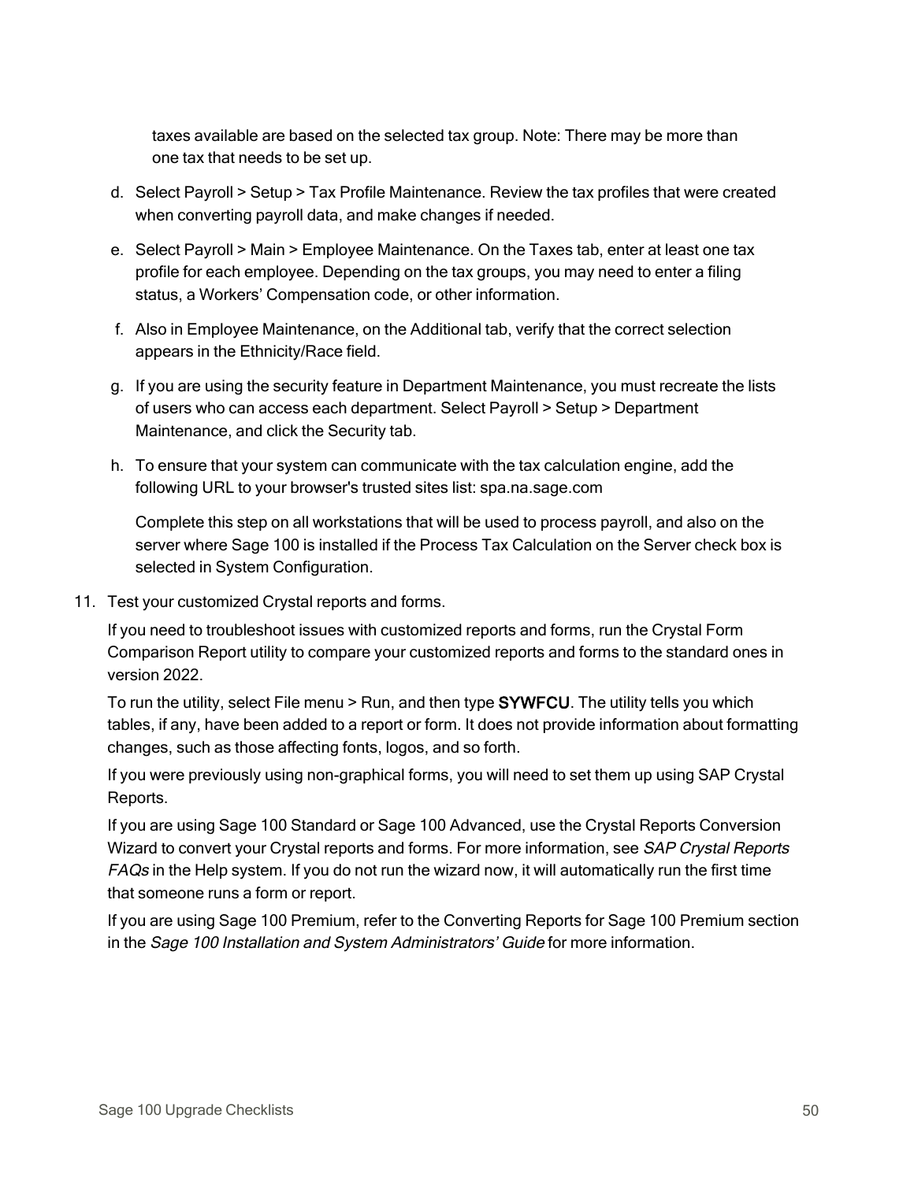taxes available are based on the selected tax group. Note: There may be more than one tax that needs to be set up.

d. Select Payroll > Setup > Tax Profile Maintenance. Review the tax profiles that were created when converting payroll data, and make changes if needed.

e. Select Payroll > Main > Employee Maintenance. On the Taxes tab, enter at least one tax profile for each employee. Depending on the tax groups, you may need to enter a filing status, a Workers' Compensation code, or other information.

f. Also in Employee Maintenance, on the Additional tab, verify that the correct selection appears in the Ethnicity/Race field.

g. If you are using the security feature in Department Maintenance, you must recreate the lists of users who can access each department. Select Payroll > Setup > Department Maintenance, and click the Security tab.

h. To ensure that your system can communicate with the tax calculation engine, add the following URL to your browser's trusted sites list: spa.na.sage.com

   Complete this step on all workstations that will be used to process payroll, and also on the server where Sage 100 is installed if the Process Tax Calculation on the Server check box is selected in System Configuration.

11. Test your customized Crystal reports and forms.

    If you need to troubleshoot issues with customized reports and forms, run the Crystal Form Comparison Report utility to compare your customized reports and forms to the standard ones in version 2022.

    To run the utility, select File menu > Run, and then type **SYWFCU**. The utility tells you which tables, if any, have been added to a report or form. It does not provide information about formatting changes, such as those affecting fonts, logos, and so forth.

    If you were previously using non-graphical forms, you will need to set them up using SAP Crystal Reports.

    If you are using Sage 100 Standard or Sage 100 Advanced, use the Crystal Reports Conversion Wizard to convert your Crystal reports and forms. For more information, see *SAP Crystal Reports FAQs* in the Help system. If you do not run the wizard now, it will automatically run the first time that someone runs a form or report.

    If you are using Sage 100 Premium, refer to the Converting Reports for Sage 100 Premium section in the *Sage 100 Installation and System Administrators' Guide* for more information.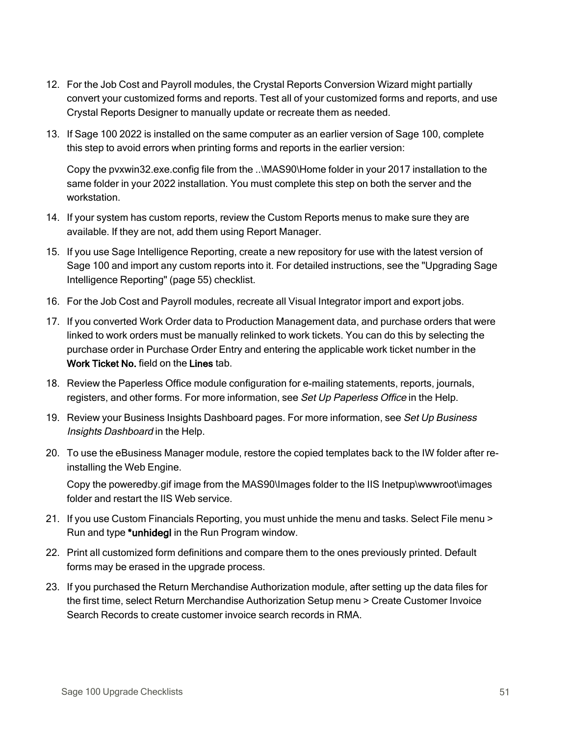12. For the Job Cost and Payroll modules, the Crystal Reports Conversion Wizard might partially convert your customized forms and reports. Test all of your customized forms and reports, and use Crystal Reports Designer to manually update or recreate them as needed.
13. If Sage 100 2022 is installed on the same computer as an earlier version of Sage 100, complete this step to avoid errors when printing forms and reports in the earlier version:

    Copy the pvxwin32.exe.config file from the ..\MAS90\Home folder in your 2017 installation to the same folder in your 2022 installation. You must complete this step on both the server and the workstation.
14. If your system has custom reports, review the Custom Reports menus to make sure they are available. If they are not, add them using Report Manager.
15. If you use Sage Intelligence Reporting, create a new repository for use with the latest version of Sage 100 and import any custom reports into it. For detailed instructions, see the "Upgrading Sage Intelligence Reporting" (page 55) checklist.
16. For the Job Cost and Payroll modules, recreate all Visual Integrator import and export jobs.
17. If you converted Work Order data to Production Management data, and purchase orders that were linked to work orders must be manually relinked to work tickets. You can do this by selecting the purchase order in Purchase Order Entry and entering the applicable work ticket number in the **Work Ticket No.** field on the **Lines** tab.
18. Review the Paperless Office module configuration for e-mailing statements, reports, journals, registers, and other forms. For more information, see *Set Up Paperless Office* in the Help.
19. Review your Business Insights Dashboard pages. For more information, see *Set Up Business Insights Dashboard* in the Help.
20. To use the eBusiness Manager module, restore the copied templates back to the IW folder after re-installing the Web Engine.

    Copy the poweredby.gif image from the MAS90\Images folder to the IIS Inetpup\wwwroot\images folder and restart the IIS Web service.
21. If you use Custom Financials Reporting, you must unhide the menu and tasks. Select File menu > Run and type ***unhidegl** in the Run Program window.
22. Print all customized form definitions and compare them to the ones previously printed. Default forms may be erased in the upgrade process.
23. If you purchased the Return Merchandise Authorization module, after setting up the data files for the first time, select Return Merchandise Authorization Setup menu > Create Customer Invoice Search Records to create customer invoice search records in RMA.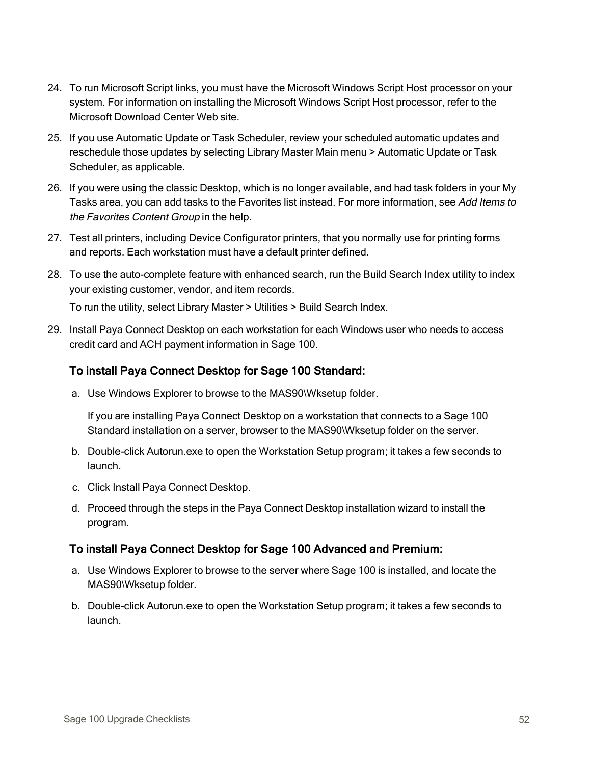24. To run Microsoft Script links, you must have the Microsoft Windows Script Host processor on your system. For information on installing the Microsoft Windows Script Host processor, refer to the Microsoft Download Center Web site.
25. If you use Automatic Update or Task Scheduler, review your scheduled automatic updates and reschedule those updates by selecting Library Master Main menu > Automatic Update or Task Scheduler, as applicable.
26. If you were using the classic Desktop, which is no longer available, and had task folders in your My Tasks area, you can add tasks to the Favorites list instead. For more information, see *Add Items to the Favorites Content Group* in the help.
27. Test all printers, including Device Configurator printers, that you normally use for printing forms and reports. Each workstation must have a default printer defined.
28. To use the auto-complete feature with enhanced search, run the Build Search Index utility to index your existing customer, vendor, and item records.

    To run the utility, select Library Master > Utilities > Build Search Index.
29. Install Paya Connect Desktop on each workstation for each Windows user who needs to access credit card and ACH payment information in Sage 100.

    **To install Paya Connect Desktop for Sage 100 Standard:**

    a. Use Windows Explorer to browse to the MAS90\Wksetup folder.

       If you are installing Paya Connect Desktop on a workstation that connects to a Sage 100 Standard installation on a server, browser to the MAS90\Wksetup folder on the server.

    b. Double-click Autorun.exe to open the Workstation Setup program; it takes a few seconds to launch.

    c. Click Install Paya Connect Desktop.

    d. Proceed through the steps in the Paya Connect Desktop installation wizard to install the program.

    **To install Paya Connect Desktop for Sage 100 Advanced and Premium:**

    a. Use Windows Explorer to browse to the server where Sage 100 is installed, and locate the MAS90\Wksetup folder.

    b. Double-click Autorun.exe to open the Workstation Setup program; it takes a few seconds to launch.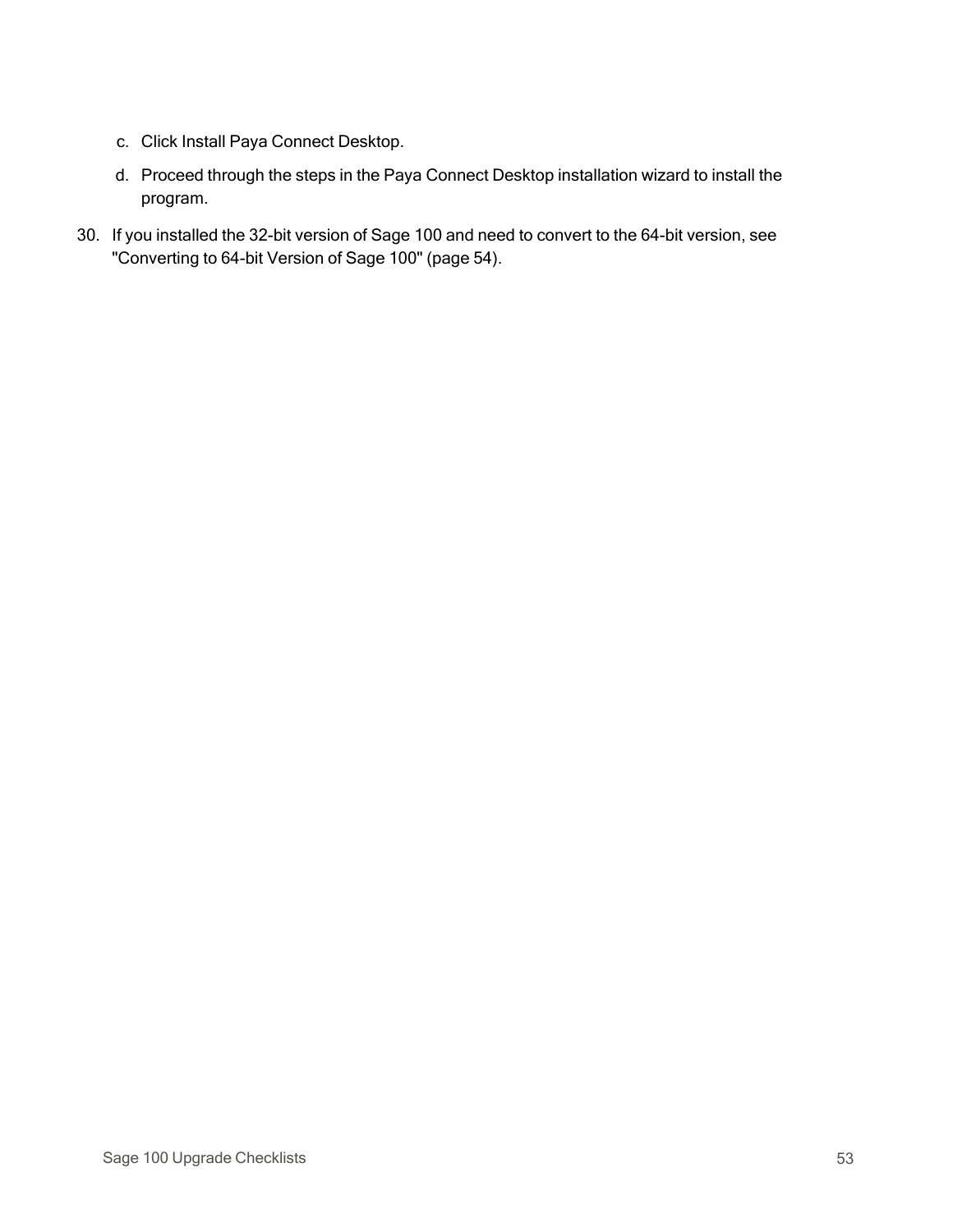c. Click Install Paya Connect Desktop.

   d. Proceed through the steps in the Paya Connect Desktop installation wizard to install the program.

30. If you installed the 32-bit version of Sage 100 and need to convert to the 64-bit version, see "Converting to 64-bit Version of Sage 100" (page 54).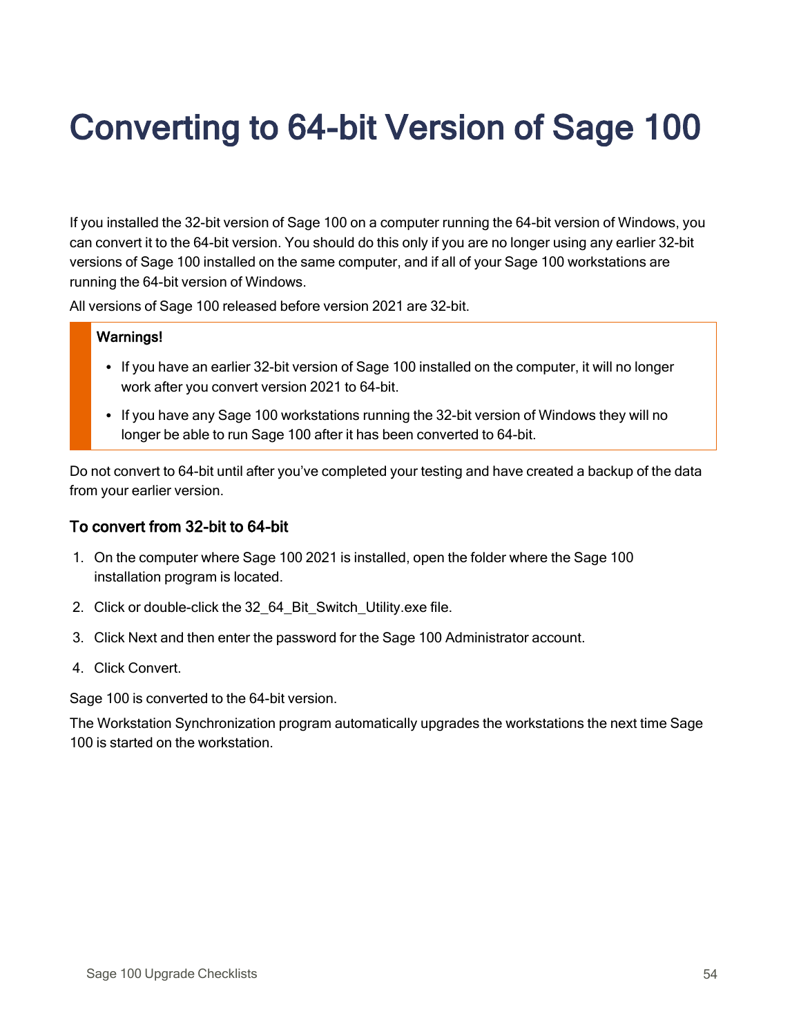# Converting to 64-bit Version of Sage 100

If you installed the 32-bit version of Sage 100 on a computer running the 64-bit version of Windows, you can convert it to the 64-bit version. You should do this only if you are no longer using any earlier 32-bit versions of Sage 100 installed on the same computer, and if all of your Sage 100 workstations are running the 64-bit version of Windows.

All versions of Sage 100 released before version 2021 are 32-bit.

> **Warnings!**
>
> - If you have an earlier 32-bit version of Sage 100 installed on the computer, it will no longer work after you convert version 2021 to 64-bit.
> - If you have any Sage 100 workstations running the 32-bit version of Windows they will no longer be able to run Sage 100 after it has been converted to 64-bit.

Do not convert to 64-bit until after you've completed your testing and have created a backup of the data from your earlier version.

### To convert from 32-bit to 64-bit

1. On the computer where Sage 100 2021 is installed, open the folder where the Sage 100 installation program is located.
2. Click or double-click the 32_64_Bit_Switch_Utility.exe file.
3. Click Next and then enter the password for the Sage 100 Administrator account.
4. Click Convert.

Sage 100 is converted to the 64-bit version.

The Workstation Synchronization program automatically upgrades the workstations the next time Sage 100 is started on the workstation.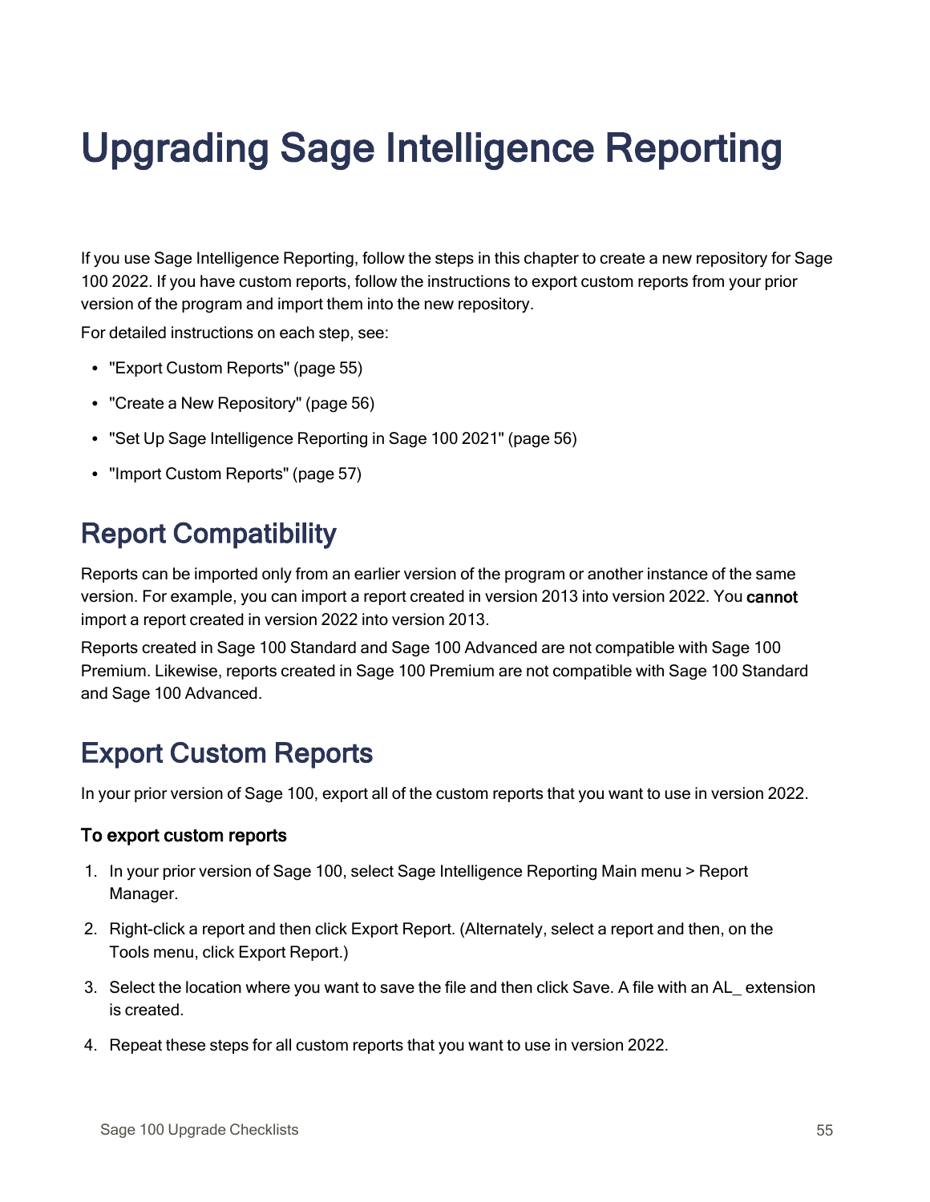# Upgrading Sage Intelligence Reporting

If you use Sage Intelligence Reporting, follow the steps in this chapter to create a new repository for Sage 100 2022. If you have custom reports, follow the instructions to export custom reports from your prior version of the program and import them into the new repository.

For detailed instructions on each step, see:

- "Export Custom Reports" (page 55)
- "Create a New Repository" (page 56)
- "Set Up Sage Intelligence Reporting in Sage 100 2021" (page 56)
- "Import Custom Reports" (page 57)

## Report Compatibility

Reports can be imported only from an earlier version of the program or another instance of the same version. For example, you can import a report created in version 2013 into version 2022. You **cannot** import a report created in version 2022 into version 2013.

Reports created in Sage 100 Standard and Sage 100 Advanced are not compatible with Sage 100 Premium. Likewise, reports created in Sage 100 Premium are not compatible with Sage 100 Standard and Sage 100 Advanced.

## Export Custom Reports

In your prior version of Sage 100, export all of the custom reports that you want to use in version 2022.

#### To export custom reports

1. In your prior version of Sage 100, select Sage Intelligence Reporting Main menu > Report Manager.
2. Right-click a report and then click Export Report. (Alternately, select a report and then, on the Tools menu, click Export Report.)
3. Select the location where you want to save the file and then click Save. A file with an AL_ extension is created.
4. Repeat these steps for all custom reports that you want to use in version 2022.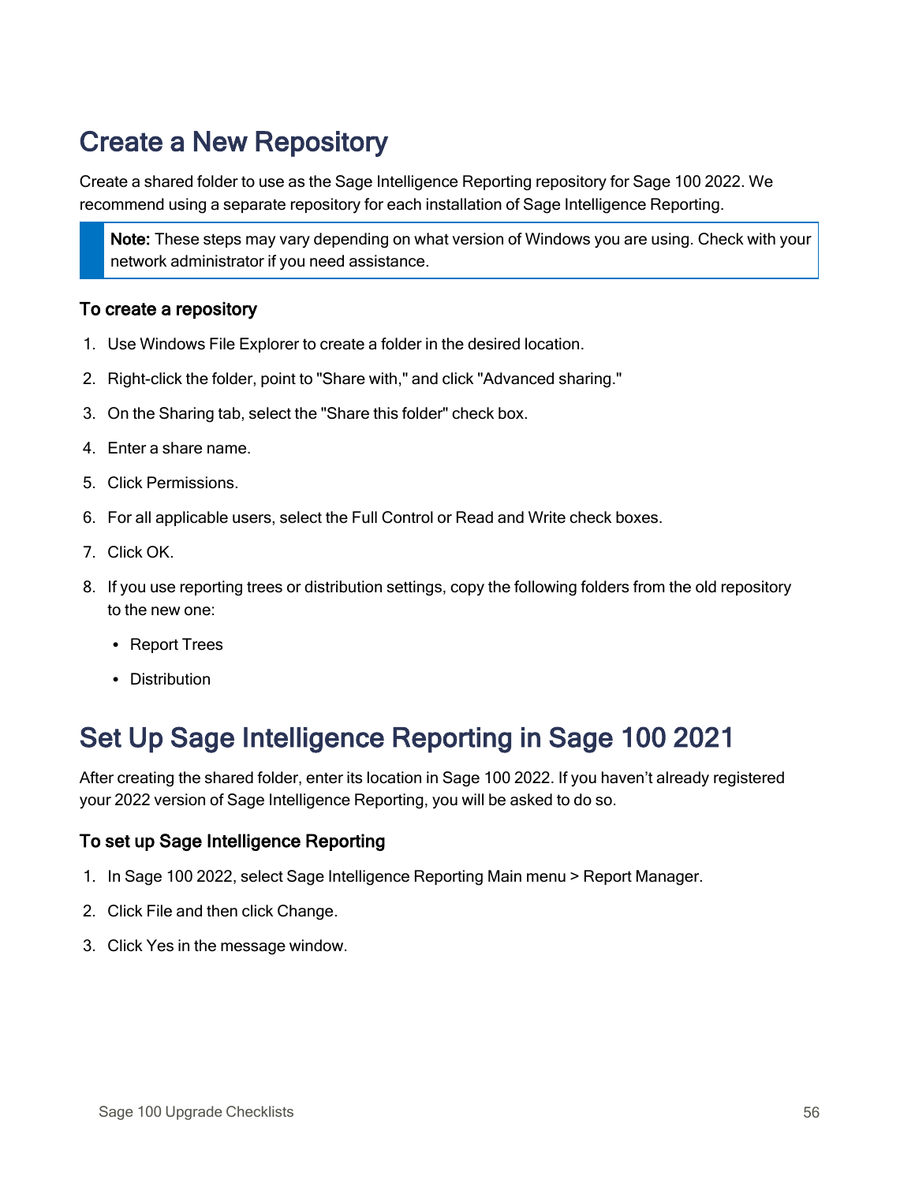# Create a New Repository

Create a shared folder to use as the Sage Intelligence Reporting repository for Sage 100 2022. We recommend using a separate repository for each installation of Sage Intelligence Reporting.

> **Note:** These steps may vary depending on what version of Windows you are using. Check with your network administrator if you need assistance.

### To create a repository

1. Use Windows File Explorer to create a folder in the desired location.
2. Right-click the folder, point to "Share with," and click "Advanced sharing."
3. On the Sharing tab, select the "Share this folder" check box.
4. Enter a share name.
5. Click Permissions.
6. For all applicable users, select the Full Control or Read and Write check boxes.
7. Click OK.
8. If you use reporting trees or distribution settings, copy the following folders from the old repository to the new one:
   - Report Trees
   - Distribution

# Set Up Sage Intelligence Reporting in Sage 100 2021

After creating the shared folder, enter its location in Sage 100 2022. If you haven't already registered your 2022 version of Sage Intelligence Reporting, you will be asked to do so.

### To set up Sage Intelligence Reporting

1. In Sage 100 2022, select Sage Intelligence Reporting Main menu > Report Manager.
2. Click File and then click Change.
3. Click Yes in the message window.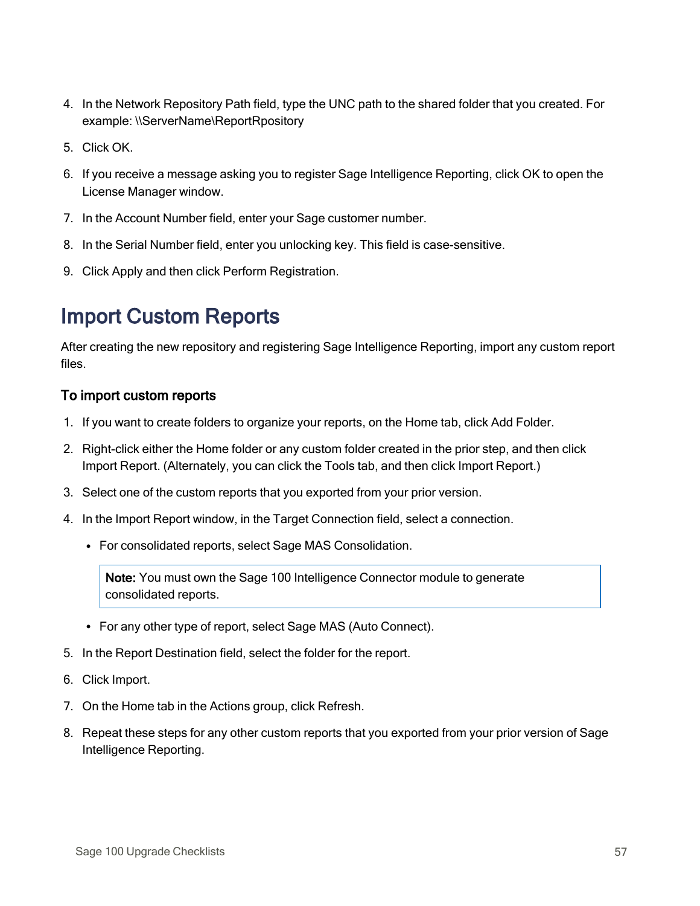4. In the Network Repository Path field, type the UNC path to the shared folder that you created. For example: \\ServerName\ReportRpository
5. Click OK.
6. If you receive a message asking you to register Sage Intelligence Reporting, click OK to open the License Manager window.
7. In the Account Number field, enter your Sage customer number.
8. In the Serial Number field, enter you unlocking key. This field is case-sensitive.
9. Click Apply and then click Perform Registration.

# Import Custom Reports

After creating the new repository and registering Sage Intelligence Reporting, import any custom report files.

### To import custom reports

1. If you want to create folders to organize your reports, on the Home tab, click Add Folder.
2. Right-click either the Home folder or any custom folder created in the prior step, and then click Import Report. (Alternately, you can click the Tools tab, and then click Import Report.)
3. Select one of the custom reports that you exported from your prior version.
4. In the Import Report window, in the Target Connection field, select a connection.
   - For consolidated reports, select Sage MAS Consolidation.

     > **Note:** You must own the Sage 100 Intelligence Connector module to generate consolidated reports.

   - For any other type of report, select Sage MAS (Auto Connect).
5. In the Report Destination field, select the folder for the report.
6. Click Import.
7. On the Home tab in the Actions group, click Refresh.
8. Repeat these steps for any other custom reports that you exported from your prior version of Sage Intelligence Reporting.